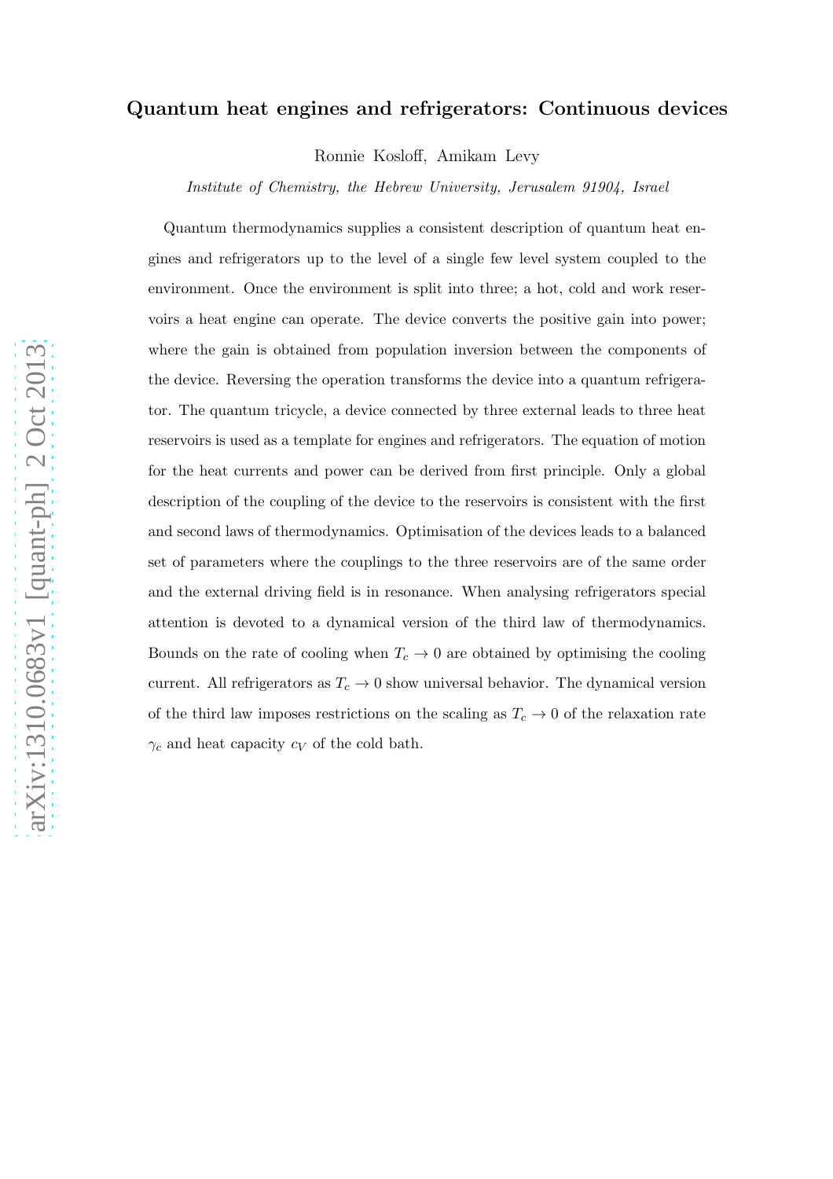# Quantum heat engines and refrigerators: Continuous devices

Ronnie Kosloff, Amikam Levy

*Institute of Chemistry, the Hebrew University, Jerusalem 91904, Israel*

Quantum thermodynamics supplies a consistent description of quantum heat engines and refrigerators up to the level of a single few level system coupled to the environment. Once the environment is split into three; a hot, cold and work reservoirs a heat engine can operate. The device converts the positive gain into power; where the gain is obtained from population inversion between the components of the device. Reversing the operation transforms the device into a quantum refrigerator. The quantum tricycle, a device connected by three external leads to three heat reservoirs is used as a template for engines and refrigerators. The equation of motion for the heat currents and power can be derived from first principle. Only a global description of the coupling of the device to the reservoirs is consistent with the first and second laws of thermodynamics. Optimisation of the devices leads to a balanced set of parameters where the couplings to the three reservoirs are of the same order and the external driving field is in resonance. When analysing refrigerators special attention is devoted to a dynamical version of the third law of thermodynamics. Bounds on the rate of cooling when $T_c \to 0$ are obtained by optimising the cooling current. All refrigerators as $T_c \to 0$ show universal behavior. The dynamical version of the third law imposes restrictions on the scaling as $T_c \to 0$ of the relaxation rate $\gamma_c$ and heat capacity $c_V$ of the cold bath.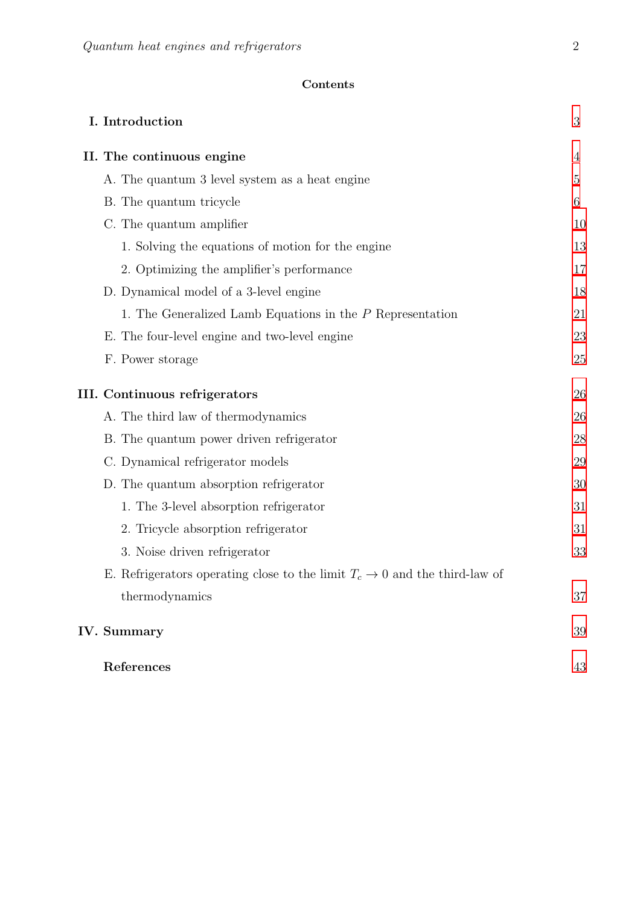## Contents

**I. Introduction** 3

**II. The continuous engine** 4

- A. The quantum 3 level system as a heat engine 5
- B. The quantum tricycle 6
- C. The quantum amplifier 10
  - 1. Solving the equations of motion for the engine 13
  - 2. Optimizing the amplifier's performance 17
- D. Dynamical model of a 3-level engine 18
  - 1. The Generalized Lamb Equations in the $P$ Representation 21
- E. The four-level engine and two-level engine 23
- F. Power storage 25

**III. Continuous refrigerators** 26

- A. The third law of thermodynamics 26
- B. The quantum power driven refrigerator 28
- C. Dynamical refrigerator models 29
- D. The quantum absorption refrigerator 30
  - 1. The 3-level absorption refrigerator 31
  - 2. Tricycle absorption refrigerator 31
  - 3. Noise driven refrigerator 33
- E. Refrigerators operating close to the limit $T_c \to 0$ and the third-law of thermodynamics 37

**IV. Summary** 39

**References** 43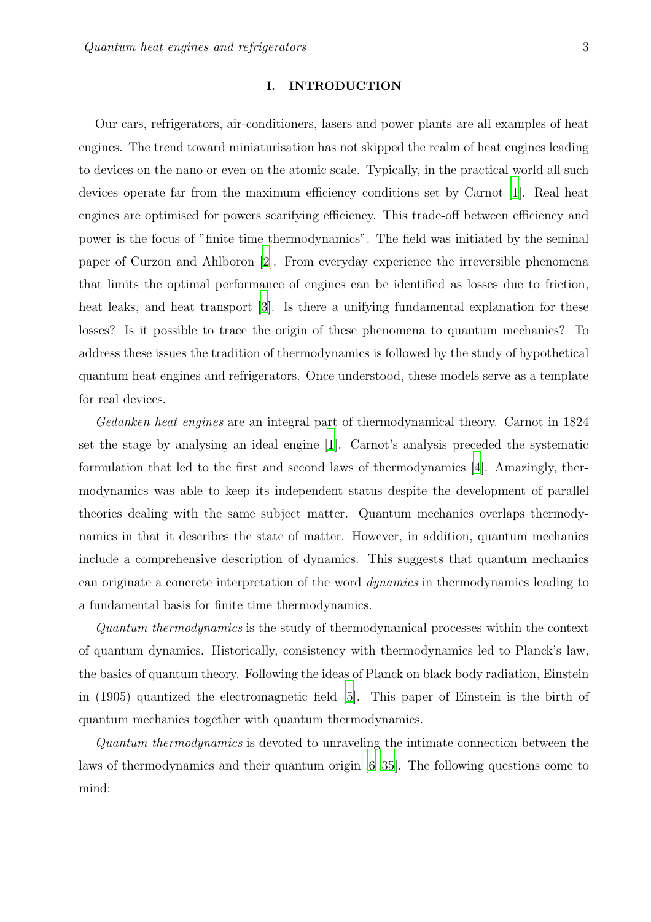## I. INTRODUCTION

Our cars, refrigerators, air-conditioners, lasers and power plants are all examples of heat engines. The trend toward miniaturisation has not skipped the realm of heat engines leading to devices on the nano or even on the atomic scale. Typically, in the practical world all such devices operate far from the maximum efficiency conditions set by Carnot [1]. Real heat engines are optimised for powers scarifying efficiency. This trade-off between efficiency and power is the focus of "finite time thermodynamics". The field was initiated by the seminal paper of Curzon and Ahlboron [2]. From everyday experience the irreversible phenomena that limits the optimal performance of engines can be identified as losses due to friction, heat leaks, and heat transport [3]. Is there a unifying fundamental explanation for these losses? Is it possible to trace the origin of these phenomena to quantum mechanics? To address these issues the tradition of thermodynamics is followed by the study of hypothetical quantum heat engines and refrigerators. Once understood, these models serve as a template for real devices.

*Gedanken heat engines* are an integral part of thermodynamical theory. Carnot in 1824 set the stage by analysing an ideal engine [1]. Carnot's analysis preceded the systematic formulation that led to the first and second laws of thermodynamics [4]. Amazingly, thermodynamics was able to keep its independent status despite the development of parallel theories dealing with the same subject matter. Quantum mechanics overlaps thermodynamics in that it describes the state of matter. However, in addition, quantum mechanics include a comprehensive description of dynamics. This suggests that quantum mechanics can originate a concrete interpretation of the word *dynamics* in thermodynamics leading to a fundamental basis for finite time thermodynamics.

*Quantum thermodynamics* is the study of thermodynamical processes within the context of quantum dynamics. Historically, consistency with thermodynamics led to Planck's law, the basics of quantum theory. Following the ideas of Planck on black body radiation, Einstein in (1905) quantized the electromagnetic field [5]. This paper of Einstein is the birth of quantum mechanics together with quantum thermodynamics.

*Quantum thermodynamics* is devoted to unraveling the intimate connection between the laws of thermodynamics and their quantum origin [6–35]. The following questions come to mind: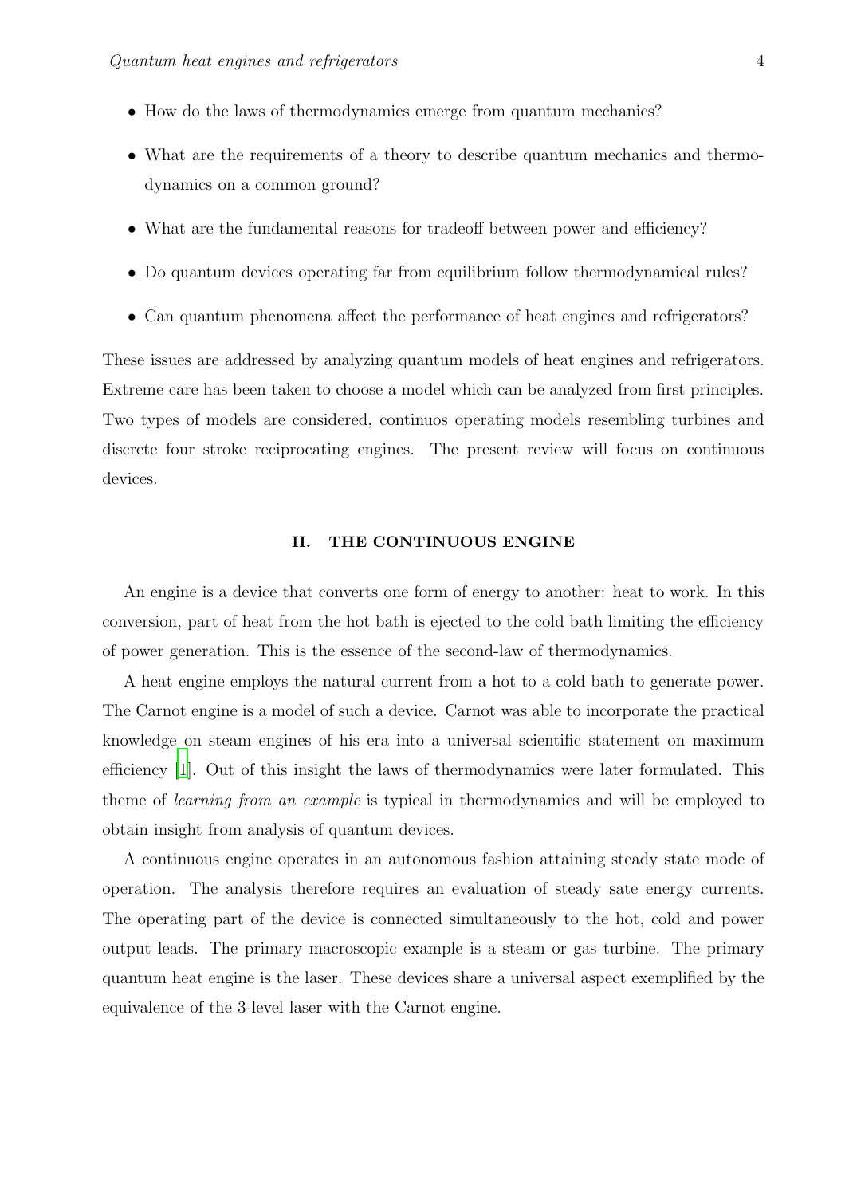- How do the laws of thermodynamics emerge from quantum mechanics?
- What are the requirements of a theory to describe quantum mechanics and thermodynamics on a common ground?
- What are the fundamental reasons for tradeoff between power and efficiency?
- Do quantum devices operating far from equilibrium follow thermodynamical rules?
- Can quantum phenomena affect the performance of heat engines and refrigerators?

These issues are addressed by analyzing quantum models of heat engines and refrigerators. Extreme care has been taken to choose a model which can be analyzed from first principles. Two types of models are considered, continuos operating models resembling turbines and discrete four stroke reciprocating engines. The present review will focus on continuous devices.

## II. THE CONTINUOUS ENGINE

An engine is a device that converts one form of energy to another: heat to work. In this conversion, part of heat from the hot bath is ejected to the cold bath limiting the efficiency of power generation. This is the essence of the second-law of thermodynamics.

A heat engine employs the natural current from a hot to a cold bath to generate power. The Carnot engine is a model of such a device. Carnot was able to incorporate the practical knowledge on steam engines of his era into a universal scientific statement on maximum efficiency [1]. Out of this insight the laws of thermodynamics were later formulated. This theme of *learning from an example* is typical in thermodynamics and will be employed to obtain insight from analysis of quantum devices.

A continuous engine operates in an autonomous fashion attaining steady state mode of operation. The analysis therefore requires an evaluation of steady sate energy currents. The operating part of the device is connected simultaneously to the hot, cold and power output leads. The primary macroscopic example is a steam or gas turbine. The primary quantum heat engine is the laser. These devices share a universal aspect exemplified by the equivalence of the 3-level laser with the Carnot engine.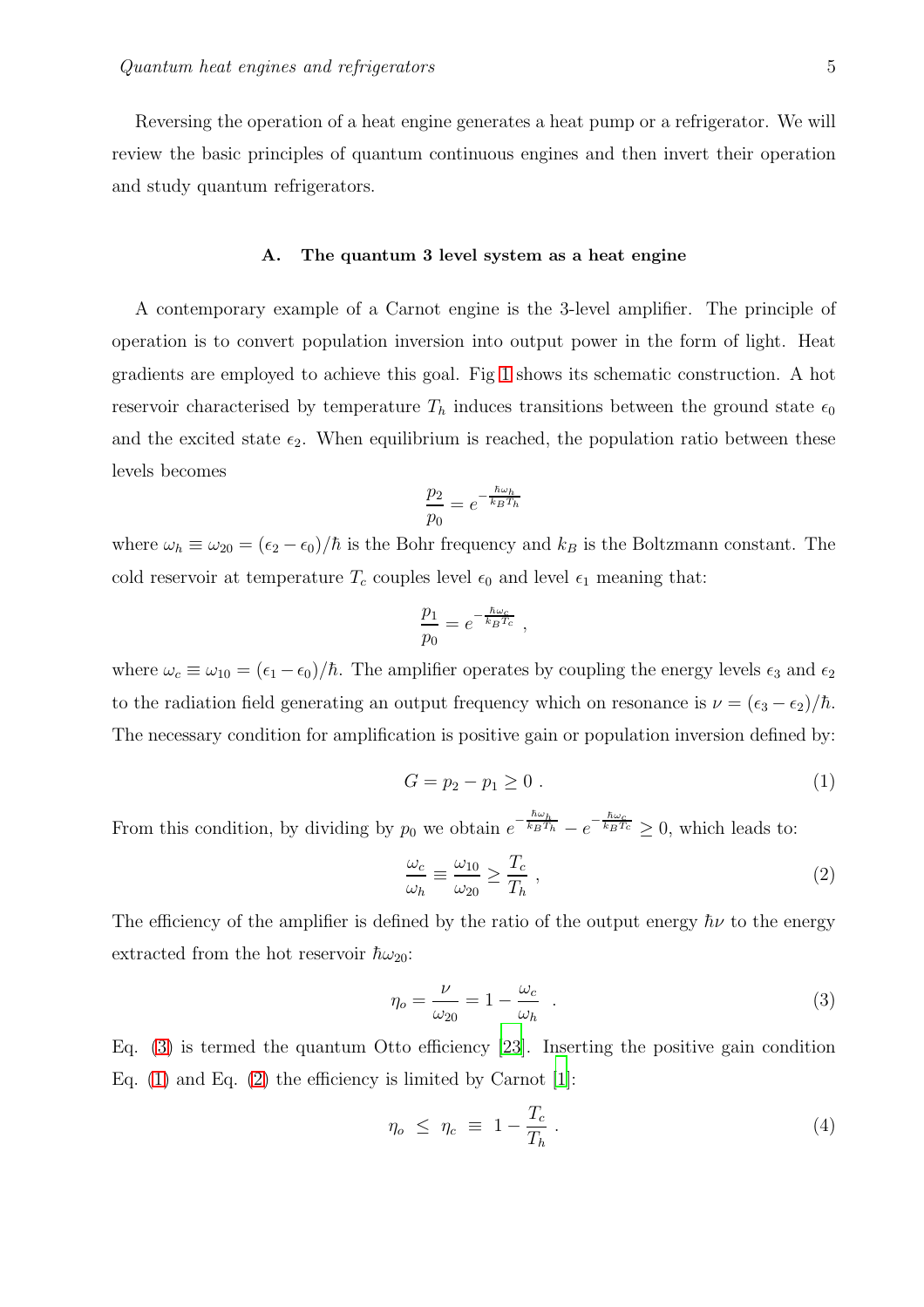Reversing the operation of a heat engine generates a heat pump or a refrigerator. We will review the basic principles of quantum continuous engines and then invert their operation and study quantum refrigerators.

### A. The quantum 3 level system as a heat engine

A contemporary example of a Carnot engine is the 3-level amplifier. The principle of operation is to convert population inversion into output power in the form of light. Heat gradients are employed to achieve this goal. Fig 1 shows its schematic construction. A hot reservoir characterised by temperature $T_h$ induces transitions between the ground state $\epsilon_0$ and the excited state $\epsilon_2$. When equilibrium is reached, the population ratio between these levels becomes

$$\frac{p_2}{p_0} = e^{-\frac{\hbar\omega_h}{k_B T_h}}$$

where $\omega_h \equiv \omega_{20} = (\epsilon_2 - \epsilon_0)/\hbar$ is the Bohr frequency and $k_B$ is the Boltzmann constant. The cold reservoir at temperature $T_c$ couples level $\epsilon_0$ and level $\epsilon_1$ meaning that:

$$\frac{p_1}{p_0} = e^{-\frac{\hbar\omega_c}{k_B T_c}} \ ,$$

where $\omega_c \equiv \omega_{10} = (\epsilon_1 - \epsilon_0)/\hbar$. The amplifier operates by coupling the energy levels $\epsilon_3$ and $\epsilon_2$ to the radiation field generating an output frequency which on resonance is $\nu = (\epsilon_3 - \epsilon_2)/\hbar$. The necessary condition for amplification is positive gain or population inversion defined by:

$$G = p_2 - p_1 \geq 0 \ . \tag{1}$$

From this condition, by dividing by $p_0$ we obtain $e^{-\frac{\hbar\omega_h}{k_B T_h}} - e^{-\frac{\hbar\omega_c}{k_B T_c}} \geq 0$, which leads to:

$$\frac{\omega_c}{\omega_h} \equiv \frac{\omega_{10}}{\omega_{20}} \geq \frac{T_c}{T_h} \ , \tag{2}$$

The efficiency of the amplifier is defined by the ratio of the output energy $\hbar\nu$ to the energy extracted from the hot reservoir $\hbar\omega_{20}$:

$$\eta_o = \frac{\nu}{\omega_{20}} = 1 - \frac{\omega_c}{\omega_h} \ . \tag{3}$$

Eq. (3) is termed the quantum Otto efficiency [23]. Inserting the positive gain condition Eq. (1) and Eq. (2) the efficiency is limited by Carnot [1]:

$$\eta_o \ \leq \ \eta_c \ \equiv \ 1 - \frac{T_c}{T_h} \ . \tag{4}$$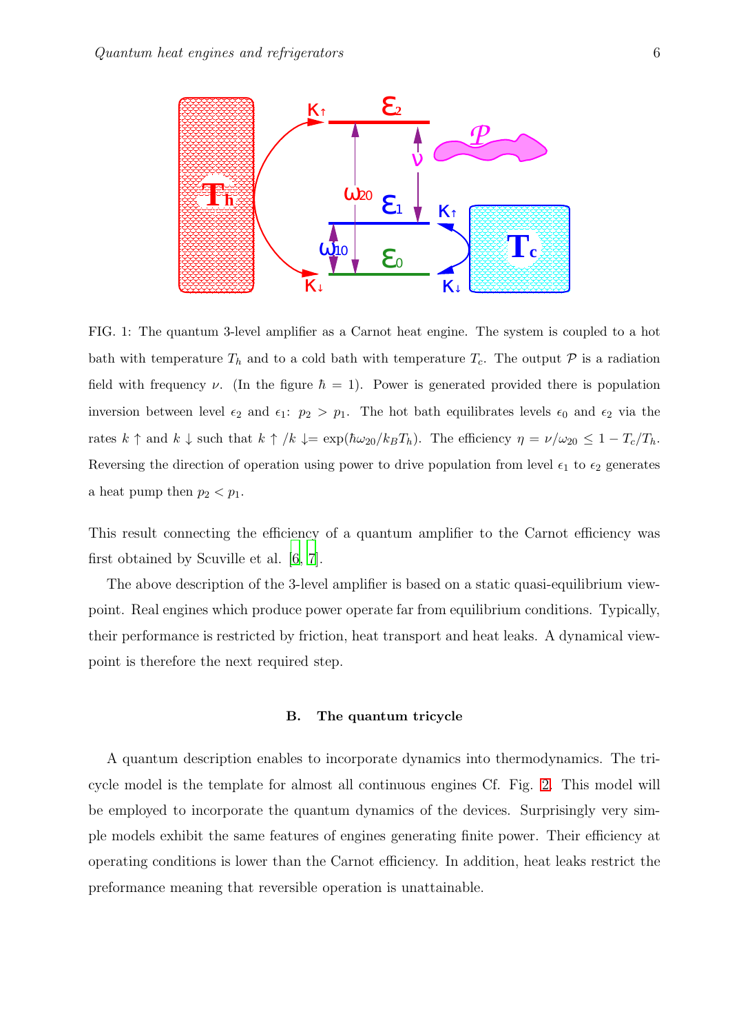FIG. 1: The quantum 3-level amplifier as a Carnot heat engine. The system is coupled to a hot bath with temperature $T_h$ and to a cold bath with temperature $T_c$. The output $\mathcal{P}$ is a radiation field with frequency $\nu$. (In the figure $\hbar = 1$). Power is generated provided there is population inversion between level $\epsilon_2$ and $\epsilon_1$: $p_2 > p_1$. The hot bath equilibrates levels $\epsilon_0$ and $\epsilon_2$ via the rates $k \uparrow$ and $k \downarrow$ such that $k \uparrow / k \downarrow = \exp(\hbar\omega_{20}/k_B T_h)$. The efficiency $\eta = \nu/\omega_{20} \leq 1 - T_c/T_h$. Reversing the direction of operation using power to drive population from level $\epsilon_1$ to $\epsilon_2$ generates a heat pump then $p_2 < p_1$.

This result connecting the efficiency of a quantum amplifier to the Carnot efficiency was first obtained by Scuville et al. [6, 7].

The above description of the 3-level amplifier is based on a static quasi-equilibrium viewpoint. Real engines which produce power operate far from equilibrium conditions. Typically, their performance is restricted by friction, heat transport and heat leaks. A dynamical viewpoint is therefore the next required step.

### B. The quantum tricycle

A quantum description enables to incorporate dynamics into thermodynamics. The tricycle model is the template for almost all continuous engines Cf. Fig. 2. This model will be employed to incorporate the quantum dynamics of the devices. Surprisingly very simple models exhibit the same features of engines generating finite power. Their efficiency at operating conditions is lower than the Carnot efficiency. In addition, heat leaks restrict the preformance meaning that reversible operation is unattainable.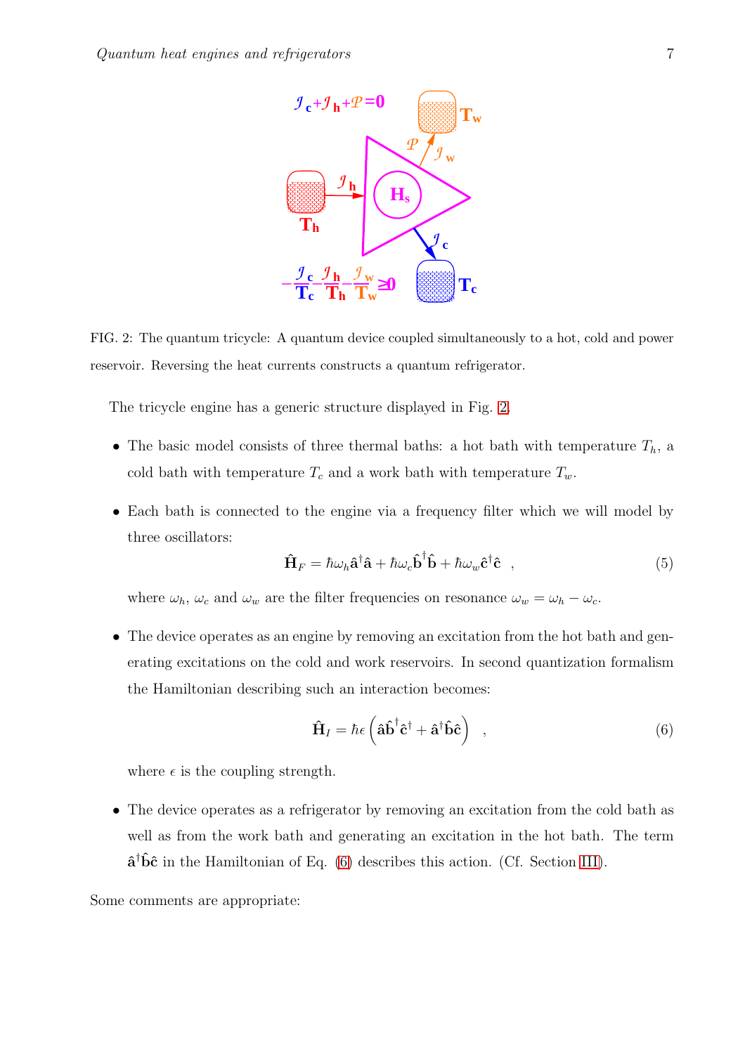FIG. 2: The quantum tricycle: A quantum device coupled simultaneously to a hot, cold and power reservoir. Reversing the heat currents constructs a quantum refrigerator.

The tricycle engine has a generic structure displayed in Fig. 2.

- The basic model consists of three thermal baths: a hot bath with temperature $T_h$, a cold bath with temperature $T_c$ and a work bath with temperature $T_w$.
- Each bath is connected to the engine via a frequency filter which we will model by three oscillators:

$$\hat{\mathbf{H}}_F = \hbar\omega_h \hat{\mathbf{a}}^\dagger \hat{\mathbf{a}} + \hbar\omega_c \hat{\mathbf{b}}^\dagger \hat{\mathbf{b}} + \hbar\omega_w \hat{\mathbf{c}}^\dagger \hat{\mathbf{c}} \quad , \tag{5}$$

  where $\omega_h$, $\omega_c$ and $\omega_w$ are the filter frequencies on resonance $\omega_w = \omega_h - \omega_c$.

- The device operates as an engine by removing an excitation from the hot bath and generating excitations on the cold and work reservoirs. In second quantization formalism the Hamiltonian describing such an interaction becomes:

$$\hat{\mathbf{H}}_I = \hbar\epsilon \left( \hat{\mathbf{a}} \hat{\mathbf{b}}^\dagger \hat{\mathbf{c}}^\dagger + \hat{\mathbf{a}}^\dagger \hat{\mathbf{b}} \hat{\mathbf{c}} \right) \quad , \tag{6}$$

  where $\epsilon$ is the coupling strength.

- The device operates as a refrigerator by removing an excitation from the cold bath as well as from the work bath and generating an excitation in the hot bath. The term $\hat{\mathbf{a}}^\dagger \hat{\mathbf{b}} \hat{\mathbf{c}}$ in the Hamiltonian of Eq. (6) describes this action. (Cf. Section III).

Some comments are appropriate: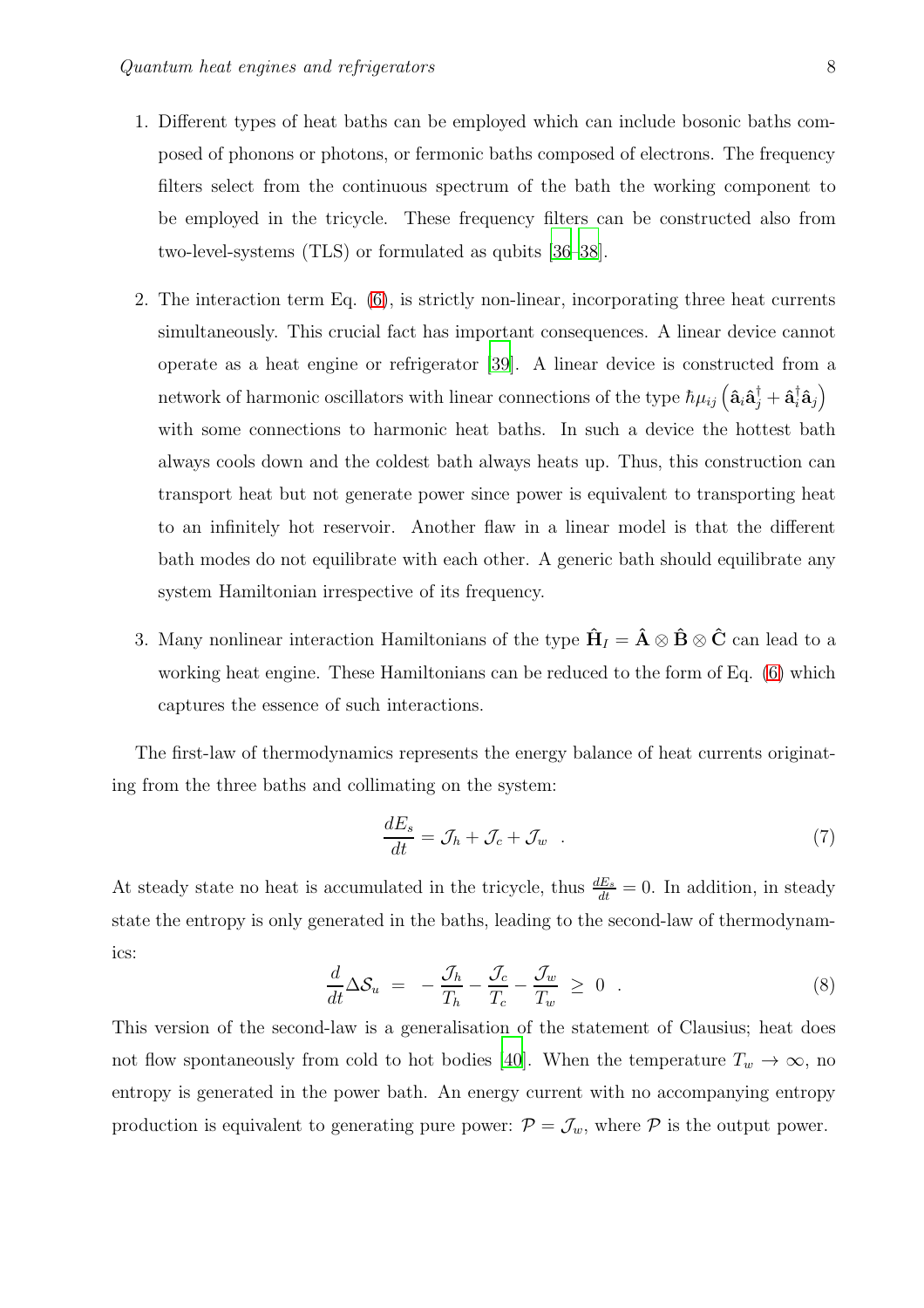1. Different types of heat baths can be employed which can include bosonic baths composed of phonons or photons, or fermonic baths composed of electrons. The frequency filters select from the continuous spectrum of the bath the working component to be employed in the tricycle. These frequency filters can be constructed also from two-level-systems (TLS) or formulated as qubits [36–38].

2. The interaction term Eq. (6), is strictly non-linear, incorporating three heat currents simultaneously. This crucial fact has important consequences. A linear device cannot operate as a heat engine or refrigerator [39]. A linear device is constructed from a network of harmonic oscillators with linear connections of the type $\hbar\mu_{ij}\left(\hat{\mathbf{a}}_i\hat{\mathbf{a}}_j^\dagger + \hat{\mathbf{a}}_i^\dagger\hat{\mathbf{a}}_j\right)$ with some connections to harmonic heat baths. In such a device the hottest bath always cools down and the coldest bath always heats up. Thus, this construction can transport heat but not generate power since power is equivalent to transporting heat to an infinitely hot reservoir. Another flaw in a linear model is that the different bath modes do not equilibrate with each other. A generic bath should equilibrate any system Hamiltonian irrespective of its frequency.

3. Many nonlinear interaction Hamiltonians of the type $\hat{\mathbf{H}}_I = \hat{\mathbf{A}} \otimes \hat{\mathbf{B}} \otimes \hat{\mathbf{C}}$ can lead to a working heat engine. These Hamiltonians can be reduced to the form of Eq. (6) which captures the essence of such interactions.

The first-law of thermodynamics represents the energy balance of heat currents originating from the three baths and collimating on the system:

$$\frac{dE_s}{dt} = \mathcal{J}_h + \mathcal{J}_c + \mathcal{J}_w \quad . \tag{7}$$

At steady state no heat is accumulated in the tricycle, thus $\frac{dE_s}{dt} = 0$. In addition, in steady state the entropy is only generated in the baths, leading to the second-law of thermodynamics:

$$\frac{d}{dt}\Delta\mathcal{S}_u \;=\; -\frac{\mathcal{J}_h}{T_h} - \frac{\mathcal{J}_c}{T_c} - \frac{\mathcal{J}_w}{T_w} \;\geq\; 0 \quad . \tag{8}$$

This version of the second-law is a generalisation of the statement of Clausius; heat does not flow spontaneously from cold to hot bodies [40]. When the temperature $T_w \to \infty$, no entropy is generated in the power bath. An energy current with no accompanying entropy production is equivalent to generating pure power: $\mathcal{P} = \mathcal{J}_w$, where $\mathcal{P}$ is the output power.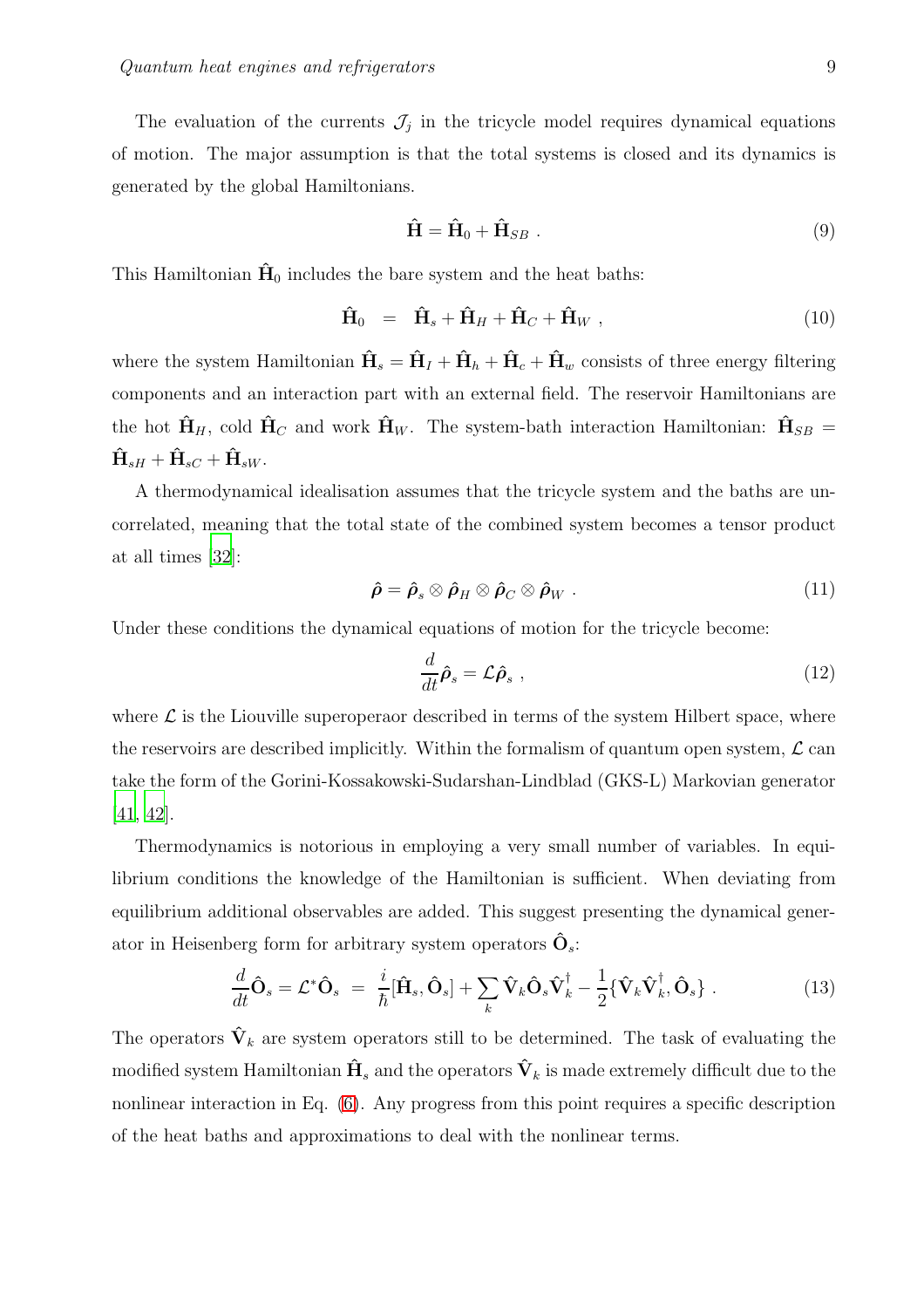The evaluation of the currents $\mathcal{J}_j$ in the tricycle model requires dynamical equations of motion. The major assumption is that the total systems is closed and its dynamics is generated by the global Hamiltonians.

$$\hat{\mathbf{H}} = \hat{\mathbf{H}}_0 + \hat{\mathbf{H}}_{SB} \ . \tag{9}$$

This Hamiltonian $\hat{\mathbf{H}}_0$ includes the bare system and the heat baths:

$$\hat{\mathbf{H}}_0 \ = \ \hat{\mathbf{H}}_s + \hat{\mathbf{H}}_H + \hat{\mathbf{H}}_C + \hat{\mathbf{H}}_W \ , \tag{10}$$

where the system Hamiltonian $\hat{\mathbf{H}}_s = \hat{\mathbf{H}}_I + \hat{\mathbf{H}}_h + \hat{\mathbf{H}}_c + \hat{\mathbf{H}}_w$ consists of three energy filtering components and an interaction part with an external field. The reservoir Hamiltonians are the hot $\hat{\mathbf{H}}_H$, cold $\hat{\mathbf{H}}_C$ and work $\hat{\mathbf{H}}_W$. The system-bath interaction Hamiltonian: $\hat{\mathbf{H}}_{SB} = \hat{\mathbf{H}}_{sH} + \hat{\mathbf{H}}_{sC} + \hat{\mathbf{H}}_{sW}$.

A thermodynamical idealisation assumes that the tricycle system and the baths are uncorrelated, meaning that the total state of the combined system becomes a tensor product at all times [32]:

$$\hat{\boldsymbol{\rho}} = \hat{\boldsymbol{\rho}}_s \otimes \hat{\boldsymbol{\rho}}_H \otimes \hat{\boldsymbol{\rho}}_C \otimes \hat{\boldsymbol{\rho}}_W \ . \tag{11}$$

Under these conditions the dynamical equations of motion for the tricycle become:

$$\frac{d}{dt}\hat{\boldsymbol{\rho}}_s = \mathcal{L}\hat{\boldsymbol{\rho}}_s \ , \tag{12}$$

where $\mathcal{L}$ is the Liouville superoperaor described in terms of the system Hilbert space, where the reservoirs are described implicitly. Within the formalism of quantum open system, $\mathcal{L}$ can take the form of the Gorini-Kossakowski-Sudarshan-Lindblad (GKS-L) Markovian generator [41, 42].

Thermodynamics is notorious in employing a very small number of variables. In equilibrium conditions the knowledge of the Hamiltonian is sufficient. When deviating from equilibrium additional observables are added. This suggest presenting the dynamical generator in Heisenberg form for arbitrary system operators $\hat{\mathbf{O}}_s$:

$$\frac{d}{dt}\hat{\mathbf{O}}_s = \mathcal{L}^*\hat{\mathbf{O}}_s \ = \ \frac{i}{\hbar}[\hat{\mathbf{H}}_s, \hat{\mathbf{O}}_s] + \sum_k \hat{\mathbf{V}}_k \hat{\mathbf{O}}_s \hat{\mathbf{V}}_k^\dagger - \frac{1}{2}\{\hat{\mathbf{V}}_k \hat{\mathbf{V}}_k^\dagger, \hat{\mathbf{O}}_s\} \ . \tag{13}$$

The operators $\hat{\mathbf{V}}_k$ are system operators still to be determined. The task of evaluating the modified system Hamiltonian $\hat{\mathbf{H}}_s$ and the operators $\hat{\mathbf{V}}_k$ is made extremely difficult due to the nonlinear interaction in Eq. (6). Any progress from this point requires a specific description of the heat baths and approximations to deal with the nonlinear terms.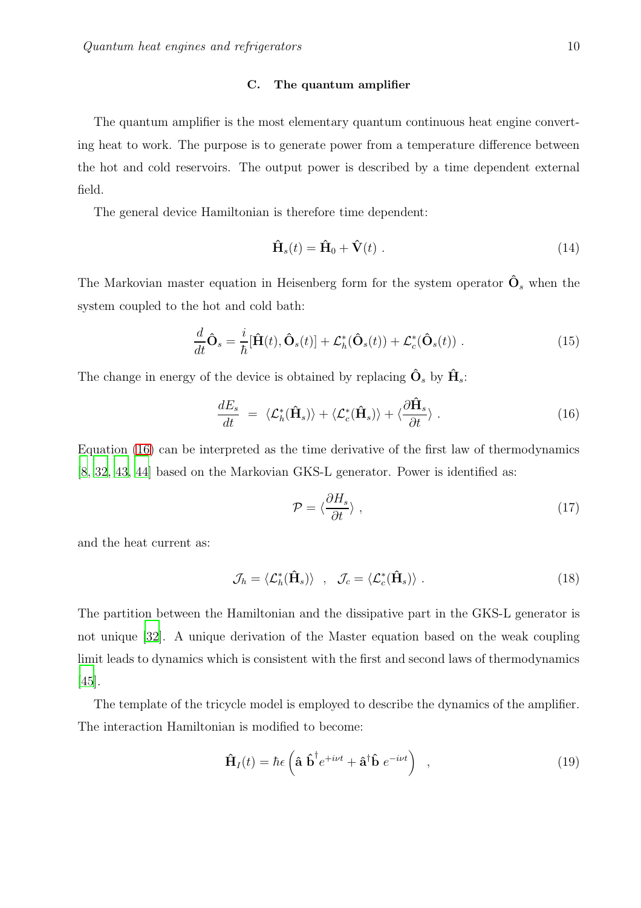### C. The quantum amplifier

The quantum amplifier is the most elementary quantum continuous heat engine converting heat to work. The purpose is to generate power from a temperature difference between the hot and cold reservoirs. The output power is described by a time dependent external field.

The general device Hamiltonian is therefore time dependent:

$$\hat{\mathbf{H}}_s(t) = \hat{\mathbf{H}}_0 + \hat{\mathbf{V}}(t) \ . \tag{14}$$

The Markovian master equation in Heisenberg form for the system operator $\hat{\mathbf{O}}_s$ when the system coupled to the hot and cold bath:

$$\frac{d}{dt}\hat{\mathbf{O}}_s = \frac{i}{\hbar}[\hat{\mathbf{H}}(t), \hat{\mathbf{O}}_s(t)] + \mathcal{L}_h^*(\hat{\mathbf{O}}_s(t)) + \mathcal{L}_c^*(\hat{\mathbf{O}}_s(t)) \ . \tag{15}$$

The change in energy of the device is obtained by replacing $\hat{\mathbf{O}}_s$ by $\hat{\mathbf{H}}_s$:

$$\frac{dE_s}{dt} \ = \ \langle \mathcal{L}_h^*(\hat{\mathbf{H}}_s) \rangle + \langle \mathcal{L}_c^*(\hat{\mathbf{H}}_s) \rangle + \langle \frac{\partial \hat{\mathbf{H}}_s}{\partial t} \rangle \ . \tag{16}$$

Equation (16) can be interpreted as the time derivative of the first law of thermodynamics [8, 32, 43, 44] based on the Markovian GKS-L generator. Power is identified as:

$$\mathcal{P} = \langle \frac{\partial H_s}{\partial t} \rangle \ , \tag{17}$$

and the heat current as:

$$\mathcal{J}_h = \langle \mathcal{L}_h^*(\hat{\mathbf{H}}_s) \rangle \quad , \quad \mathcal{J}_c = \langle \mathcal{L}_c^*(\hat{\mathbf{H}}_s) \rangle \ . \tag{18}$$

The partition between the Hamiltonian and the dissipative part in the GKS-L generator is not unique [32]. A unique derivation of the Master equation based on the weak coupling limit leads to dynamics which is consistent with the first and second laws of thermodynamics [45].

The template of the tricycle model is employed to describe the dynamics of the amplifier. The interaction Hamiltonian is modified to become:

$$\hat{\mathbf{H}}_I(t) = \hbar\epsilon \left( \hat{\mathbf{a}} \ \hat{\mathbf{b}}^\dagger e^{+i\nu t} + \hat{\mathbf{a}}^\dagger \hat{\mathbf{b}} \ e^{-i\nu t} \right) \quad , \tag{19}$$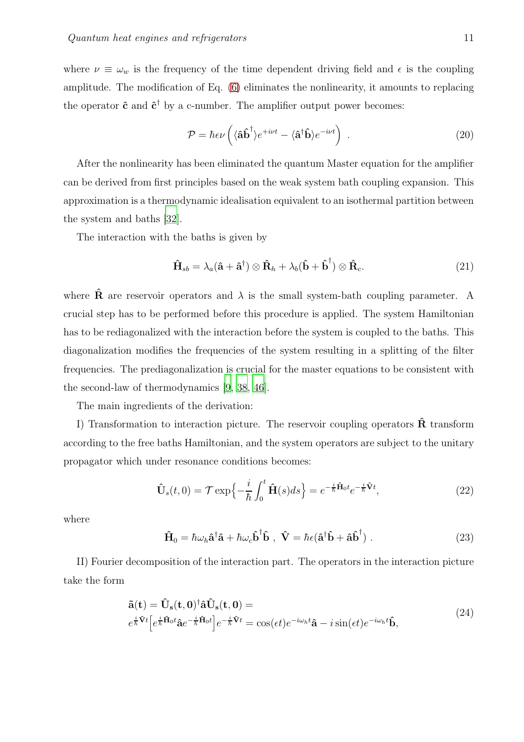where $\nu \equiv \omega_w$ is the frequency of the time dependent driving field and $\epsilon$ is the coupling amplitude. The modification of Eq. (6) eliminates the nonlinearity, it amounts to replacing the operator $\hat{\mathbf{c}}$ and $\hat{\mathbf{c}}^\dagger$ by a c-number. The amplifier output power becomes:

$$
\mathcal{P} = \hbar \epsilon \nu \left( \langle \hat{\mathbf{a}} \hat{\mathbf{b}}^\dagger \rangle e^{+i\nu t} - \langle \hat{\mathbf{a}}^\dagger \hat{\mathbf{b}} \rangle e^{-i\nu t} \right) \ . \tag{20}
$$

After the nonlinearity has been eliminated the quantum Master equation for the amplifier can be derived from first principles based on the weak system bath coupling expansion. This approximation is a thermodynamic idealisation equivalent to an isothermal partition between the system and baths [32].

The interaction with the baths is given by

$$
\hat{\mathbf{H}}_{sb} = \lambda_a (\hat{\mathbf{a}} + \hat{\mathbf{a}}^\dagger) \otimes \hat{\mathbf{R}}_h + \lambda_b (\hat{\mathbf{b}} + \hat{\mathbf{b}}^\dagger) \otimes \hat{\mathbf{R}}_c . \tag{21}
$$

where $\hat{\mathbf{R}}$ are reservoir operators and $\lambda$ is the small system-bath coupling parameter. A crucial step has to be performed before this procedure is applied. The system Hamiltonian has to be rediagonalized with the interaction before the system is coupled to the baths. This diagonalization modifies the frequencies of the system resulting in a splitting of the filter frequencies. The prediagonalization is crucial for the master equations to be consistent with the second-law of thermodynamics [9, 38, 46].

The main ingredients of the derivation:

I) Transformation to interaction picture. The reservoir coupling operators $\hat{\mathbf{R}}$ transform according to the free baths Hamiltonian, and the system operators are subject to the unitary propagator which under resonance conditions becomes:

$$
\hat{\mathbf{U}}_s(t,0) = \mathcal{T} \exp\Big\{ -\frac{i}{\hbar} \int_0^t \hat{\mathbf{H}}(s) ds \Big\} = e^{-\frac{i}{\hbar} \hat{\mathbf{H}}_0 t} e^{-\frac{i}{\hbar} \hat{\mathbf{V}} t}, \tag{22}
$$

where

$$
\hat{\mathbf{H}}_0 = \hbar \omega_h \hat{\mathbf{a}}^\dagger \hat{\mathbf{a}} + \hbar \omega_c \hat{\mathbf{b}}^\dagger \hat{\mathbf{b}} \ , \ \hat{\mathbf{V}} = \hbar \epsilon (\hat{\mathbf{a}}^\dagger \hat{\mathbf{b}} + \hat{\mathbf{a}} \hat{\mathbf{b}}^\dagger) \ . \tag{23}
$$

II) Fourier decomposition of the interaction part. The operators in the interaction picture take the form

$$
\begin{aligned}
&\tilde{\mathbf{a}}(\mathbf{t}) = \hat{\mathbf{U}}_\mathbf{s}(\mathbf{t}, \mathbf{0})^\dagger \hat{\mathbf{a}} \hat{\mathbf{U}}_\mathbf{s}(\mathbf{t}, \mathbf{0}) = \\
&e^{\frac{i}{\hbar} \hat{\mathbf{V}} t} \Big[ e^{\frac{i}{\hbar} \hat{\mathbf{H}}_0 t} \hat{\mathbf{a}} e^{-\frac{i}{\hbar} \hat{\mathbf{H}}_0 t} \Big] e^{-\frac{i}{\hbar} \hat{\mathbf{V}} t} = \cos(\epsilon t) e^{-i\omega_h t} \hat{\mathbf{a}} - i \sin(\epsilon t) e^{-i\omega_h t} \hat{\mathbf{b}},
\end{aligned} \tag{24}
$$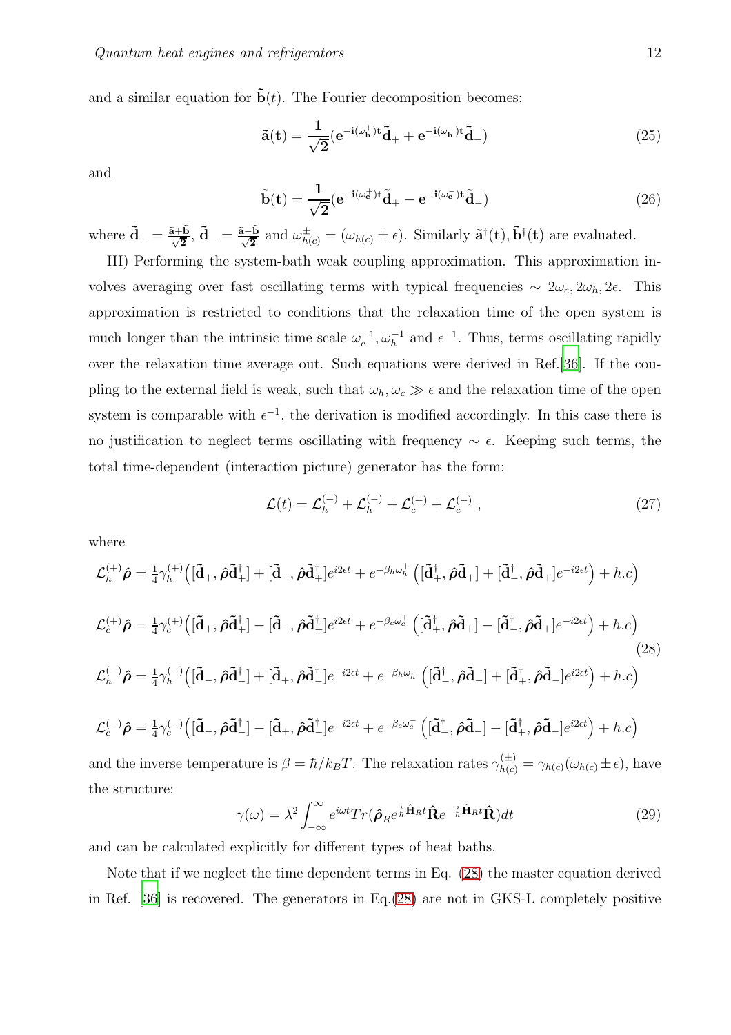and a similar equation for $\tilde{\mathbf{b}}(t)$. The Fourier decomposition becomes:

$$\tilde{\mathbf{a}}(\mathbf{t}) = \frac{\mathbf{1}}{\sqrt{\mathbf{2}}}(\mathbf{e}^{-\mathbf{i}(\omega_h^+)\mathbf{t}}\tilde{\mathbf{d}}_+ + \mathbf{e}^{-\mathbf{i}(\omega_h^-)\mathbf{t}}\tilde{\mathbf{d}}_-) \tag{25}$$

and

$$\tilde{\mathbf{b}}(\mathbf{t}) = \frac{\mathbf{1}}{\sqrt{\mathbf{2}}}(\mathbf{e}^{-\mathbf{i}(\omega_c^+)\mathbf{t}}\tilde{\mathbf{d}}_+ - \mathbf{e}^{-\mathbf{i}(\omega_c^-)\mathbf{t}}\tilde{\mathbf{d}}_-) \tag{26}$$

where $\tilde{\mathbf{d}}_+ = \frac{\tilde{\mathbf{a}}+\tilde{\mathbf{b}}}{\sqrt{\mathbf{2}}}$, $\tilde{\mathbf{d}}_- = \frac{\tilde{\mathbf{a}}-\tilde{\mathbf{b}}}{\sqrt{\mathbf{2}}}$ and $\omega^{\pm}_{h(c)} = (\omega_{h(c)} \pm \epsilon)$. Similarly $\tilde{\mathbf{a}}^\dagger(\mathbf{t}), \tilde{\mathbf{b}}^\dagger(\mathbf{t})$ are evaluated.

III) Performing the system-bath weak coupling approximation. This approximation involves averaging over fast oscillating terms with typical frequencies $\sim 2\omega_c, 2\omega_h, 2\epsilon$. This approximation is restricted to conditions that the relaxation time of the open system is much longer than the intrinsic time scale $\omega_c^{-1}, \omega_h^{-1}$ and $\epsilon^{-1}$. Thus, terms oscillating rapidly over the relaxation time average out. Such equations were derived in Ref.[36]. If the coupling to the external field is weak, such that $\omega_h, \omega_c \gg \epsilon$ and the relaxation time of the open system is comparable with $\epsilon^{-1}$, the derivation is modified accordingly. In this case there is no justification to neglect terms oscillating with frequency $\sim \epsilon$. Keeping such terms, the total time-dependent (interaction picture) generator has the form:

$$\mathcal{L}(t) = \mathcal{L}_h^{(+)} + \mathcal{L}_h^{(-)} + \mathcal{L}_c^{(+)} + \mathcal{L}_c^{(-)} \ , \tag{27}$$

where

$$\begin{aligned}
\mathcal{L}_h^{(+)}\hat{\boldsymbol{\rho}} &= \tfrac{1}{4}\gamma_h^{(+)}\Big([\tilde{\mathbf{d}}_+, \hat{\boldsymbol{\rho}}\tilde{\mathbf{d}}_+^\dagger] + [\tilde{\mathbf{d}}_-, \hat{\boldsymbol{\rho}}\tilde{\mathbf{d}}_+^\dagger]e^{i2\epsilon t} + e^{-\beta_h\omega_h^+}\left([\tilde{\mathbf{d}}_+^\dagger, \hat{\boldsymbol{\rho}}\tilde{\mathbf{d}}_+] + [\tilde{\mathbf{d}}_-^\dagger, \hat{\boldsymbol{\rho}}\tilde{\mathbf{d}}_+]e^{-i2\epsilon t}\right) + h.c\Big) \\
\mathcal{L}_c^{(+)}\hat{\boldsymbol{\rho}} &= \tfrac{1}{4}\gamma_c^{(+)}\Big([\tilde{\mathbf{d}}_+, \hat{\boldsymbol{\rho}}\tilde{\mathbf{d}}_+^\dagger] - [\tilde{\mathbf{d}}_-, \hat{\boldsymbol{\rho}}\tilde{\mathbf{d}}_+^\dagger]e^{i2\epsilon t} + e^{-\beta_c\omega_c^+}\left([\tilde{\mathbf{d}}_+^\dagger, \hat{\boldsymbol{\rho}}\tilde{\mathbf{d}}_+] - [\tilde{\mathbf{d}}_-^\dagger, \hat{\boldsymbol{\rho}}\tilde{\mathbf{d}}_+]e^{-i2\epsilon t}\right) + h.c\Big) \\
\mathcal{L}_h^{(-)}\hat{\boldsymbol{\rho}} &= \tfrac{1}{4}\gamma_h^{(-)}\Big([\tilde{\mathbf{d}}_-, \hat{\boldsymbol{\rho}}\tilde{\mathbf{d}}_-^\dagger] + [\tilde{\mathbf{d}}_+, \hat{\boldsymbol{\rho}}\tilde{\mathbf{d}}_-^\dagger]e^{-i2\epsilon t} + e^{-\beta_h\omega_h^-}\left([\tilde{\mathbf{d}}_-^\dagger, \hat{\boldsymbol{\rho}}\tilde{\mathbf{d}}_-] + [\tilde{\mathbf{d}}_+^\dagger, \hat{\boldsymbol{\rho}}\tilde{\mathbf{d}}_-]e^{i2\epsilon t}\right) + h.c\Big) \\
\mathcal{L}_c^{(-)}\hat{\boldsymbol{\rho}} &= \tfrac{1}{4}\gamma_c^{(-)}\Big([\tilde{\mathbf{d}}_-, \hat{\boldsymbol{\rho}}\tilde{\mathbf{d}}_-^\dagger] - [\tilde{\mathbf{d}}_+, \hat{\boldsymbol{\rho}}\tilde{\mathbf{d}}_-^\dagger]e^{-i2\epsilon t} + e^{-\beta_c\omega_c^-}\left([\tilde{\mathbf{d}}_-^\dagger, \hat{\boldsymbol{\rho}}\tilde{\mathbf{d}}_-] - [\tilde{\mathbf{d}}_+^\dagger, \hat{\boldsymbol{\rho}}\tilde{\mathbf{d}}_-]e^{i2\epsilon t}\right) + h.c\Big)
\end{aligned} \tag{28}$$

and the inverse temperature is $\beta = \hbar/k_B T$. The relaxation rates $\gamma^{(\pm)}_{h(c)} = \gamma_{h(c)}(\omega_{h(c)} \pm \epsilon)$, have the structure:

$$\gamma(\omega) = \lambda^2 \int_{-\infty}^{\infty} e^{i\omega t} Tr(\hat{\boldsymbol{\rho}}_R e^{\frac{i}{\hbar}\hat{\mathbf{H}}_R t}\hat{\mathbf{R}} e^{-\frac{i}{\hbar}\hat{\mathbf{H}}_R t}\hat{\mathbf{R}})dt \tag{29}$$

and can be calculated explicitly for different types of heat baths.

Note that if we neglect the time dependent terms in Eq. (28) the master equation derived in Ref. [36] is recovered. The generators in Eq.(28) are not in GKS-L completely positive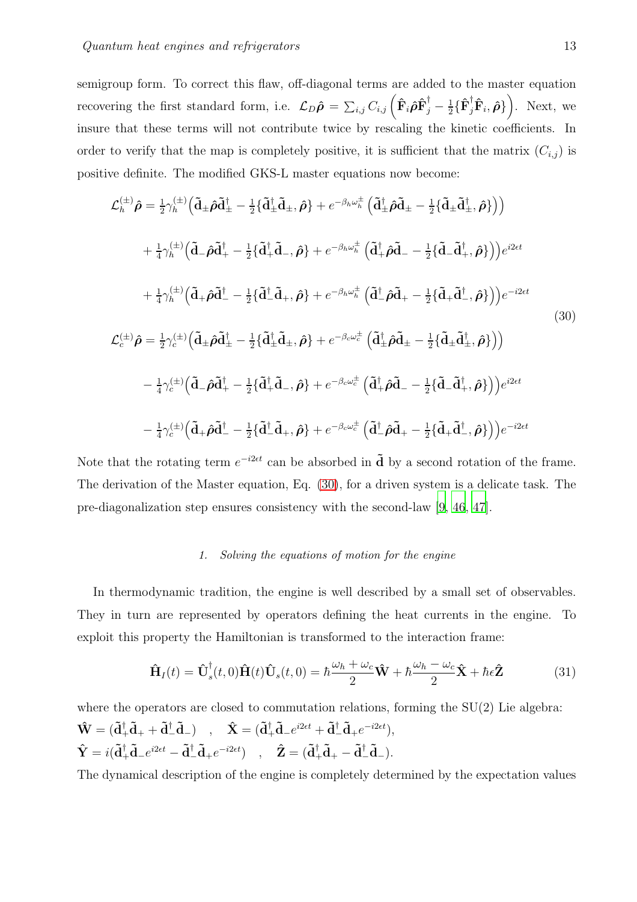semigroup form. To correct this flaw, off-diagonal terms are added to the master equation recovering the first standard form, i.e. $\mathcal{L}_D\hat{\boldsymbol{\rho}} = \sum_{i,j} C_{i,j}\left(\hat{\mathbf{F}}_i\hat{\boldsymbol{\rho}}\hat{\mathbf{F}}_j^\dagger - \frac{1}{2}\{\hat{\mathbf{F}}_j^\dagger\hat{\mathbf{F}}_i, \hat{\boldsymbol{\rho}}\}\right)$. Next, we insure that these terms will not contribute twice by rescaling the kinetic coefficients. In order to verify that the map is completely positive, it is sufficient that the matrix $(C_{i,j})$ is positive definite. The modified GKS-L master equations now become:

$$
\begin{aligned}
\mathcal{L}_h^{(\pm)}\hat{\boldsymbol{\rho}} &= \tfrac{1}{2}\gamma_h^{(\pm)}\Big(\tilde{\mathbf{d}}_\pm\hat{\boldsymbol{\rho}}\tilde{\mathbf{d}}_\pm^\dagger - \tfrac{1}{2}\{\tilde{\mathbf{d}}_\pm^\dagger\tilde{\mathbf{d}}_\pm, \hat{\boldsymbol{\rho}}\} + e^{-\beta_h\omega_h^\pm}\left(\tilde{\mathbf{d}}_\pm^\dagger\hat{\boldsymbol{\rho}}\tilde{\mathbf{d}}_\pm - \tfrac{1}{2}\{\tilde{\mathbf{d}}_\pm\tilde{\mathbf{d}}_\pm^\dagger, \hat{\boldsymbol{\rho}}\}\right)\Big) \\
&+ \tfrac{1}{4}\gamma_h^{(\pm)}\Big(\tilde{\mathbf{d}}_-\hat{\boldsymbol{\rho}}\tilde{\mathbf{d}}_+^\dagger - \tfrac{1}{2}\{\tilde{\mathbf{d}}_+^\dagger\tilde{\mathbf{d}}_-, \hat{\boldsymbol{\rho}}\} + e^{-\beta_h\omega_h^\pm}\left(\tilde{\mathbf{d}}_+^\dagger\hat{\boldsymbol{\rho}}\tilde{\mathbf{d}}_- - \tfrac{1}{2}\{\tilde{\mathbf{d}}_-\tilde{\mathbf{d}}_+^\dagger, \hat{\boldsymbol{\rho}}\}\right)\Big)e^{i2\epsilon t} \\
&+ \tfrac{1}{4}\gamma_h^{(\pm)}\Big(\tilde{\mathbf{d}}_+\hat{\boldsymbol{\rho}}\tilde{\mathbf{d}}_-^\dagger - \tfrac{1}{2}\{\tilde{\mathbf{d}}_-^\dagger\tilde{\mathbf{d}}_+, \hat{\boldsymbol{\rho}}\} + e^{-\beta_h\omega_h^\pm}\left(\tilde{\mathbf{d}}_-^\dagger\hat{\boldsymbol{\rho}}\tilde{\mathbf{d}}_+ - \tfrac{1}{2}\{\tilde{\mathbf{d}}_+\tilde{\mathbf{d}}_-^\dagger, \hat{\boldsymbol{\rho}}\}\right)\Big)e^{-i2\epsilon t} \\
\mathcal{L}_c^{(\pm)}\hat{\boldsymbol{\rho}} &= \tfrac{1}{2}\gamma_c^{(\pm)}\Big(\tilde{\mathbf{d}}_\pm\hat{\boldsymbol{\rho}}\tilde{\mathbf{d}}_\pm^\dagger - \tfrac{1}{2}\{\tilde{\mathbf{d}}_\pm^\dagger\tilde{\mathbf{d}}_\pm, \hat{\boldsymbol{\rho}}\} + e^{-\beta_c\omega_c^\pm}\left(\tilde{\mathbf{d}}_\pm^\dagger\hat{\boldsymbol{\rho}}\tilde{\mathbf{d}}_\pm - \tfrac{1}{2}\{\tilde{\mathbf{d}}_\pm\tilde{\mathbf{d}}_\pm^\dagger, \hat{\boldsymbol{\rho}}\}\right)\Big) \\
&- \tfrac{1}{4}\gamma_c^{(\pm)}\Big(\tilde{\mathbf{d}}_-\hat{\boldsymbol{\rho}}\tilde{\mathbf{d}}_+^\dagger - \tfrac{1}{2}\{\tilde{\mathbf{d}}_+^\dagger\tilde{\mathbf{d}}_-, \hat{\boldsymbol{\rho}}\} + e^{-\beta_c\omega_c^\pm}\left(\tilde{\mathbf{d}}_+^\dagger\hat{\boldsymbol{\rho}}\tilde{\mathbf{d}}_- - \tfrac{1}{2}\{\tilde{\mathbf{d}}_-\tilde{\mathbf{d}}_+^\dagger, \hat{\boldsymbol{\rho}}\}\right)\Big)e^{i2\epsilon t} \\
&- \tfrac{1}{4}\gamma_c^{(\pm)}\Big(\tilde{\mathbf{d}}_+\hat{\boldsymbol{\rho}}\tilde{\mathbf{d}}_-^\dagger - \tfrac{1}{2}\{\tilde{\mathbf{d}}_-^\dagger\tilde{\mathbf{d}}_+, \hat{\boldsymbol{\rho}}\} + e^{-\beta_c\omega_c^\pm}\left(\tilde{\mathbf{d}}_-^\dagger\hat{\boldsymbol{\rho}}\tilde{\mathbf{d}}_+ - \tfrac{1}{2}\{\tilde{\mathbf{d}}_+\tilde{\mathbf{d}}_-^\dagger, \hat{\boldsymbol{\rho}}\}\right)\Big)e^{-i2\epsilon t}
\end{aligned}
\tag{30}
$$

Note that the rotating term $e^{-i2\epsilon t}$ can be absorbed in $\tilde{\mathbf{d}}$ by a second rotation of the frame. The derivation of the Master equation, Eq. (30), for a driven system is a delicate task. The pre-diagonalization step ensures consistency with the second-law [9, 46, 47].

#### 1. Solving the equations of motion for the engine

In thermodynamic tradition, the engine is well described by a small set of observables. They in turn are represented by operators defining the heat currents in the engine. To exploit this property the Hamiltonian is transformed to the interaction frame:

$$
\hat{\mathbf{H}}_I(t) = \hat{\mathbf{U}}_s^\dagger(t,0)\hat{\mathbf{H}}(t)\hat{\mathbf{U}}_s(t,0) = \hbar\frac{\omega_h + \omega_c}{2}\hat{\mathbf{W}} + \hbar\frac{\omega_h - \omega_c}{2}\hat{\mathbf{X}} + \hbar\epsilon\hat{\mathbf{Z}} \tag{31}
$$

where the operators are closed to commutation relations, forming the SU(2) Lie algebra:
$\hat{\mathbf{W}} = (\tilde{\mathbf{d}}_+^\dagger\tilde{\mathbf{d}}_+ + \tilde{\mathbf{d}}_-^\dagger\tilde{\mathbf{d}}_-)$ , $\hat{\mathbf{X}} = (\tilde{\mathbf{d}}_+^\dagger\tilde{\mathbf{d}}_- e^{i2\epsilon t} + \tilde{\mathbf{d}}_-^\dagger\tilde{\mathbf{d}}_+ e^{-i2\epsilon t})$,
$\hat{\mathbf{Y}} = i(\tilde{\mathbf{d}}_+^\dagger\tilde{\mathbf{d}}_- e^{i2\epsilon t} - \tilde{\mathbf{d}}_-^\dagger\tilde{\mathbf{d}}_+ e^{-i2\epsilon t})$ , $\hat{\mathbf{Z}} = (\tilde{\mathbf{d}}_+^\dagger\tilde{\mathbf{d}}_+ - \tilde{\mathbf{d}}_-^\dagger\tilde{\mathbf{d}}_-)$.
The dynamical description of the engine is completely determined by the expectation values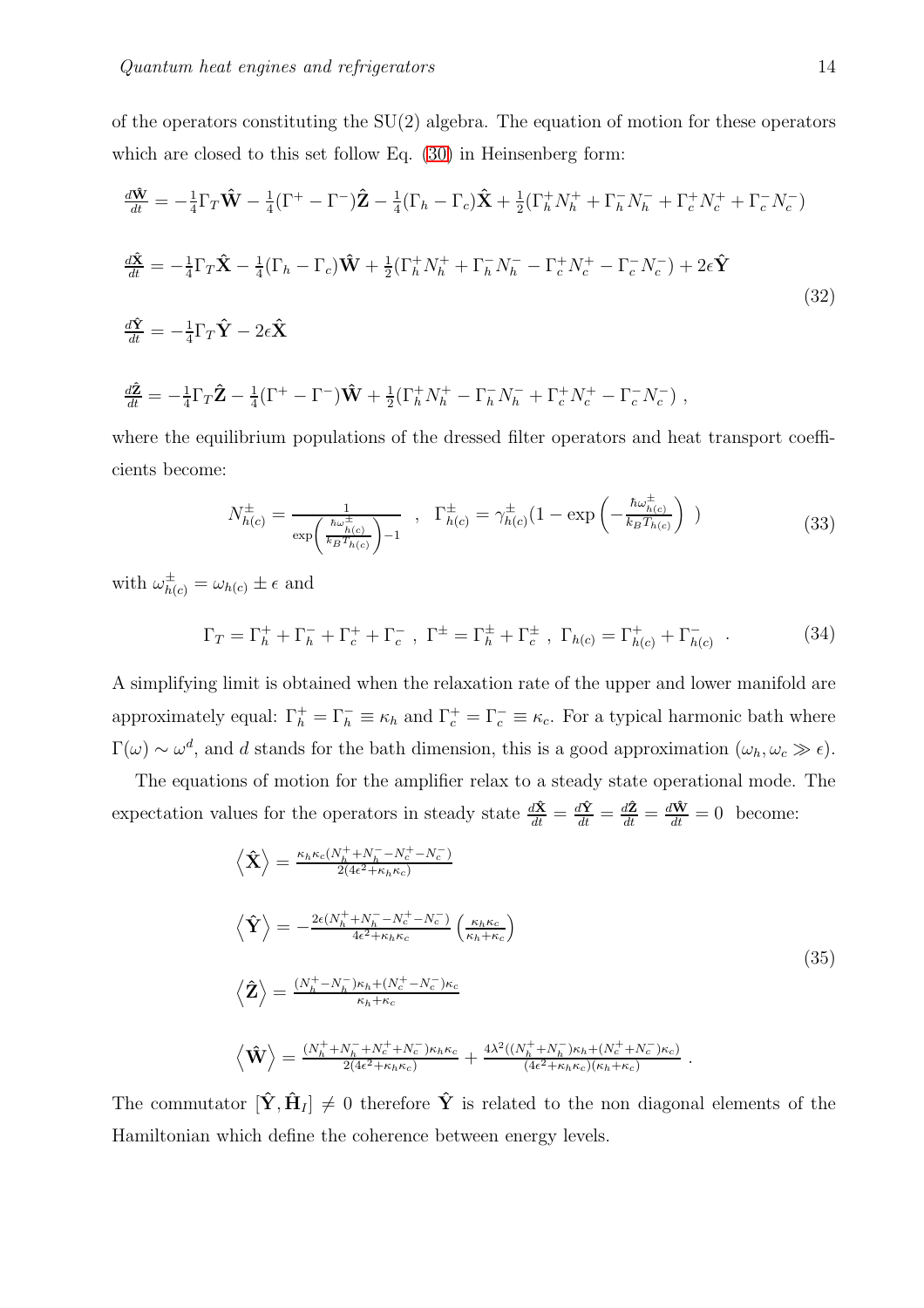of the operators constituting the SU(2) algebra. The equation of motion for these operators which are closed to this set follow Eq. (30) in Heinsenberg form:

$$
\begin{aligned}
\frac{d\hat{\mathbf{W}}}{dt} &= -\frac{1}{4}\Gamma_T\hat{\mathbf{W}} - \frac{1}{4}(\Gamma^+ - \Gamma^-)\hat{\mathbf{Z}} - \frac{1}{4}(\Gamma_h - \Gamma_c)\hat{\mathbf{X}} + \frac{1}{2}(\Gamma_h^+ N_h^+ + \Gamma_h^- N_h^- + \Gamma_c^+ N_c^+ + \Gamma_c^- N_c^-) \\
\frac{d\hat{\mathbf{X}}}{dt} &= -\frac{1}{4}\Gamma_T\hat{\mathbf{X}} - \frac{1}{4}(\Gamma_h - \Gamma_c)\hat{\mathbf{W}} + \frac{1}{2}(\Gamma_h^+ N_h^+ + \Gamma_h^- N_h^- - \Gamma_c^+ N_c^+ - \Gamma_c^- N_c^-) + 2\epsilon\hat{\mathbf{Y}} \\
\frac{d\hat{\mathbf{Y}}}{dt} &= -\frac{1}{4}\Gamma_T\hat{\mathbf{Y}} - 2\epsilon\hat{\mathbf{X}} \\
\frac{d\hat{\mathbf{Z}}}{dt} &= -\frac{1}{4}\Gamma_T\hat{\mathbf{Z}} - \frac{1}{4}(\Gamma^+ - \Gamma^-)\hat{\mathbf{W}} + \frac{1}{2}(\Gamma_h^+ N_h^+ - \Gamma_h^- N_h^- + \Gamma_c^+ N_c^+ - \Gamma_c^- N_c^-)\ ,
\end{aligned}
\tag{32}
$$

where the equilibrium populations of the dressed filter operators and heat transport coefficients become:

$$
N_{h(c)}^{\pm} = \frac{1}{\exp\left(\frac{\hbar\omega_{h(c)}^{\pm}}{k_B T_{h(c)}}\right) - 1} \quad , \quad \Gamma_{h(c)}^{\pm} = \gamma_{h(c)}^{\pm}\left(1 - \exp\left(-\frac{\hbar\omega_{h(c)}^{\pm}}{k_B T_{h(c)}}\right)\ \right)
\tag{33}
$$

with $\omega_{h(c)}^{\pm} = \omega_{h(c)} \pm \epsilon$ and

$$
\Gamma_T = \Gamma_h^+ + \Gamma_h^- + \Gamma_c^+ + \Gamma_c^-\ ,\ \Gamma^{\pm} = \Gamma_h^{\pm} + \Gamma_c^{\pm}\ ,\ \Gamma_{h(c)} = \Gamma_{h(c)}^+ + \Gamma_{h(c)}^-\ .
\tag{34}
$$

A simplifying limit is obtained when the relaxation rate of the upper and lower manifold are approximately equal: $\Gamma_h^+ = \Gamma_h^- \equiv \kappa_h$ and $\Gamma_c^+ = \Gamma_c^- \equiv \kappa_c$. For a typical harmonic bath where $\Gamma(\omega) \sim \omega^d$, and $d$ stands for the bath dimension, this is a good approximation ($\omega_h, \omega_c \gg \epsilon$).

The equations of motion for the amplifier relax to a steady state operational mode. The expectation values for the operators in steady state $\frac{d\hat{\mathbf{X}}}{dt} = \frac{d\hat{\mathbf{Y}}}{dt} = \frac{d\hat{\mathbf{Z}}}{dt} = \frac{d\hat{\mathbf{W}}}{dt} = 0$ become:

$$
\begin{aligned}
\left\langle\hat{\mathbf{X}}\right\rangle &= \frac{\kappa_h\kappa_c(N_h^+ + N_h^- - N_c^+ - N_c^-)}{2(4\epsilon^2 + \kappa_h\kappa_c)} \\
\left\langle\hat{\mathbf{Y}}\right\rangle &= -\frac{2\epsilon(N_h^+ + N_h^- - N_c^+ - N_c^-)}{4\epsilon^2 + \kappa_h\kappa_c}\left(\frac{\kappa_h\kappa_c}{\kappa_h + \kappa_c}\right) \\
\left\langle\hat{\mathbf{Z}}\right\rangle &= \frac{(N_h^+ - N_h^-)\kappa_h + (N_c^+ - N_c^-)\kappa_c}{\kappa_h + \kappa_c} \\
\left\langle\hat{\mathbf{W}}\right\rangle &= \frac{(N_h^+ + N_h^- + N_c^+ + N_c^-)\kappa_h\kappa_c}{2(4\epsilon^2 + \kappa_h\kappa_c)} + \frac{4\lambda^2((N_h^+ + N_h^-)\kappa_h + (N_c^+ + N_c^-)\kappa_c)}{(4\epsilon^2 + \kappa_h\kappa_c)(\kappa_h + \kappa_c)}\ .
\end{aligned}
\tag{35}
$$

The commutator $[\hat{\mathbf{Y}}, \hat{\mathbf{H}}_I] \neq 0$ therefore $\hat{\mathbf{Y}}$ is related to the non diagonal elements of the Hamiltonian which define the coherence between energy levels.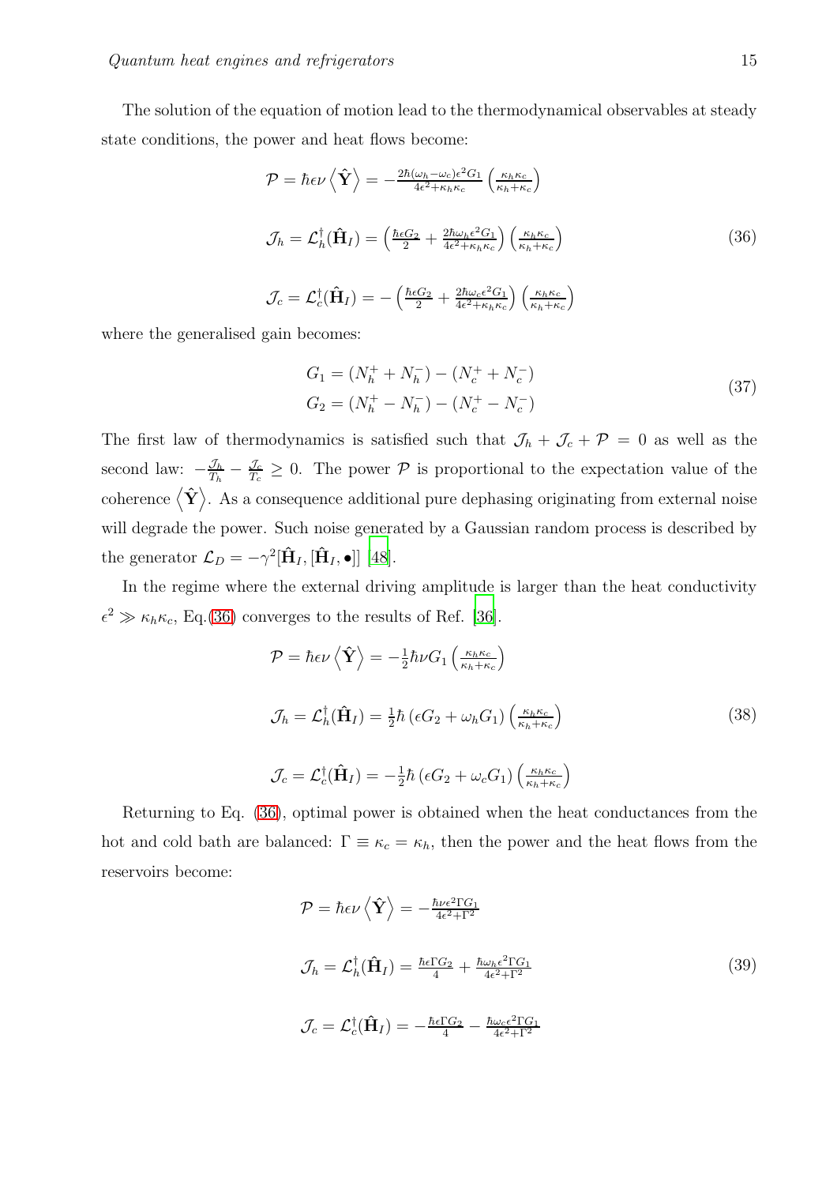The solution of the equation of motion lead to the thermodynamical observables at steady state conditions, the power and heat flows become:

$$
\begin{array}{l}
\mathcal{P} = \hbar\epsilon\nu \left\langle \hat{\mathbf{Y}} \right\rangle = -\frac{2\hbar(\omega_h - \omega_c)\epsilon^2 G_1}{4\epsilon^2 + \kappa_h\kappa_c}\left(\frac{\kappa_h\kappa_c}{\kappa_h+\kappa_c}\right) \\
\\
\mathcal{J}_h = \mathcal{L}_h^\dagger(\hat{\mathbf{H}}_I) = \left(\frac{\hbar\epsilon G_2}{2} + \frac{2\hbar\omega_h\epsilon^2 G_1}{4\epsilon^2+\kappa_h\kappa_c}\right)\left(\frac{\kappa_h\kappa_c}{\kappa_h+\kappa_c}\right) \\
\\
\mathcal{J}_c = \mathcal{L}_c^\dagger(\hat{\mathbf{H}}_I) = -\left(\frac{\hbar\epsilon G_2}{2} + \frac{2\hbar\omega_c\epsilon^2 G_1}{4\epsilon^2+\kappa_h\kappa_c}\right)\left(\frac{\kappa_h\kappa_c}{\kappa_h+\kappa_c}\right)
\end{array}
\tag{36}
$$

where the generalised gain becomes:

$$
\begin{array}{l}
G_1 = (N_h^+ + N_h^-) - (N_c^+ + N_c^-) \\
G_2 = (N_h^+ - N_h^-) - (N_c^+ - N_c^-)
\end{array}
\tag{37}
$$

The first law of thermodynamics is satisfied such that $\mathcal{J}_h + \mathcal{J}_c + \mathcal{P} = 0$ as well as the second law: $-\frac{\mathcal{J}_h}{T_h} - \frac{\mathcal{J}_c}{T_c} \geq 0$. The power $\mathcal{P}$ is proportional to the expectation value of the coherence $\left\langle \hat{\mathbf{Y}} \right\rangle$. As a consequence additional pure dephasing originating from external noise will degrade the power. Such noise generated by a Gaussian random process is described by the generator $\mathcal{L}_D = -\gamma^2[\hat{\mathbf{H}}_I, [\hat{\mathbf{H}}_I, \bullet]]$ [48].

In the regime where the external driving amplitude is larger than the heat conductivity $\epsilon^2 \gg \kappa_h\kappa_c$, Eq.(36) converges to the results of Ref. [36].

$$
\begin{array}{l}
\mathcal{P} = \hbar\epsilon\nu \left\langle \hat{\mathbf{Y}} \right\rangle = -\frac{1}{2}\hbar\nu G_1 \left(\frac{\kappa_h\kappa_c}{\kappa_h+\kappa_c}\right) \\
\\
\mathcal{J}_h = \mathcal{L}_h^\dagger(\hat{\mathbf{H}}_I) = \frac{1}{2}\hbar\left(\epsilon G_2 + \omega_h G_1\right)\left(\frac{\kappa_h\kappa_c}{\kappa_h+\kappa_c}\right) \\
\\
\mathcal{J}_c = \mathcal{L}_c^\dagger(\hat{\mathbf{H}}_I) = -\frac{1}{2}\hbar\left(\epsilon G_2 + \omega_c G_1\right)\left(\frac{\kappa_h\kappa_c}{\kappa_h+\kappa_c}\right)
\end{array}
\tag{38}
$$

Returning to Eq. (36), optimal power is obtained when the heat conductances from the hot and cold bath are balanced: $\Gamma \equiv \kappa_c = \kappa_h$, then the power and the heat flows from the reservoirs become:

$$
\begin{array}{l}
\mathcal{P} = \hbar\epsilon\nu \left\langle \hat{\mathbf{Y}} \right\rangle = -\frac{\hbar\nu\epsilon^2\Gamma G_1}{4\epsilon^2+\Gamma^2} \\
\\
\mathcal{J}_h = \mathcal{L}_h^\dagger(\hat{\mathbf{H}}_I) = \frac{\hbar\epsilon\Gamma G_2}{4} + \frac{\hbar\omega_h\epsilon^2\Gamma G_1}{4\epsilon^2+\Gamma^2} \\
\\
\mathcal{J}_c = \mathcal{L}_c^\dagger(\hat{\mathbf{H}}_I) = -\frac{\hbar\epsilon\Gamma G_2}{4} - \frac{\hbar\omega_c\epsilon^2\Gamma G_1}{4\epsilon^2+\Gamma^2}
\end{array}
\tag{39}
$$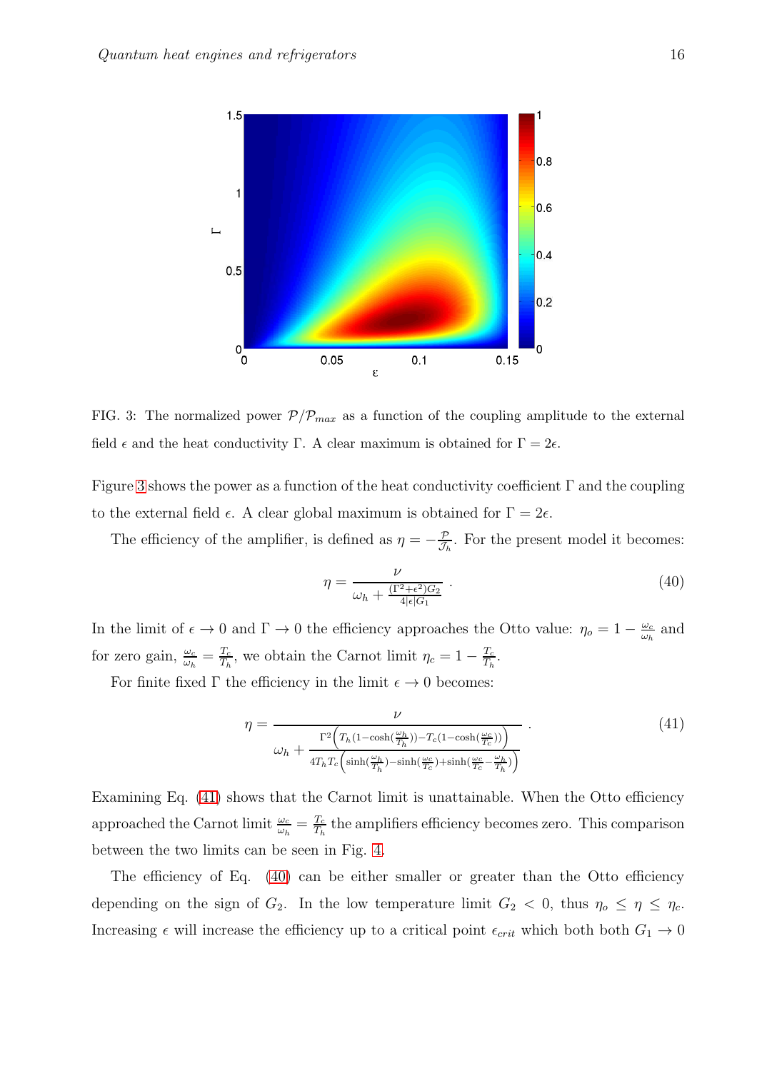FIG. 3: The normalized power $\mathcal{P}/\mathcal{P}_{max}$ as a function of the coupling amplitude to the external field $\epsilon$ and the heat conductivity $\Gamma$. A clear maximum is obtained for $\Gamma = 2\epsilon$.

Figure 3 shows the power as a function of the heat conductivity coefficient $\Gamma$ and the coupling to the external field $\epsilon$. A clear global maximum is obtained for $\Gamma = 2\epsilon$.

The efficiency of the amplifier, is defined as $\eta = -\frac{\mathcal{P}}{\mathcal{J}_h}$. For the present model it becomes:

$$\eta = \frac{\nu}{\omega_h + \frac{(\Gamma^2+\epsilon^2)G_2}{4|\epsilon|G_1}} \; . \tag{40}$$

In the limit of $\epsilon \to 0$ and $\Gamma \to 0$ the efficiency approaches the Otto value: $\eta_o = 1 - \frac{\omega_c}{\omega_h}$ and for zero gain, $\frac{\omega_c}{\omega_h} = \frac{T_c}{T_h}$, we obtain the Carnot limit $\eta_c = 1 - \frac{T_c}{T_h}$.

For finite fixed $\Gamma$ the efficiency in the limit $\epsilon \to 0$ becomes:

$$\eta = \frac{\nu}{\omega_h + \frac{\Gamma^2\left(T_h(1-\cosh(\frac{\omega_h}{T_h})) - T_c(1-\cosh(\frac{\omega_c}{T_c}))\right)}{4T_hT_c\left(\sinh(\frac{\omega_h}{T_h}) - \sinh(\frac{\omega_c}{T_c}) + \sinh(\frac{\omega_c}{T_c} - \frac{\omega_h}{T_h})\right)}} \; . \tag{41}$$

Examining Eq. (41) shows that the Carnot limit is unattainable. When the Otto efficiency approached the Carnot limit $\frac{\omega_c}{\omega_h} = \frac{T_c}{T_h}$ the amplifiers efficiency becomes zero. This comparison between the two limits can be seen in Fig. 4.

The efficiency of Eq. (40) can be either smaller or greater than the Otto efficiency depending on the sign of $G_2$. In the low temperature limit $G_2 < 0$, thus $\eta_o \leq \eta \leq \eta_c$. Increasing $\epsilon$ will increase the efficiency up to a critical point $\epsilon_{crit}$ which both both $G_1 \to 0$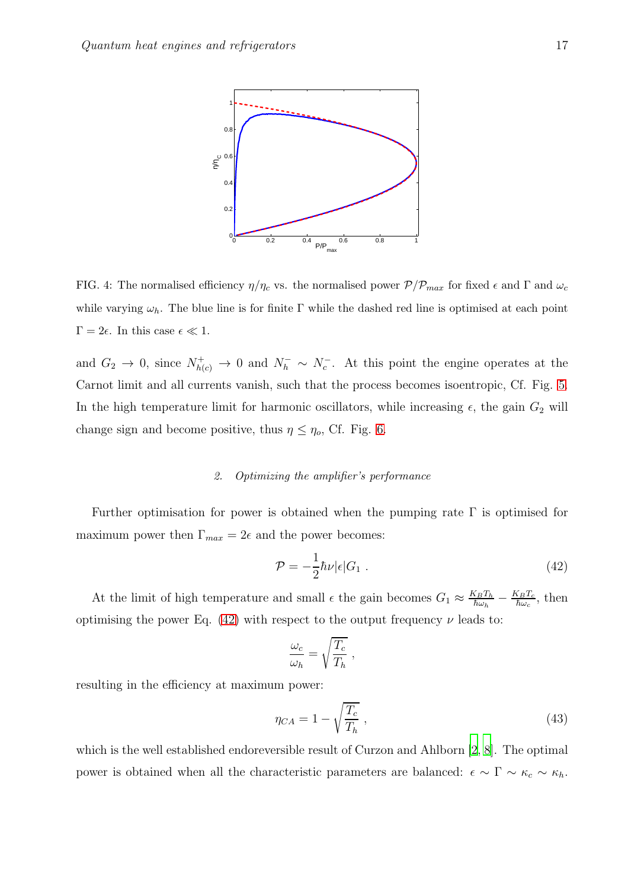FIG. 4: The normalised efficiency $\eta/\eta_c$ vs. the normalised power $\mathcal{P}/\mathcal{P}_{max}$ for fixed $\epsilon$ and $\Gamma$ and $\omega_c$ while varying $\omega_h$. The blue line is for finite $\Gamma$ while the dashed red line is optimised at each point $\Gamma = 2\epsilon$. In this case $\epsilon \ll 1$.

and $G_2 \to 0$, since $N^+_{h(c)} \to 0$ and $N^-_h \sim N^-_c$. At this point the engine operates at the Carnot limit and all currents vanish, such that the process becomes isoentropic, Cf. Fig. 5. In the high temperature limit for harmonic oscillators, while increasing $\epsilon$, the gain $G_2$ will change sign and become positive, thus $\eta \leq \eta_o$, Cf. Fig. 6.

#### 2. Optimizing the amplifier's performance

Further optimisation for power is obtained when the pumping rate $\Gamma$ is optimised for maximum power then $\Gamma_{max} = 2\epsilon$ and the power becomes:

$$\mathcal{P} = -\frac{1}{2}\hbar\nu|\epsilon|G_1 \ . \tag{42}$$

At the limit of high temperature and small $\epsilon$ the gain becomes $G_1 \approx \frac{K_B T_h}{\hbar\omega_h} - \frac{K_B T_c}{\hbar\omega_c}$, then optimising the power Eq. (42) with respect to the output frequency $\nu$ leads to:

$$\frac{\omega_c}{\omega_h} = \sqrt{\frac{T_c}{T_h}} \ ,$$

resulting in the efficiency at maximum power:

$$\eta_{CA} = 1 - \sqrt{\frac{T_c}{T_h}} \ , \tag{43}$$

which is the well established endoreversible result of Curzon and Ahlborn [2, 8]. The optimal power is obtained when all the characteristic parameters are balanced: $\epsilon \sim \Gamma \sim \kappa_c \sim \kappa_h$.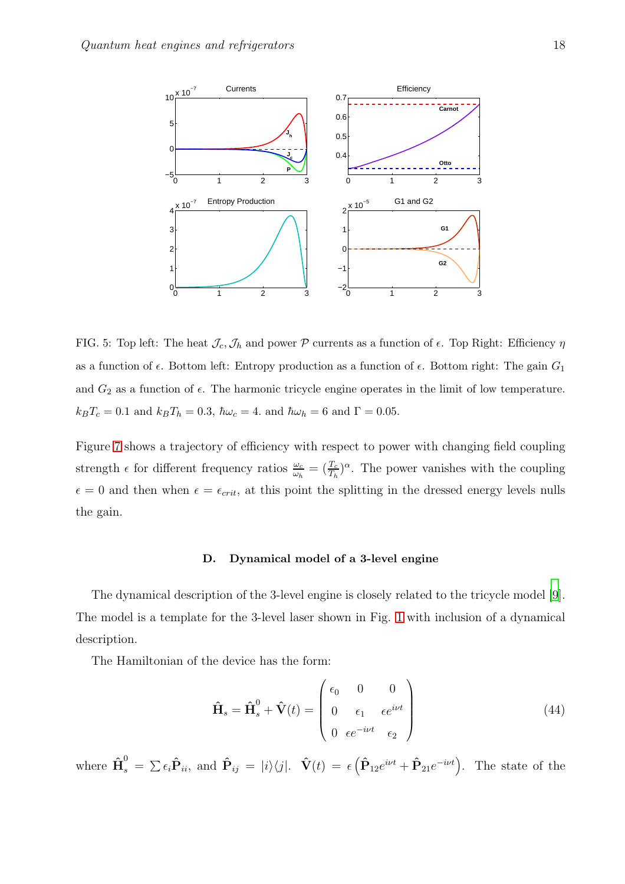FIG. 5: Top left: The heat $\mathcal{J}_c, \mathcal{J}_h$ and power $\mathcal{P}$ currents as a function of $\epsilon$. Top Right: Efficiency $\eta$ as a function of $\epsilon$. Bottom left: Entropy production as a function of $\epsilon$. Bottom right: The gain $G_1$ and $G_2$ as a function of $\epsilon$. The harmonic tricycle engine operates in the limit of low temperature. $k_B T_c = 0.1$ and $k_B T_h = 0.3$, $\hbar\omega_c = 4.$ and $\hbar\omega_h = 6$ and $\Gamma = 0.05$.

Figure 7 shows a trajectory of efficiency with respect to power with changing field coupling strength $\epsilon$ for different frequency ratios $\frac{\omega_c}{\omega_h} = (\frac{T_c}{T_h})^{\alpha}$. The power vanishes with the coupling $\epsilon = 0$ and then when $\epsilon = \epsilon_{crit}$, at this point the splitting in the dressed energy levels nulls the gain.

### D. Dynamical model of a 3-level engine

The dynamical description of the 3-level engine is closely related to the tricycle model [9]. The model is a template for the 3-level laser shown in Fig. 1 with inclusion of a dynamical description.

The Hamiltonian of the device has the form:

$$\hat{\mathbf{H}}_s = \hat{\mathbf{H}}_s^0 + \hat{\mathbf{V}}(t) = \begin{pmatrix} \epsilon_0 & 0 & 0 \\ 0 & \epsilon_1 & \epsilon e^{i\nu t} \\ 0 & \epsilon e^{-i\nu t} & \epsilon_2 \end{pmatrix} \tag{44}$$

where $\hat{\mathbf{H}}_s^0 = \sum \epsilon_i \hat{\mathbf{P}}_{ii}$, and $\hat{\mathbf{P}}_{ij} = |i\rangle\langle j|$. $\hat{\mathbf{V}}(t) = \epsilon \left( \hat{\mathbf{P}}_{12} e^{i\nu t} + \hat{\mathbf{P}}_{21} e^{-i\nu t} \right)$. The state of the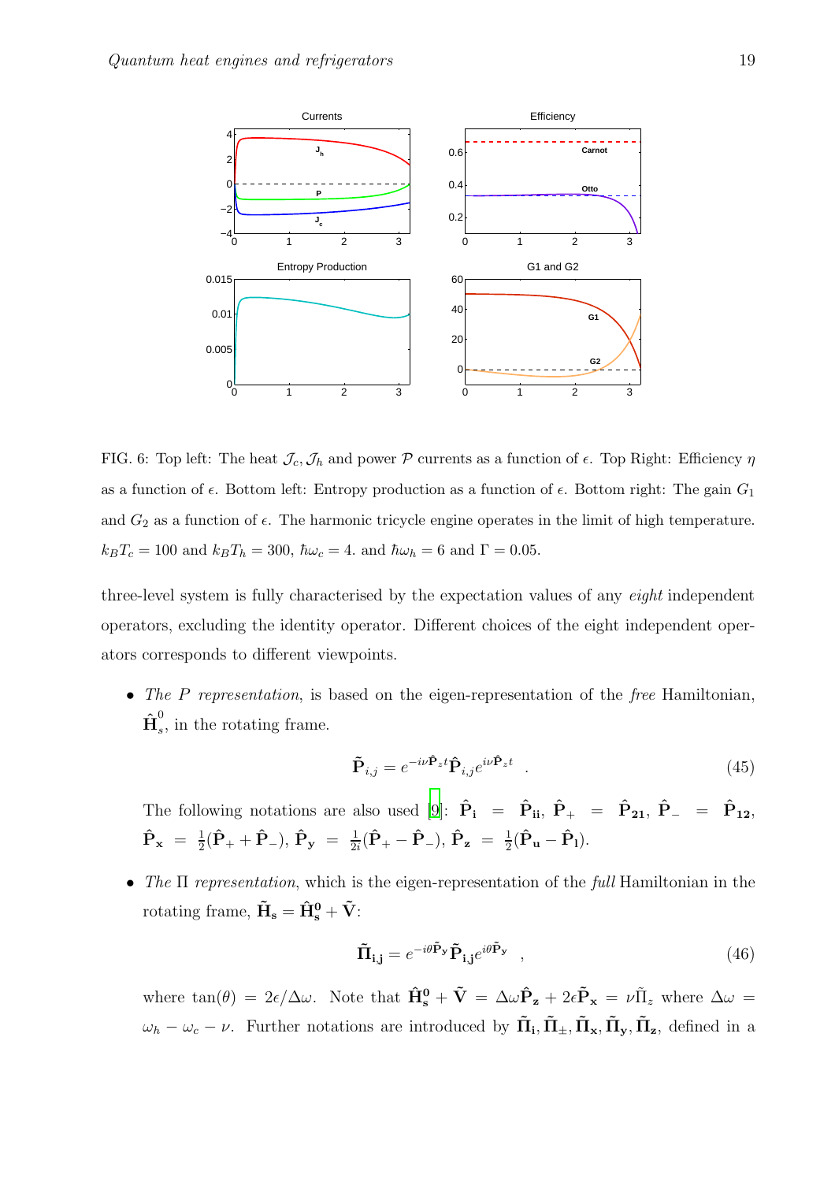FIG. 6: Top left: The heat $\mathcal{J}_c, \mathcal{J}_h$ and power $\mathcal{P}$ currents as a function of $\epsilon$. Top Right: Efficiency $\eta$ as a function of $\epsilon$. Bottom left: Entropy production as a function of $\epsilon$. Bottom right: The gain $G_1$ and $G_2$ as a function of $\epsilon$. The harmonic tricycle engine operates in the limit of high temperature. $k_B T_c = 100$ and $k_B T_h = 300$, $\hbar\omega_c = 4.$ and $\hbar\omega_h = 6$ and $\Gamma = 0.05$.

three-level system is fully characterised by the expectation values of any *eight* independent operators, excluding the identity operator. Different choices of the eight independent operators corresponds to different viewpoints.

- *The P representation*, is based on the eigen-representation of the *free* Hamiltonian, $\hat{\mathbf{H}}_s^0$, in the rotating frame.

$$\tilde{\mathbf{P}}_{i,j} = e^{-i\nu\hat{\mathbf{P}}_z t}\hat{\mathbf{P}}_{i,j}e^{i\nu\hat{\mathbf{P}}_z t} \quad . \tag{45}$$

  The following notations are also used [9]: $\hat{\mathbf{P}}_\mathbf{i} = \hat{\mathbf{P}}_\mathbf{ii}$, $\hat{\mathbf{P}}_+ = \hat{\mathbf{P}}_\mathbf{21}$, $\hat{\mathbf{P}}_- = \hat{\mathbf{P}}_\mathbf{12}$, $\hat{\mathbf{P}}_\mathbf{x} = \frac{1}{2}(\hat{\mathbf{P}}_+ + \hat{\mathbf{P}}_-)$, $\hat{\mathbf{P}}_\mathbf{y} = \frac{1}{2i}(\hat{\mathbf{P}}_+ - \hat{\mathbf{P}}_-)$, $\hat{\mathbf{P}}_\mathbf{z} = \frac{1}{2}(\hat{\mathbf{P}}_\mathbf{u} - \hat{\mathbf{P}}_\mathbf{l})$.

- *The $\Pi$ representation*, which is the eigen-representation of the *full* Hamiltonian in the rotating frame, $\tilde{\mathbf{H}}_\mathbf{s} = \hat{\mathbf{H}}_\mathbf{s}^\mathbf{0} + \tilde{\mathbf{V}}$:

$$\tilde{\mathbf{\Pi}}_\mathbf{i,j} = e^{-i\theta\tilde{\mathbf{P}}_\mathbf{y}}\tilde{\mathbf{P}}_\mathbf{i,j}e^{i\theta\tilde{\mathbf{P}}_\mathbf{y}} \quad , \tag{46}$$

  where $\tan(\theta) = 2\epsilon/\Delta\omega$. Note that $\hat{\mathbf{H}}_\mathbf{s}^\mathbf{0} + \tilde{\mathbf{V}} = \Delta\omega\hat{\mathbf{P}}_\mathbf{z} + 2\epsilon\tilde{\mathbf{P}}_\mathbf{x} = \nu\tilde{\Pi}_z$ where $\Delta\omega = \omega_h - \omega_c - \nu$. Further notations are introduced by $\tilde{\mathbf{\Pi}}_\mathbf{i}, \tilde{\mathbf{\Pi}}_\pm, \tilde{\mathbf{\Pi}}_\mathbf{x}, \tilde{\mathbf{\Pi}}_\mathbf{y}, \tilde{\mathbf{\Pi}}_\mathbf{z}$, defined in a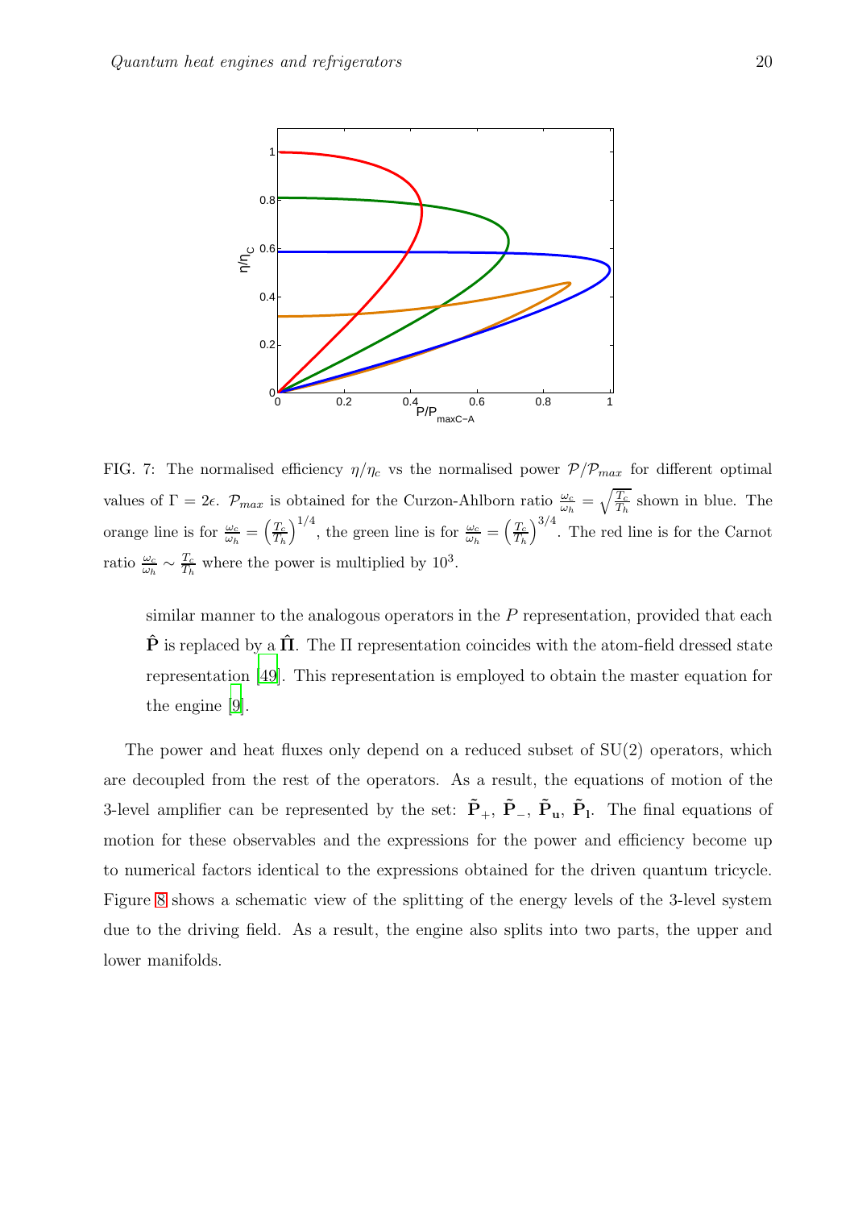FIG. 7: The normalised efficiency $\eta/\eta_c$ vs the normalised power $\mathcal{P}/\mathcal{P}_{max}$ for different optimal values of $\Gamma = 2\epsilon$. $\mathcal{P}_{max}$ is obtained for the Curzon-Ahlborn ratio $\frac{\omega_c}{\omega_h} = \sqrt{\frac{T_c}{T_h}}$ shown in blue. The orange line is for $\frac{\omega_c}{\omega_h} = \left(\frac{T_c}{T_h}\right)^{1/4}$, the green line is for $\frac{\omega_c}{\omega_h} = \left(\frac{T_c}{T_h}\right)^{3/4}$. The red line is for the Carnot ratio $\frac{\omega_c}{\omega_h} \sim \frac{T_c}{T_h}$ where the power is multiplied by $10^3$.

similar manner to the analogous operators in the $P$ representation, provided that each $\hat{\mathbf{P}}$ is replaced by a $\hat{\mathbf{\Pi}}$. The $\Pi$ representation coincides with the atom-field dressed state representation [49]. This representation is employed to obtain the master equation for the engine [9].

The power and heat fluxes only depend on a reduced subset of SU(2) operators, which are decoupled from the rest of the operators. As a result, the equations of motion of the 3-level amplifier can be represented by the set: $\tilde{\mathbf{P}}_+$, $\tilde{\mathbf{P}}_-$, $\tilde{\mathbf{P}}_\mathbf{u}$, $\tilde{\mathbf{P}}_\mathbf{l}$. The final equations of motion for these observables and the expressions for the power and efficiency become up to numerical factors identical to the expressions obtained for the driven quantum tricycle. Figure 8 shows a schematic view of the splitting of the energy levels of the 3-level system due to the driving field. As a result, the engine also splits into two parts, the upper and lower manifolds.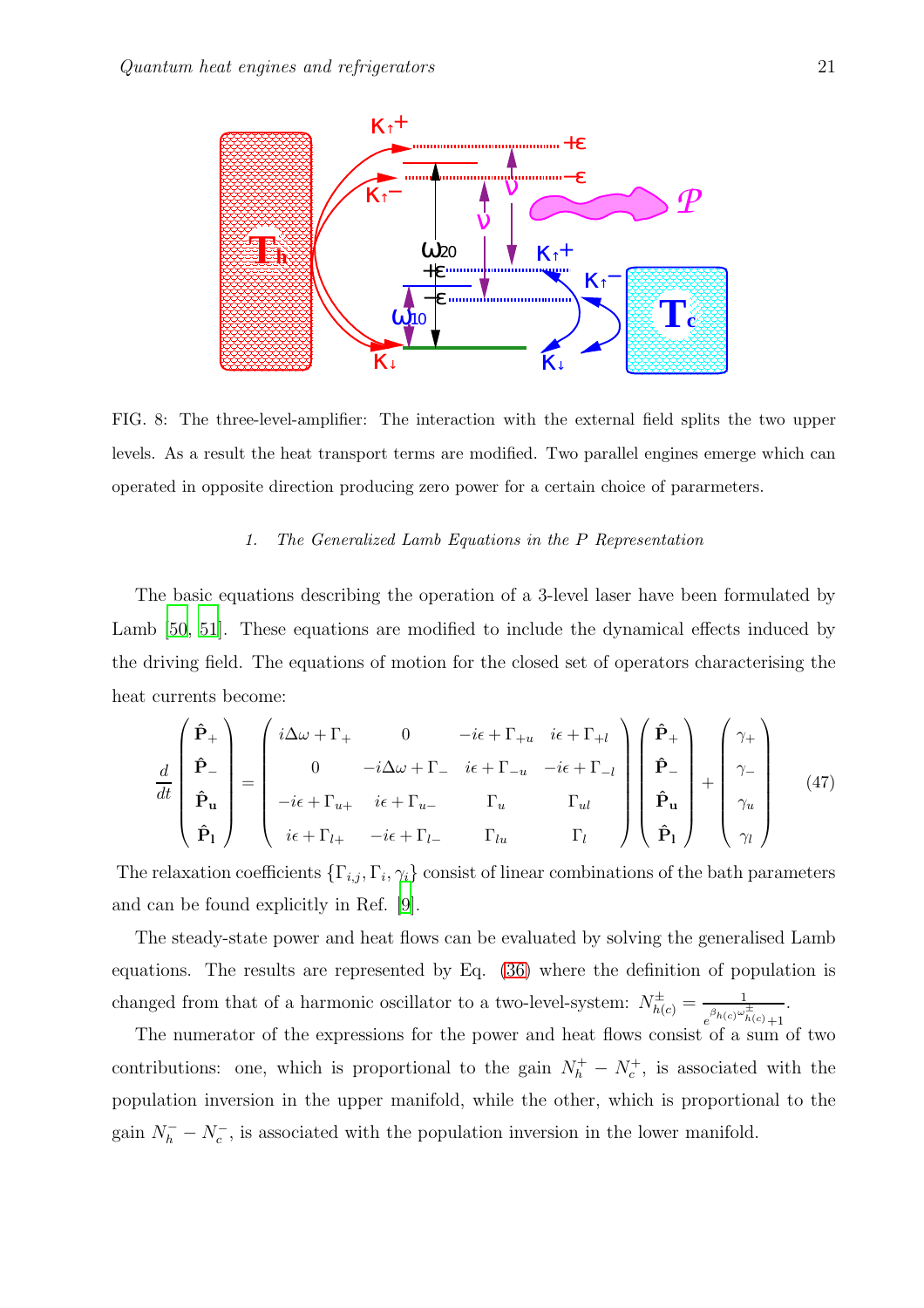FIG. 8: The three-level-amplifier: The interaction with the external field splits the two upper levels. As a result the heat transport terms are modified. Two parallel engines emerge which can operated in opposite direction producing zero power for a certain choice of pararmeters.

### 1. The Generalized Lamb Equations in the P Representation

The basic equations describing the operation of a 3-level laser have been formulated by Lamb [50, 51]. These equations are modified to include the dynamical effects induced by the driving field. The equations of motion for the closed set of operators characterising the heat currents become:

$$\frac{d}{dt}\begin{pmatrix} \hat{\mathbf{P}}_+ \\ \hat{\mathbf{P}}_- \\ \hat{\mathbf{P}}_\mathbf{u} \\ \hat{\mathbf{P}}_\mathbf{l} \end{pmatrix} = \begin{pmatrix} i\Delta\omega + \Gamma_+ & 0 & -i\epsilon + \Gamma_{+u} & i\epsilon + \Gamma_{+l} \\ 0 & -i\Delta\omega + \Gamma_- & i\epsilon + \Gamma_{-u} & -i\epsilon + \Gamma_{-l} \\ -i\epsilon + \Gamma_{u+} & i\epsilon + \Gamma_{u-} & \Gamma_u & \Gamma_{ul} \\ i\epsilon + \Gamma_{l+} & -i\epsilon + \Gamma_{l-} & \Gamma_{lu} & \Gamma_l \end{pmatrix} \begin{pmatrix} \hat{\mathbf{P}}_+ \\ \hat{\mathbf{P}}_- \\ \hat{\mathbf{P}}_\mathbf{u} \\ \hat{\mathbf{P}}_\mathbf{l} \end{pmatrix} + \begin{pmatrix} \gamma_+ \\ \gamma_- \\ \gamma_u \\ \gamma_l \end{pmatrix} \tag{47}$$

The relaxation coefficients $\{\Gamma_{i,j}, \Gamma_i, \gamma_i\}$ consist of linear combinations of the bath parameters and can be found explicitly in Ref. [9].

The steady-state power and heat flows can be evaluated by solving the generalised Lamb equations. The results are represented by Eq. (36) where the definition of population is changed from that of a harmonic oscillator to a two-level-system: $N^{\pm}_{h(c)} = \frac{1}{e^{\beta_{h(c)}\omega^{\pm}_{h(c)}}+1}$.

The numerator of the expressions for the power and heat flows consist of a sum of two contributions: one, which is proportional to the gain $N^+_h - N^+_c$, is associated with the population inversion in the upper manifold, while the other, which is proportional to the gain $N^-_h - N^-_c$, is associated with the population inversion in the lower manifold.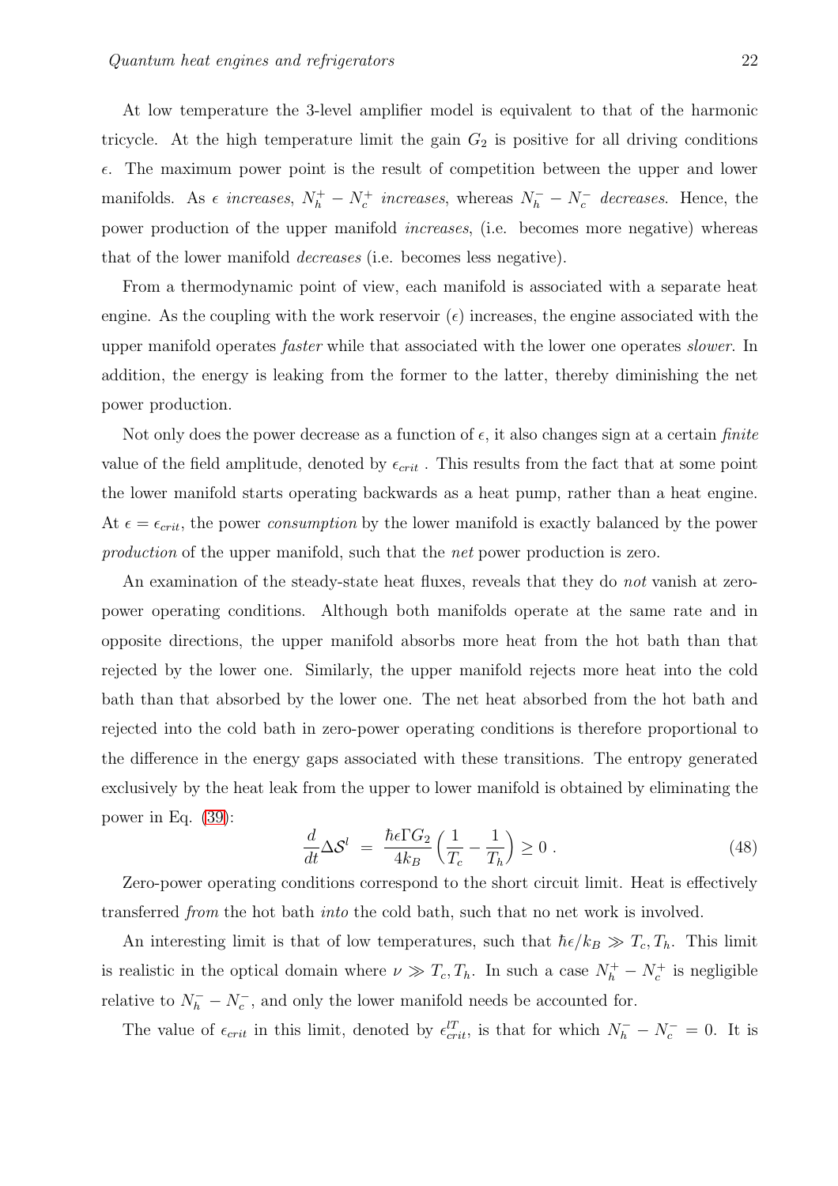At low temperature the 3-level amplifier model is equivalent to that of the harmonic tricycle. At the high temperature limit the gain $G_2$ is positive for all driving conditions $\epsilon$. The maximum power point is the result of competition between the upper and lower manifolds. As $\epsilon$ *increases*, $N_h^+ - N_c^+$ *increases*, whereas $N_h^- - N_c^-$ *decreases*. Hence, the power production of the upper manifold *increases*, (i.e. becomes more negative) whereas that of the lower manifold *decreases* (i.e. becomes less negative).

From a thermodynamic point of view, each manifold is associated with a separate heat engine. As the coupling with the work reservoir ($\epsilon$) increases, the engine associated with the upper manifold operates *faster* while that associated with the lower one operates *slower*. In addition, the energy is leaking from the former to the latter, thereby diminishing the net power production.

Not only does the power decrease as a function of $\epsilon$, it also changes sign at a certain *finite* value of the field amplitude, denoted by $\epsilon_{crit}$ . This results from the fact that at some point the lower manifold starts operating backwards as a heat pump, rather than a heat engine. At $\epsilon = \epsilon_{crit}$, the power *consumption* by the lower manifold is exactly balanced by the power *production* of the upper manifold, such that the *net* power production is zero.

An examination of the steady-state heat fluxes, reveals that they do *not* vanish at zero-power operating conditions. Although both manifolds operate at the same rate and in opposite directions, the upper manifold absorbs more heat from the hot bath than that rejected by the lower one. Similarly, the upper manifold rejects more heat into the cold bath than that absorbed by the lower one. The net heat absorbed from the hot bath and rejected into the cold bath in zero-power operating conditions is therefore proportional to the difference in the energy gaps associated with these transitions. The entropy generated exclusively by the heat leak from the upper to lower manifold is obtained by eliminating the power in Eq. (39):

$$\frac{d}{dt}\Delta\mathcal{S}^l \;=\; \frac{\hbar\epsilon\Gamma G_2}{4k_B}\left(\frac{1}{T_c} - \frac{1}{T_h}\right) \geq 0 \;. \tag{48}$$

Zero-power operating conditions correspond to the short circuit limit. Heat is effectively transferred *from* the hot bath *into* the cold bath, such that no net work is involved.

An interesting limit is that of low temperatures, such that $\hbar\epsilon/k_B \gg T_c, T_h$. This limit is realistic in the optical domain where $\nu \gg T_c, T_h$. In such a case $N_h^+ - N_c^+$ is negligible relative to $N_h^- - N_c^-$, and only the lower manifold needs be accounted for.

The value of $\epsilon_{crit}$ in this limit, denoted by $\epsilon_{crit}^{lT}$, is that for which $N_h^- - N_c^- = 0$. It is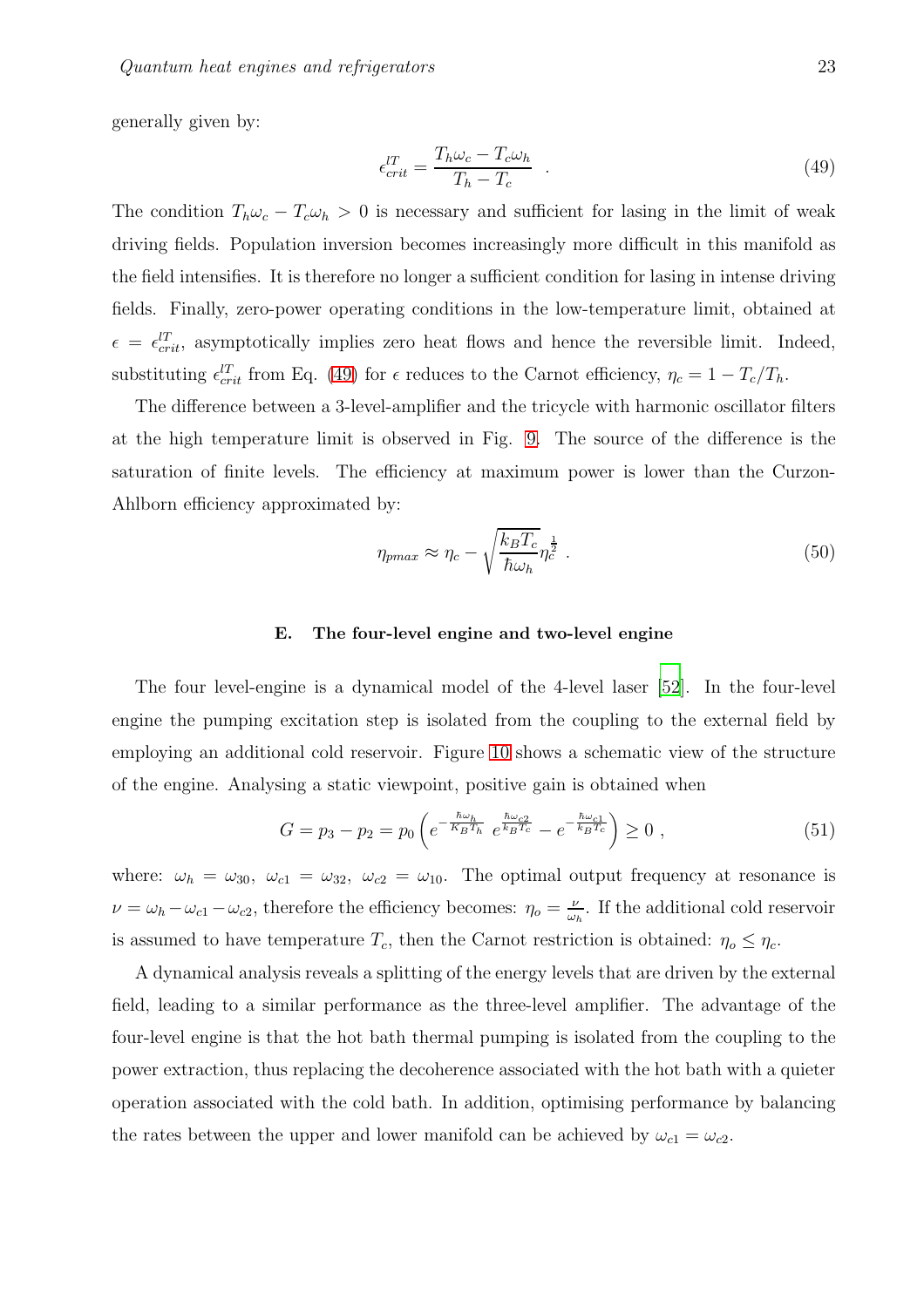generally given by:

$$\epsilon_{crit}^{lT} = \frac{T_h \omega_c - T_c \omega_h}{T_h - T_c} \quad . \tag{49}$$

The condition $T_h \omega_c - T_c \omega_h > 0$ is necessary and sufficient for lasing in the limit of weak driving fields. Population inversion becomes increasingly more difficult in this manifold as the field intensifies. It is therefore no longer a sufficient condition for lasing in intense driving fields. Finally, zero-power operating conditions in the low-temperature limit, obtained at $\epsilon = \epsilon_{crit}^{lT}$, asymptotically implies zero heat flows and hence the reversible limit. Indeed, substituting $\epsilon_{crit}^{lT}$ from Eq. (49) for $\epsilon$ reduces to the Carnot efficiency, $\eta_c = 1 - T_c/T_h$.

The difference between a 3-level-amplifier and the tricycle with harmonic oscillator filters at the high temperature limit is observed in Fig. 9. The source of the difference is the saturation of finite levels. The efficiency at maximum power is lower than the Curzon-Ahlborn efficiency approximated by:

$$\eta_{pmax} \approx \eta_c - \sqrt{\frac{k_B T_c}{\hbar \omega_h}} \eta_c^{\frac{1}{2}} \ . \tag{50}$$

### E. The four-level engine and two-level engine

The four level-engine is a dynamical model of the 4-level laser [52]. In the four-level engine the pumping excitation step is isolated from the coupling to the external field by employing an additional cold reservoir. Figure 10 shows a schematic view of the structure of the engine. Analysing a static viewpoint, positive gain is obtained when

$$G = p_3 - p_2 = p_0 \left( e^{-\frac{\hbar \omega_h}{K_B T_h}} \ e^{\frac{\hbar \omega_{c2}}{k_B T_c}} - e^{-\frac{\hbar \omega_{c1}}{k_B T_c}} \right) \geq 0 \ , \tag{51}$$

where: $\omega_h = \omega_{30}, \ \omega_{c1} = \omega_{32}, \ \omega_{c2} = \omega_{10}$. The optimal output frequency at resonance is $\nu = \omega_h - \omega_{c1} - \omega_{c2}$, therefore the efficiency becomes: $\eta_o = \frac{\nu}{\omega_h}$. If the additional cold reservoir is assumed to have temperature $T_c$, then the Carnot restriction is obtained: $\eta_o \leq \eta_c$.

A dynamical analysis reveals a splitting of the energy levels that are driven by the external field, leading to a similar performance as the three-level amplifier. The advantage of the four-level engine is that the hot bath thermal pumping is isolated from the coupling to the power extraction, thus replacing the decoherence associated with the hot bath with a quieter operation associated with the cold bath. In addition, optimising performance by balancing the rates between the upper and lower manifold can be achieved by $\omega_{c1} = \omega_{c2}$.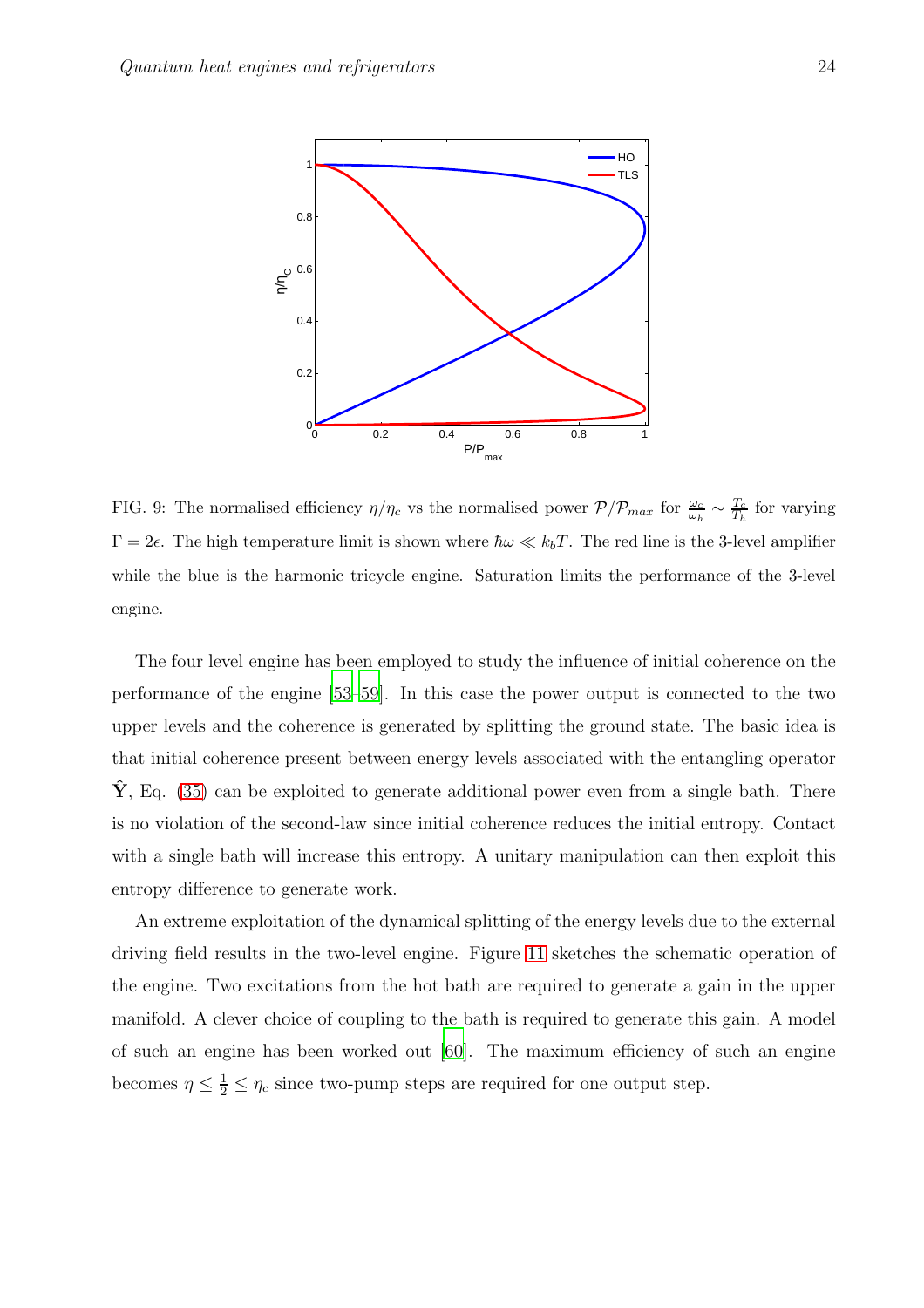FIG. 9: The normalised efficiency $\eta/\eta_c$ vs the normalised power $\mathcal{P}/\mathcal{P}_{max}$ for $\frac{\omega_c}{\omega_h} \sim \frac{T_c}{T_h}$ for varying $\Gamma = 2\epsilon$. The high temperature limit is shown where $\hbar\omega \ll k_b T$. The red line is the 3-level amplifier while the blue is the harmonic tricycle engine. Saturation limits the performance of the 3-level engine.

The four level engine has been employed to study the influence of initial coherence on the performance of the engine [53–59]. In this case the power output is connected to the two upper levels and the coherence is generated by splitting the ground state. The basic idea is that initial coherence present between energy levels associated with the entangling operator $\hat{\mathbf{Y}}$, Eq. (35) can be exploited to generate additional power even from a single bath. There is no violation of the second-law since initial coherence reduces the initial entropy. Contact with a single bath will increase this entropy. A unitary manipulation can then exploit this entropy difference to generate work.

An extreme exploitation of the dynamical splitting of the energy levels due to the external driving field results in the two-level engine. Figure 11 sketches the schematic operation of the engine. Two excitations from the hot bath are required to generate a gain in the upper manifold. A clever choice of coupling to the bath is required to generate this gain. A model of such an engine has been worked out [60]. The maximum efficiency of such an engine becomes $\eta \leq \frac{1}{2} \leq \eta_c$ since two-pump steps are required for one output step.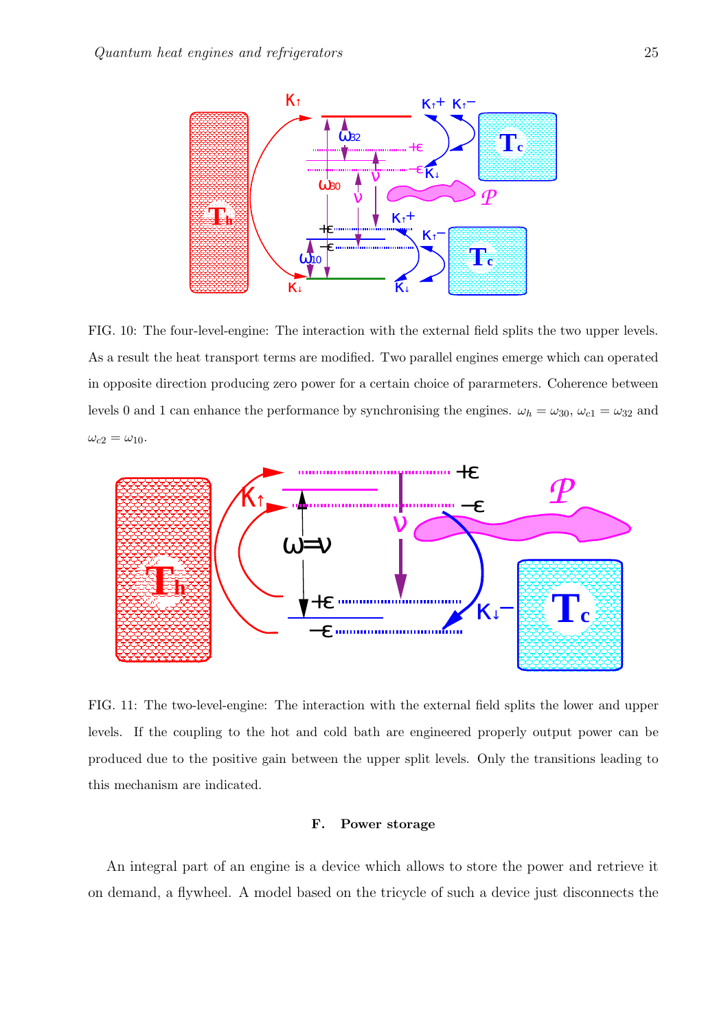FIG. 10: The four-level-engine: The interaction with the external field splits the two upper levels. As a result the heat transport terms are modified. Two parallel engines emerge which can operated in opposite direction producing zero power for a certain choice of pararmeters. Coherence between levels 0 and 1 can enhance the performance by synchronising the engines. $\omega_h = \omega_{30}$, $\omega_{c1} = \omega_{32}$ and $\omega_{c2} = \omega_{10}$.

FIG. 11: The two-level-engine: The interaction with the external field splits the lower and upper levels. If the coupling to the hot and cold bath are engineered properly output power can be produced due to the positive gain between the upper split levels. Only the transitions leading to this mechanism are indicated.

### F. Power storage

An integral part of an engine is a device which allows to store the power and retrieve it on demand, a flywheel. A model based on the tricycle of such a device just disconnects the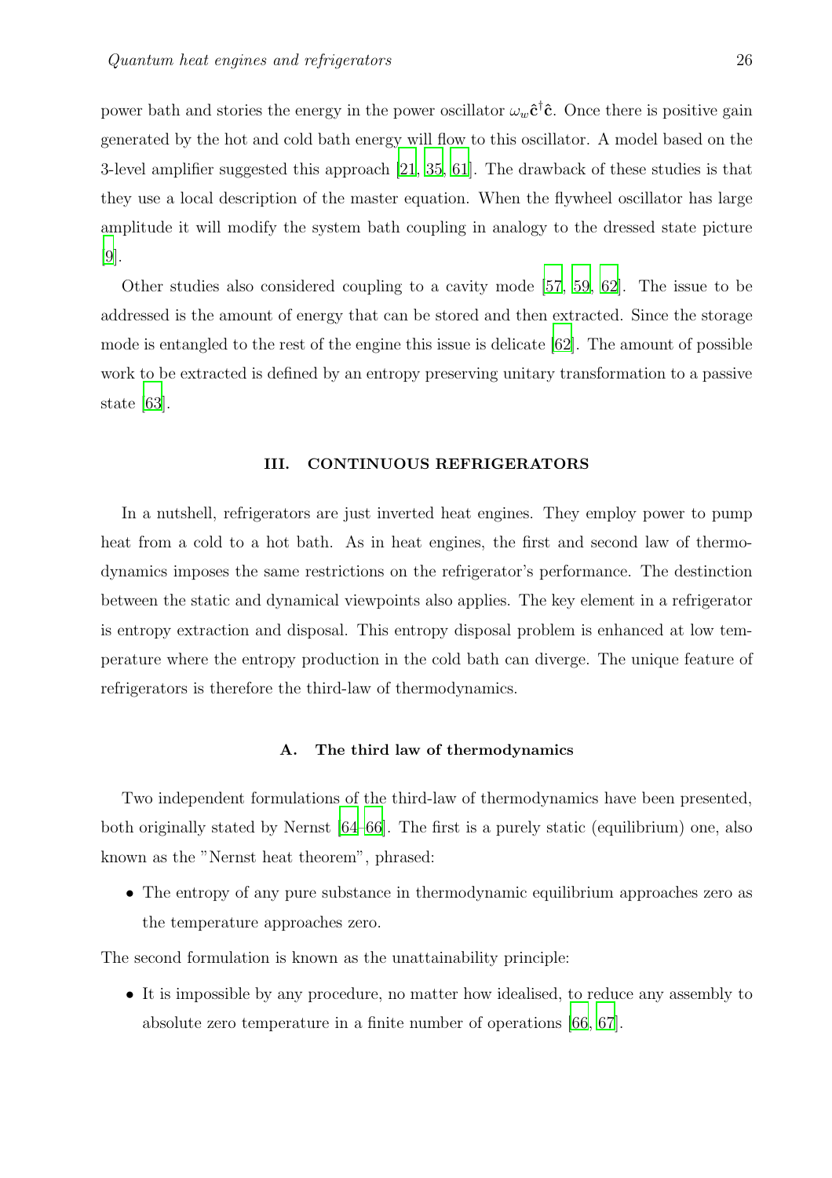power bath and stories the energy in the power oscillator $\omega_w \hat{\mathbf{c}}^\dagger \hat{\mathbf{c}}$. Once there is positive gain generated by the hot and cold bath energy will flow to this oscillator. A model based on the 3-level amplifier suggested this approach [21, 35, 61]. The drawback of these studies is that they use a local description of the master equation. When the flywheel oscillator has large amplitude it will modify the system bath coupling in analogy to the dressed state picture [9].

Other studies also considered coupling to a cavity mode [57, 59, 62]. The issue to be addressed is the amount of energy that can be stored and then extracted. Since the storage mode is entangled to the rest of the engine this issue is delicate [62]. The amount of possible work to be extracted is defined by an entropy preserving unitary transformation to a passive state [63].

## III. CONTINUOUS REFRIGERATORS

In a nutshell, refrigerators are just inverted heat engines. They employ power to pump heat from a cold to a hot bath. As in heat engines, the first and second law of thermodynamics imposes the same restrictions on the refrigerator's performance. The destinction between the static and dynamical viewpoints also applies. The key element in a refrigerator is entropy extraction and disposal. This entropy disposal problem is enhanced at low temperature where the entropy production in the cold bath can diverge. The unique feature of refrigerators is therefore the third-law of thermodynamics.

### A. The third law of thermodynamics

Two independent formulations of the third-law of thermodynamics have been presented, both originally stated by Nernst [64–66]. The first is a purely static (equilibrium) one, also known as the "Nernst heat theorem", phrased:

- The entropy of any pure substance in thermodynamic equilibrium approaches zero as the temperature approaches zero.

The second formulation is known as the unattainability principle:

- It is impossible by any procedure, no matter how idealised, to reduce any assembly to absolute zero temperature in a finite number of operations [66, 67].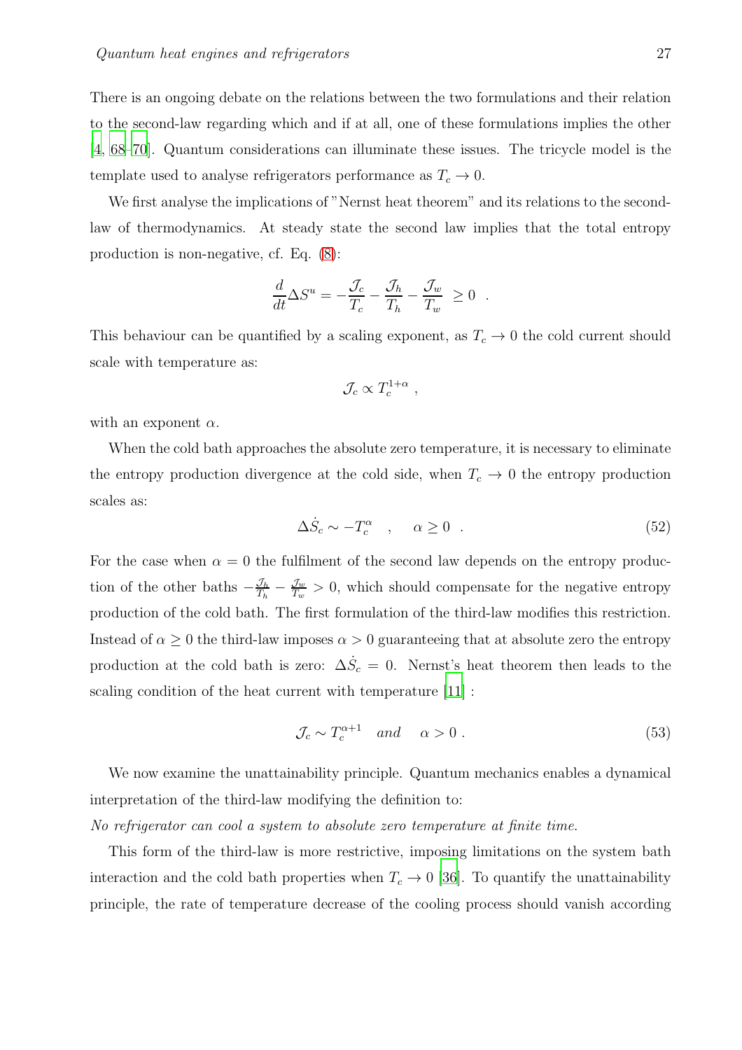There is an ongoing debate on the relations between the two formulations and their relation to the second-law regarding which and if at all, one of these formulations implies the other [4, 68–70]. Quantum considerations can illuminate these issues. The tricycle model is the template used to analyse refrigerators performance as $T_c \to 0$.

We first analyse the implications of "Nernst heat theorem" and its relations to the second-law of thermodynamics. At steady state the second law implies that the total entropy production is non-negative, cf. Eq. (8):

$$\frac{d}{dt}\Delta S^u = -\frac{\mathcal{J}_c}{T_c} - \frac{\mathcal{J}_h}{T_h} - \frac{\mathcal{J}_w}{T_w} \; \geq 0 \; .$$

This behaviour can be quantified by a scaling exponent, as $T_c \to 0$ the cold current should scale with temperature as:

$$\mathcal{J}_c \propto T_c^{1+\alpha} \; ,$$

with an exponent $\alpha$.

When the cold bath approaches the absolute zero temperature, it is necessary to eliminate the entropy production divergence at the cold side, when $T_c \to 0$ the entropy production scales as:

$$\Delta \dot{S}_c \sim -T_c^{\alpha} \quad , \quad \alpha \geq 0 \; . \tag{52}$$

For the case when $\alpha = 0$ the fulfilment of the second law depends on the entropy production of the other baths $-\frac{\mathcal{J}_h}{T_h} - \frac{\mathcal{J}_w}{T_w} > 0$, which should compensate for the negative entropy production of the cold bath. The first formulation of the third-law modifies this restriction. Instead of $\alpha \geq 0$ the third-law imposes $\alpha > 0$ guaranteeing that at absolute zero the entropy production at the cold bath is zero: $\Delta \dot{S}_c = 0$. Nernst's heat theorem then leads to the scaling condition of the heat current with temperature [11] :

$$\mathcal{J}_c \sim T_c^{\alpha+1} \quad and \quad \alpha > 0 \; . \tag{53}$$

We now examine the unattainability principle. Quantum mechanics enables a dynamical interpretation of the third-law modifying the definition to:

*No refrigerator can cool a system to absolute zero temperature at finite time.*

This form of the third-law is more restrictive, imposing limitations on the system bath interaction and the cold bath properties when $T_c \to 0$ [36]. To quantify the unattainability principle, the rate of temperature decrease of the cooling process should vanish according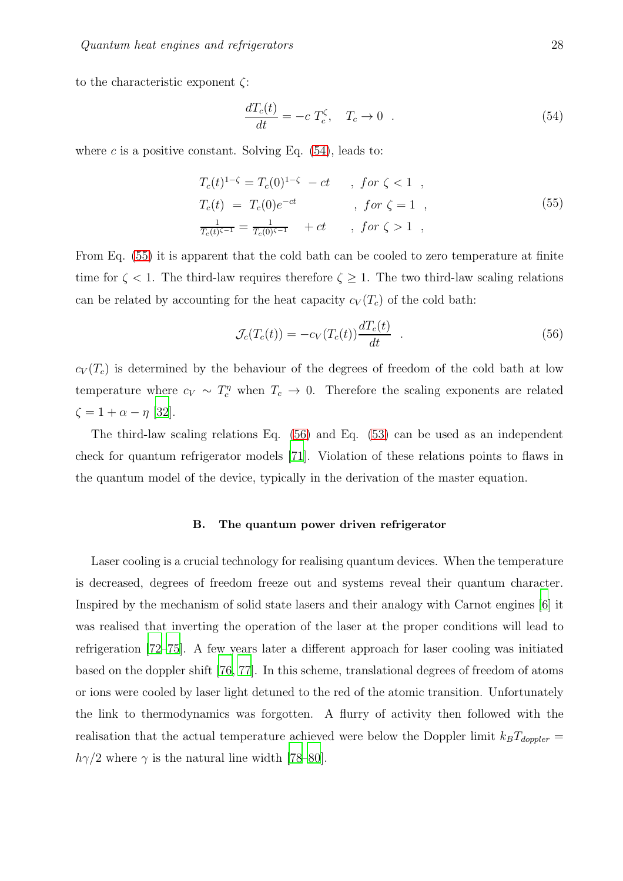to the characteristic exponent $\zeta$:

$$\frac{dT_c(t)}{dt} = -c\ T_c^{\zeta}, \quad T_c \to 0 \ \ . \tag{54}$$

where $c$ is a positive constant. Solving Eq. (54), leads to:

$$\begin{array}{ll}
T_c(t)^{1-\zeta} = T_c(0)^{1-\zeta} \ - ct & , \ for \ \zeta < 1 \ \ , \\
T_c(t) \ = \ T_c(0) e^{-ct} & , \ for \ \zeta = 1 \ \ , \\
\frac{1}{T_c(t)^{\zeta-1}} = \frac{1}{T_c(0)^{\zeta-1}} \quad + ct & , \ for \ \zeta > 1 \ \ ,
\end{array} \tag{55}$$

From Eq. (55) it is apparent that the cold bath can be cooled to zero temperature at finite time for $\zeta < 1$. The third-law requires therefore $\zeta \geq 1$. The two third-law scaling relations can be related by accounting for the heat capacity $c_V(T_c)$ of the cold bath:

$$\mathcal{J}_c(T_c(t)) = -c_V(T_c(t)) \frac{dT_c(t)}{dt} \ \ . \tag{56}$$

$c_V(T_c)$ is determined by the behaviour of the degrees of freedom of the cold bath at low temperature where $c_V \sim T_c^{\eta}$ when $T_c \to 0$. Therefore the scaling exponents are related $\zeta = 1 + \alpha - \eta$ [32].

The third-law scaling relations Eq. (56) and Eq. (53) can be used as an independent check for quantum refrigerator models [71]. Violation of these relations points to flaws in the quantum model of the device, typically in the derivation of the master equation.

### B. The quantum power driven refrigerator

Laser cooling is a crucial technology for realising quantum devices. When the temperature is decreased, degrees of freedom freeze out and systems reveal their quantum character. Inspired by the mechanism of solid state lasers and their analogy with Carnot engines [6] it was realised that inverting the operation of the laser at the proper conditions will lead to refrigeration [72–75]. A few years later a different approach for laser cooling was initiated based on the doppler shift [76, 77]. In this scheme, translational degrees of freedom of atoms or ions were cooled by laser light detuned to the red of the atomic transition. Unfortunately the link to thermodynamics was forgotten. A flurry of activity then followed with the realisation that the actual temperature achieved were below the Doppler limit $k_B T_{doppler} = h\gamma/2$ where $\gamma$ is the natural line width [78–80].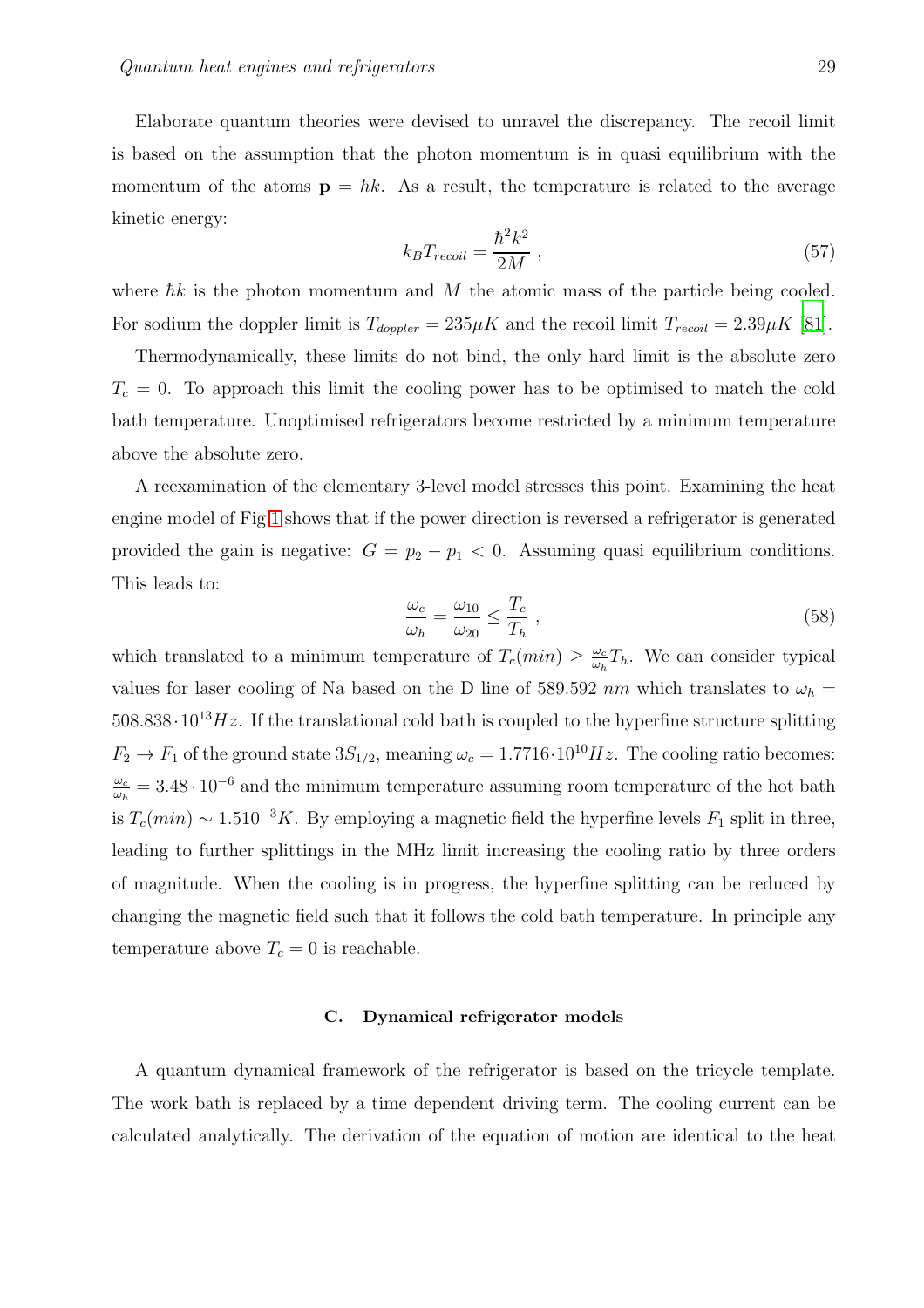Elaborate quantum theories were devised to unravel the discrepancy. The recoil limit is based on the assumption that the photon momentum is in quasi equilibrium with the momentum of the atoms $\mathbf{p} = \hbar k$. As a result, the temperature is related to the average kinetic energy:

$$k_B T_{recoil} = \frac{\hbar^2 k^2}{2M} \ , \tag{57}$$

where $\hbar k$ is the photon momentum and $M$ the atomic mass of the particle being cooled. For sodium the doppler limit is $T_{doppler} = 235 \mu K$ and the recoil limit $T_{recoil} = 2.39 \mu K$ [81].

Thermodynamically, these limits do not bind, the only hard limit is the absolute zero $T_c = 0$. To approach this limit the cooling power has to be optimised to match the cold bath temperature. Unoptimised refrigerators become restricted by a minimum temperature above the absolute zero.

A reexamination of the elementary 3-level model stresses this point. Examining the heat engine model of Fig 1 shows that if the power direction is reversed a refrigerator is generated provided the gain is negative: $G = p_2 - p_1 < 0$. Assuming quasi equilibrium conditions. This leads to:

$$\frac{\omega_c}{\omega_h} = \frac{\omega_{10}}{\omega_{20}} \leq \frac{T_c}{T_h} \ , \tag{58}$$

which translated to a minimum temperature of $T_c(min) \geq \frac{\omega_c}{\omega_h} T_h$. We can consider typical values for laser cooling of Na based on the D line of 589.592 $nm$ which translates to $\omega_h = 508.838 \cdot 10^{13} Hz$. If the translational cold bath is coupled to the hyperfine structure splitting $F_2 \rightarrow F_1$ of the ground state $3S_{1/2}$, meaning $\omega_c = 1.7716 \cdot 10^{10} Hz$. The cooling ratio becomes: $\frac{\omega_c}{\omega_h} = 3.48 \cdot 10^{-6}$ and the minimum temperature assuming room temperature of the hot bath is $T_c(min) \sim 1.510^{-3} K$. By employing a magnetic field the hyperfine levels $F_1$ split in three, leading to further splittings in the MHz limit increasing the cooling ratio by three orders of magnitude. When the cooling is in progress, the hyperfine splitting can be reduced by changing the magnetic field such that it follows the cold bath temperature. In principle any temperature above $T_c = 0$ is reachable.

### C. Dynamical refrigerator models

A quantum dynamical framework of the refrigerator is based on the tricycle template. The work bath is replaced by a time dependent driving term. The cooling current can be calculated analytically. The derivation of the equation of motion are identical to the heat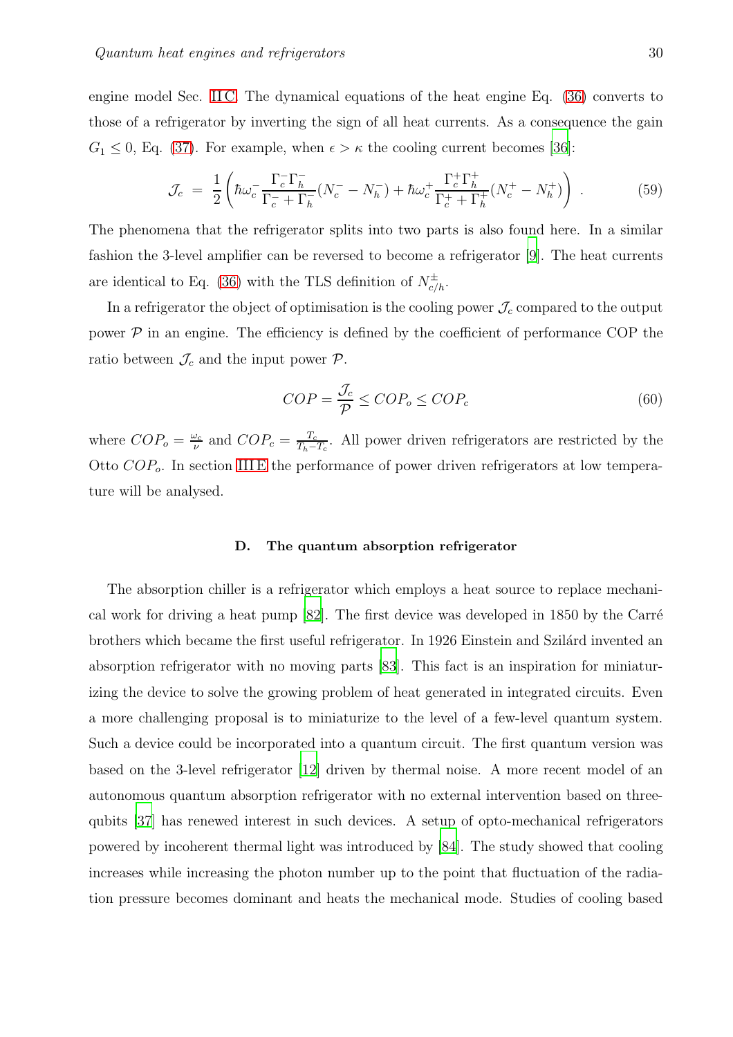engine model Sec. II C. The dynamical equations of the heat engine Eq. (36) converts to those of a refrigerator by inverting the sign of all heat currents. As a consequence the gain $G_1 \leq 0$, Eq. (37). For example, when $\epsilon > \kappa$ the cooling current becomes [36]:

$$\mathcal{J}_c \;=\; \frac{1}{2}\left( \hbar\omega_c^- \frac{\Gamma_c^-\Gamma_h^-}{\Gamma_c^- + \Gamma_h^-}(N_c^- - N_h^-) + \hbar\omega_c^+ \frac{\Gamma_c^+\Gamma_h^+}{\Gamma_c^+ + \Gamma_h^+}(N_c^+ - N_h^+) \right) \;. \tag{59}$$

The phenomena that the refrigerator splits into two parts is also found here. In a similar fashion the 3-level amplifier can be reversed to become a refrigerator [9]. The heat currents are identical to Eq. (36) with the TLS definition of $N_{c/h}^{\pm}$.

In a refrigerator the object of optimisation is the cooling power $\mathcal{J}_c$ compared to the output power $\mathcal{P}$ in an engine. The efficiency is defined by the coefficient of performance COP the ratio between $\mathcal{J}_c$ and the input power $\mathcal{P}$.

$$COP = \frac{\mathcal{J}_c}{\mathcal{P}} \leq COP_o \leq COP_c \tag{60}$$

where $COP_o = \frac{\omega_c}{\nu}$ and $COP_c = \frac{T_c}{T_h - T_c}$. All power driven refrigerators are restricted by the Otto $COP_o$. In section III E the performance of power driven refrigerators at low temperature will be analysed.

### D. The quantum absorption refrigerator

The absorption chiller is a refrigerator which employs a heat source to replace mechanical work for driving a heat pump [82]. The first device was developed in 1850 by the Carré brothers which became the first useful refrigerator. In 1926 Einstein and Szilárd invented an absorption refrigerator with no moving parts [83]. This fact is an inspiration for miniaturizing the device to solve the growing problem of heat generated in integrated circuits. Even a more challenging proposal is to miniaturize to the level of a few-level quantum system. Such a device could be incorporated into a quantum circuit. The first quantum version was based on the 3-level refrigerator [12] driven by thermal noise. A more recent model of an autonomous quantum absorption refrigerator with no external intervention based on three-qubits [37] has renewed interest in such devices. A setup of opto-mechanical refrigerators powered by incoherent thermal light was introduced by [84]. The study showed that cooling increases while increasing the photon number up to the point that fluctuation of the radiation pressure becomes dominant and heats the mechanical mode. Studies of cooling based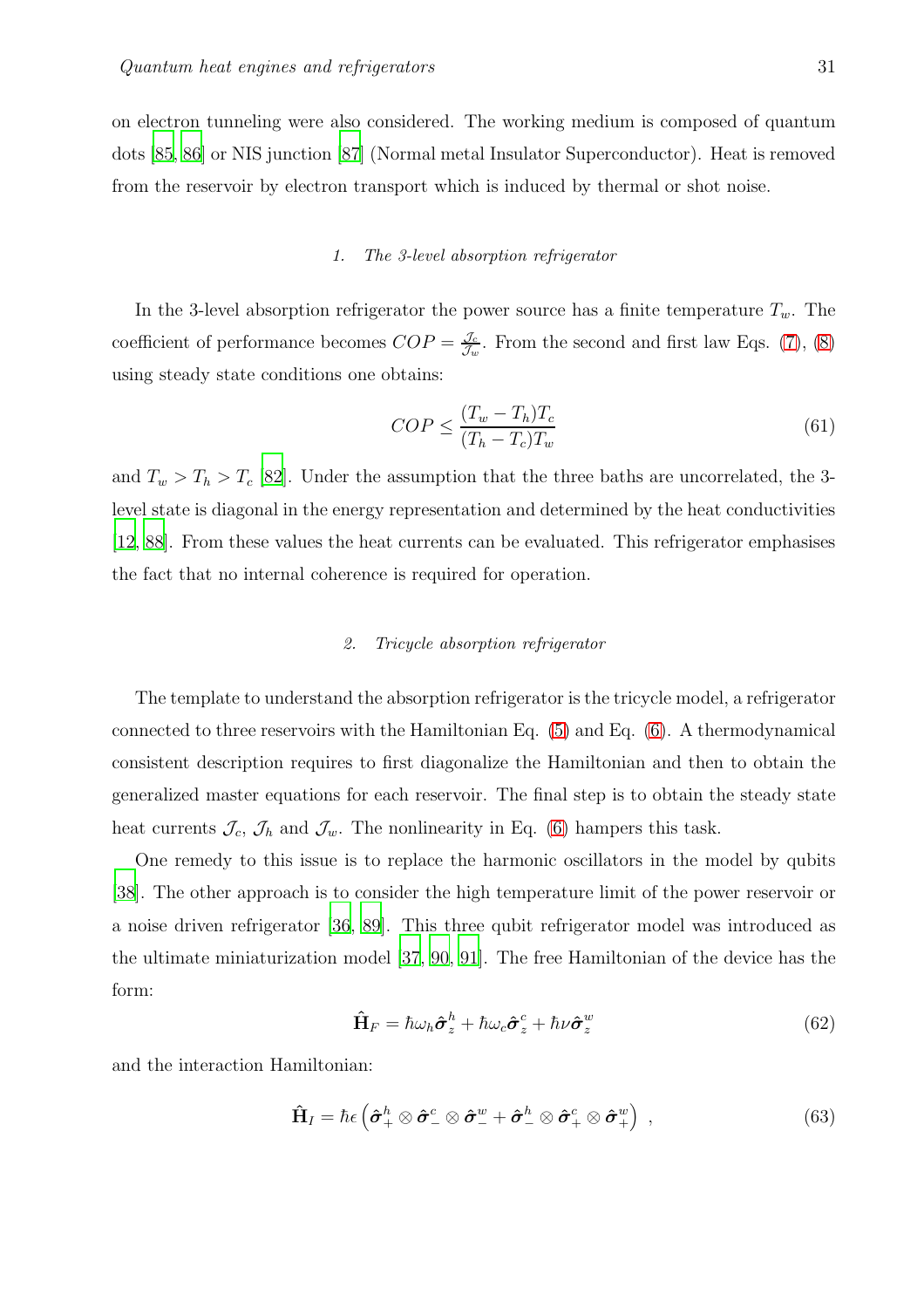on electron tunneling were also considered. The working medium is composed of quantum dots [85, 86] or NIS junction [87] (Normal metal Insulator Superconductor). Heat is removed from the reservoir by electron transport which is induced by thermal or shot noise.

#### 1. *The 3-level absorption refrigerator*

In the 3-level absorption refrigerator the power source has a finite temperature $T_w$. The coefficient of performance becomes $COP = \frac{\mathcal{J}_c}{\mathcal{J}_w}$. From the second and first law Eqs. (7), (8) using steady state conditions one obtains:

$$COP \leq \frac{(T_w - T_h)T_c}{(T_h - T_c)T_w} \tag{61}$$

and $T_w > T_h > T_c$ [82]. Under the assumption that the three baths are uncorrelated, the 3-level state is diagonal in the energy representation and determined by the heat conductivities [12, 88]. From these values the heat currents can be evaluated. This refrigerator emphasises the fact that no internal coherence is required for operation.

#### 2. *Tricycle absorption refrigerator*

The template to understand the absorption refrigerator is the tricycle model, a refrigerator connected to three reservoirs with the Hamiltonian Eq. (5) and Eq. (6). A thermodynamical consistent description requires to first diagonalize the Hamiltonian and then to obtain the generalized master equations for each reservoir. The final step is to obtain the steady state heat currents $\mathcal{J}_c$, $\mathcal{J}_h$ and $\mathcal{J}_w$. The nonlinearity in Eq. (6) hampers this task.

One remedy to this issue is to replace the harmonic oscillators in the model by qubits [38]. The other approach is to consider the high temperature limit of the power reservoir or a noise driven refrigerator [36, 89]. This three qubit refrigerator model was introduced as the ultimate miniaturization model [37, 90, 91]. The free Hamiltonian of the device has the form:

$$\hat{\mathbf{H}}_F = \hbar\omega_h \hat{\boldsymbol{\sigma}}_z^h + \hbar\omega_c \hat{\boldsymbol{\sigma}}_z^c + \hbar\nu \hat{\boldsymbol{\sigma}}_z^w \tag{62}$$

and the interaction Hamiltonian:

$$\hat{\mathbf{H}}_I = \hbar\epsilon \left( \hat{\boldsymbol{\sigma}}_+^h \otimes \hat{\boldsymbol{\sigma}}_-^c \otimes \hat{\boldsymbol{\sigma}}_-^w + \hat{\boldsymbol{\sigma}}_-^h \otimes \hat{\boldsymbol{\sigma}}_+^c \otimes \hat{\boldsymbol{\sigma}}_+^w \right) \ , \tag{63}$$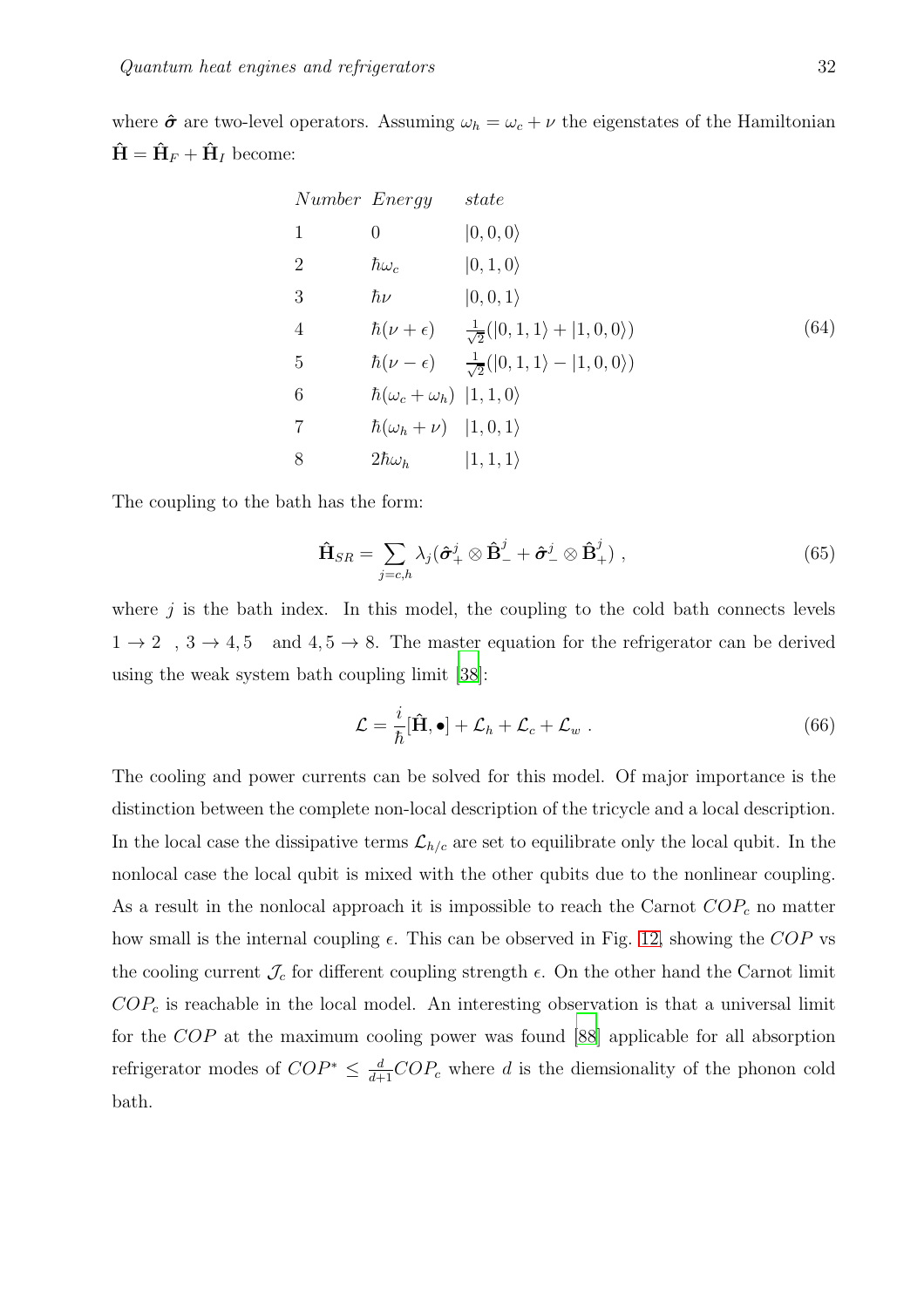where $\hat{\boldsymbol{\sigma}}$ are two-level operators. Assuming $\omega_h = \omega_c + \nu$ the eigenstates of the Hamiltonian $\hat{\mathbf{H}} = \hat{\mathbf{H}}_F + \hat{\mathbf{H}}_I$ become:

$$
\begin{array}{lll}
Number & Energy & state \\
1 & 0 & |0,0,0\rangle \\
2 & \hbar\omega_c & |0,1,0\rangle \\
3 & \hbar\nu & |0,0,1\rangle \\
4 & \hbar(\nu+\epsilon) & \frac{1}{\sqrt{2}}(|0,1,1\rangle + |1,0,0\rangle) \\
5 & \hbar(\nu-\epsilon) & \frac{1}{\sqrt{2}}(|0,1,1\rangle - |1,0,0\rangle) \\
6 & \hbar(\omega_c+\omega_h) & |1,1,0\rangle \\
7 & \hbar(\omega_h+\nu) & |1,0,1\rangle \\
8 & 2\hbar\omega_h & |1,1,1\rangle
\end{array}
\tag{64}
$$

The coupling to the bath has the form:

$$
\hat{\mathbf{H}}_{SR} = \sum_{j=c,h} \lambda_j (\hat{\boldsymbol{\sigma}}_+^j \otimes \hat{\mathbf{B}}_-^j + \hat{\boldsymbol{\sigma}}_-^j \otimes \hat{\mathbf{B}}_+^j) \ , \tag{65}
$$

where $j$ is the bath index. In this model, the coupling to the cold bath connects levels $1 \to 2$ , $3 \to 4,5$ and $4,5 \to 8$. The master equation for the refrigerator can be derived using the weak system bath coupling limit [38]:

$$
\mathcal{L} = \frac{i}{\hbar}[\hat{\mathbf{H}}, \bullet] + \mathcal{L}_h + \mathcal{L}_c + \mathcal{L}_w \ . \tag{66}
$$

The cooling and power currents can be solved for this model. Of major importance is the distinction between the complete non-local description of the tricycle and a local description. In the local case the dissipative terms $\mathcal{L}_{h/c}$ are set to equilibrate only the local qubit. In the nonlocal case the local qubit is mixed with the other qubits due to the nonlinear coupling. As a result in the nonlocal approach it is impossible to reach the Carnot $COP_c$ no matter how small is the internal coupling $\epsilon$. This can be observed in Fig. 12, showing the $COP$ vs the cooling current $\mathcal{J}_c$ for different coupling strength $\epsilon$. On the other hand the Carnot limit $COP_c$ is reachable in the local model. An interesting observation is that a universal limit for the $COP$ at the maximum cooling power was found [88] applicable for all absorption refrigerator modes of $COP^* \leq \frac{d}{d+1} COP_c$ where $d$ is the diemsionality of the phonon cold bath.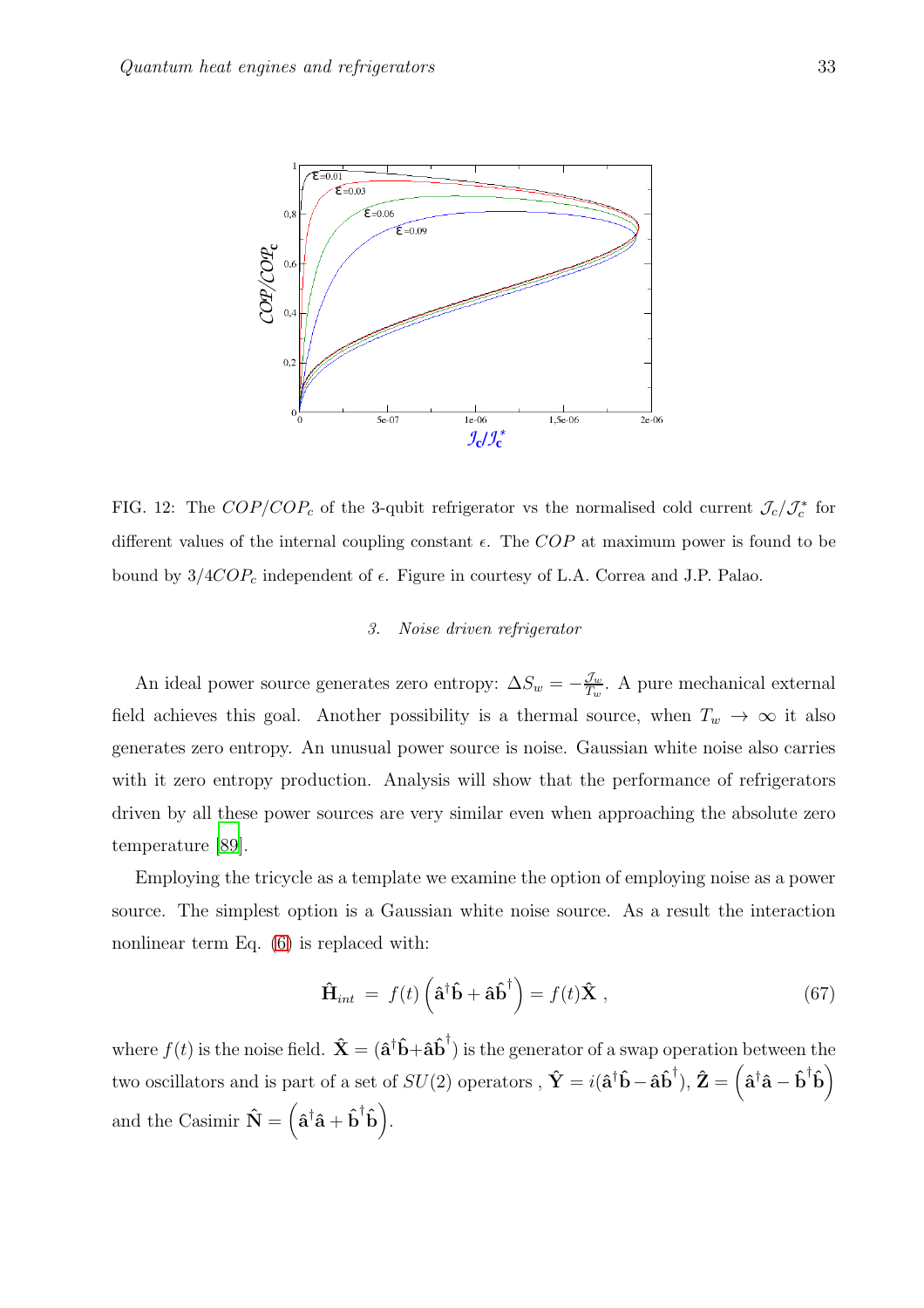FIG. 12: The $COP/COP_c$ of the 3-qubit refrigerator vs the normalised cold current $\mathcal{J}_c/\mathcal{J}_c^*$ for different values of the internal coupling constant $\epsilon$. The $COP$ at maximum power is found to be bound by $3/4COP_c$ independent of $\epsilon$. Figure in courtesy of L.A. Correa and J.P. Palao.

### 3. Noise driven refrigerator

An ideal power source generates zero entropy: $\Delta S_w = -\frac{\mathcal{J}_w}{T_w}$. A pure mechanical external field achieves this goal. Another possibility is a thermal source, when $T_w \to \infty$ it also generates zero entropy. An unusual power source is noise. Gaussian white noise also carries with it zero entropy production. Analysis will show that the performance of refrigerators driven by all these power sources are very similar even when approaching the absolute zero temperature [89].

Employing the tricycle as a template we examine the option of employing noise as a power source. The simplest option is a Gaussian white noise source. As a result the interaction nonlinear term Eq. (6) is replaced with:

$$\hat{\mathbf{H}}_{int} \;=\; f(t)\left(\hat{\mathbf{a}}^{\dagger}\hat{\mathbf{b}} + \hat{\mathbf{a}}\hat{\mathbf{b}}^{\dagger}\right) = f(t)\hat{\mathbf{X}} \;, \tag{67}$$

where $f(t)$ is the noise field. $\hat{\mathbf{X}} = (\hat{\mathbf{a}}^{\dagger}\hat{\mathbf{b}}+\hat{\mathbf{a}}\hat{\mathbf{b}}^{\dagger})$ is the generator of a swap operation between the two oscillators and is part of a set of $SU(2)$ operators , $\hat{\mathbf{Y}} = i(\hat{\mathbf{a}}^{\dagger}\hat{\mathbf{b}} - \hat{\mathbf{a}}\hat{\mathbf{b}}^{\dagger})$, $\hat{\mathbf{Z}} = \left(\hat{\mathbf{a}}^{\dagger}\hat{\mathbf{a}} - \hat{\mathbf{b}}^{\dagger}\hat{\mathbf{b}}\right)$ and the Casimir $\hat{\mathbf{N}} = \left(\hat{\mathbf{a}}^{\dagger}\hat{\mathbf{a}} + \hat{\mathbf{b}}^{\dagger}\hat{\mathbf{b}}\right)$.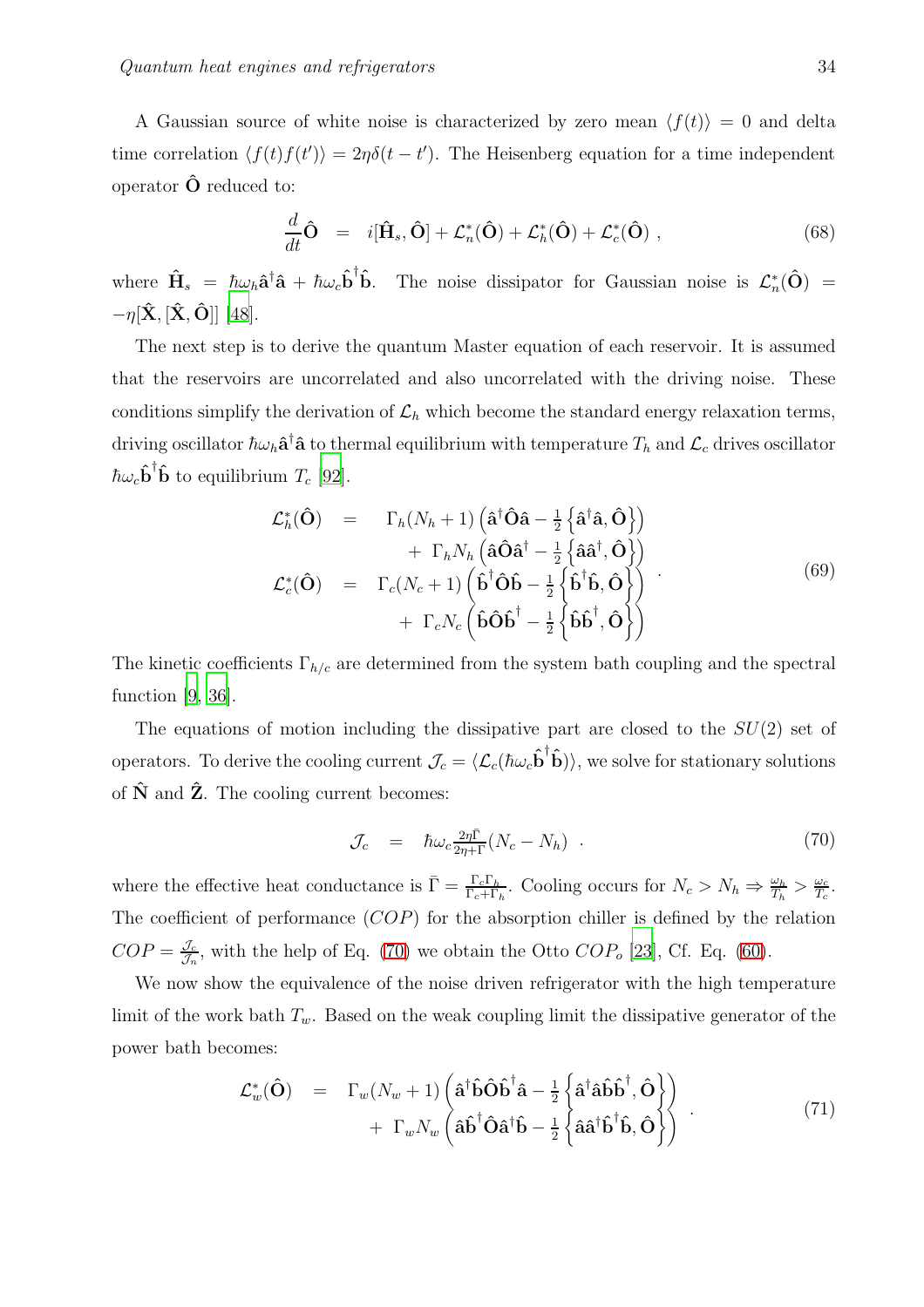A Gaussian source of white noise is characterized by zero mean $\langle f(t) \rangle = 0$ and delta time correlation $\langle f(t) f(t') \rangle = 2\eta\delta(t-t')$. The Heisenberg equation for a time independent operator $\hat{\mathbf{O}}$ reduced to:

$$\frac{d}{dt}\hat{\mathbf{O}} \;\; = \;\; i[\hat{\mathbf{H}}_s, \hat{\mathbf{O}}] + \mathcal{L}_n^*(\hat{\mathbf{O}}) + \mathcal{L}_h^*(\hat{\mathbf{O}}) + \mathcal{L}_c^*(\hat{\mathbf{O}}) \;, \tag{68}$$

where $\hat{\mathbf{H}}_s = \hbar\omega_h \hat{\mathbf{a}}^\dagger \hat{\mathbf{a}} + \hbar\omega_c \hat{\mathbf{b}}^\dagger \hat{\mathbf{b}}$. The noise dissipator for Gaussian noise is $\mathcal{L}_n^*(\hat{\mathbf{O}}) = -\eta[\hat{\mathbf{X}}, [\hat{\mathbf{X}}, \hat{\mathbf{O}}]]$ [48].

The next step is to derive the quantum Master equation of each reservoir. It is assumed that the reservoirs are uncorrelated and also uncorrelated with the driving noise. These conditions simplify the derivation of $\mathcal{L}_h$ which become the standard energy relaxation terms, driving oscillator $\hbar\omega_h \hat{\mathbf{a}}^\dagger \hat{\mathbf{a}}$ to thermal equilibrium with temperature $T_h$ and $\mathcal{L}_c$ drives oscillator $\hbar\omega_c \hat{\mathbf{b}}^\dagger \hat{\mathbf{b}}$ to equilibrium $T_c$ [92].

$$\begin{array}{rcl}
\mathcal{L}_h^*(\hat{\mathbf{O}}) & = & \Gamma_h(N_h+1)\left(\hat{\mathbf{a}}^\dagger \hat{\mathbf{O}} \hat{\mathbf{a}} - \frac{1}{2}\left\{\hat{\mathbf{a}}^\dagger \hat{\mathbf{a}}, \hat{\mathbf{O}}\right\}\right) \\
& & + \; \Gamma_h N_h \left(\hat{\mathbf{a}} \hat{\mathbf{O}} \hat{\mathbf{a}}^\dagger - \frac{1}{2}\left\{\hat{\mathbf{a}} \hat{\mathbf{a}}^\dagger, \hat{\mathbf{O}}\right\}\right) \\
\mathcal{L}_c^*(\hat{\mathbf{O}}) & = & \Gamma_c(N_c+1)\left(\hat{\mathbf{b}}^\dagger \hat{\mathbf{O}} \hat{\mathbf{b}} - \frac{1}{2}\left\{\hat{\mathbf{b}}^\dagger \hat{\mathbf{b}}, \hat{\mathbf{O}}\right\}\right) \\
& & + \; \Gamma_c N_c \left(\hat{\mathbf{b}} \hat{\mathbf{O}} \hat{\mathbf{b}}^\dagger - \frac{1}{2}\left\{\hat{\mathbf{b}} \hat{\mathbf{b}}^\dagger, \hat{\mathbf{O}}\right\}\right)
\end{array} \;. \tag{69}$$

The kinetic coefficients $\Gamma_{h/c}$ are determined from the system bath coupling and the spectral function [9, 36].

The equations of motion including the dissipative part are closed to the $SU(2)$ set of operators. To derive the cooling current $\mathcal{J}_c = \langle \mathcal{L}_c(\hbar\omega_c \hat{\mathbf{b}}^\dagger \hat{\mathbf{b}}) \rangle$, we solve for stationary solutions of $\hat{\mathbf{N}}$ and $\hat{\mathbf{Z}}$. The cooling current becomes:

$$\mathcal{J}_c \;\; = \;\; \hbar\omega_c \tfrac{2\eta\bar{\Gamma}}{2\eta+\bar{\Gamma}}(N_c - N_h) \;\; . \tag{70}$$

where the effective heat conductance is $\bar{\Gamma} = \frac{\Gamma_c \Gamma_h}{\Gamma_c + \Gamma_h}$. Cooling occurs for $N_c > N_h \Rightarrow \frac{\omega_h}{T_h} > \frac{\omega_c}{T_c}$. The coefficient of performance ($COP$) for the absorption chiller is defined by the relation $COP = \frac{\mathcal{J}_c}{\mathcal{J}_n}$, with the help of Eq. (70) we obtain the Otto $COP_o$ [23], Cf. Eq. (60).

We now show the equivalence of the noise driven refrigerator with the high temperature limit of the work bath $T_w$. Based on the weak coupling limit the dissipative generator of the power bath becomes:

$$\begin{array}{rcl}
\mathcal{L}_w^*(\hat{\mathbf{O}}) & = & \Gamma_w(N_w+1)\left(\hat{\mathbf{a}}^\dagger \hat{\mathbf{b}} \hat{\mathbf{O}} \hat{\mathbf{b}}^\dagger \hat{\mathbf{a}} - \frac{1}{2}\left\{\hat{\mathbf{a}}^\dagger \hat{\mathbf{a}} \hat{\mathbf{b}} \hat{\mathbf{b}}^\dagger, \hat{\mathbf{O}}\right\}\right) \\
& & + \; \Gamma_w N_w \left(\hat{\mathbf{a}} \hat{\mathbf{b}}^\dagger \hat{\mathbf{O}} \hat{\mathbf{a}}^\dagger \hat{\mathbf{b}} - \frac{1}{2}\left\{\hat{\mathbf{a}} \hat{\mathbf{a}}^\dagger \hat{\mathbf{b}}^\dagger \hat{\mathbf{b}}, \hat{\mathbf{O}}\right\}\right)
\end{array} \;. \tag{71}$$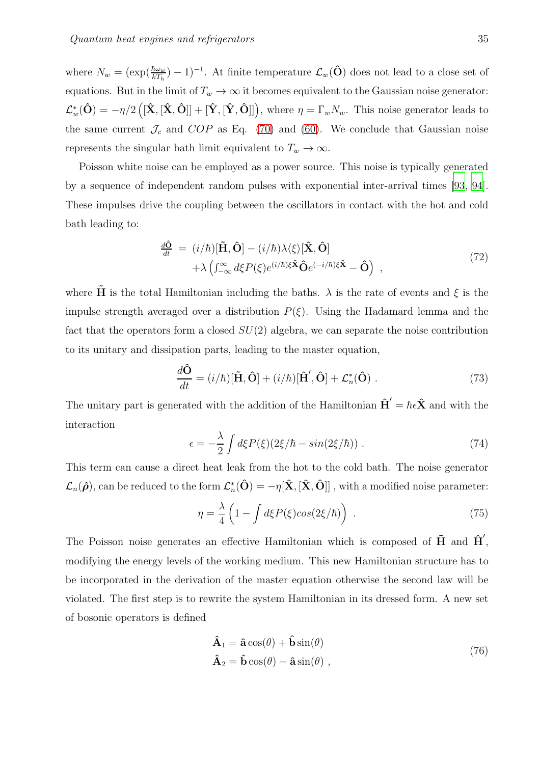where $N_w = (\exp(\frac{\hbar\omega_w}{kT_h}) - 1)^{-1}$. At finite temperature $\mathcal{L}_w(\hat{\mathbf{O}})$ does not lead to a close set of equations. But in the limit of $T_w \to \infty$ it becomes equivalent to the Gaussian noise generator: $\mathcal{L}_w^*(\hat{\mathbf{O}}) = -\eta/2\left([\hat{\mathbf{X}},[\hat{\mathbf{X}},\hat{\mathbf{O}}]] + [\hat{\mathbf{Y}},[\hat{\mathbf{Y}},\hat{\mathbf{O}}]]\right)$, where $\eta = \Gamma_w N_w$. This noise generator leads to the same current $\mathcal{J}_c$ and $COP$ as Eq. (70) and (60). We conclude that Gaussian noise represents the singular bath limit equivalent to $T_w \to \infty$.

Poisson white noise can be employed as a power source. This noise is typically generated by a sequence of independent random pulses with exponential inter-arrival times [93, 94]. These impulses drive the coupling between the oscillators in contact with the hot and cold bath leading to:

$$
\begin{aligned}
\frac{d\hat{\mathbf{O}}}{dt} \;&=\; (i/\hbar)[\tilde{\mathbf{H}},\hat{\mathbf{O}}] - (i/\hbar)\lambda\langle\xi\rangle[\hat{\mathbf{X}},\hat{\mathbf{O}}] \\
&\quad + \lambda\left(\int_{-\infty}^{\infty} d\xi P(\xi) e^{(i/\hbar)\xi\hat{\mathbf{X}}}\hat{\mathbf{O}}e^{(-i/\hbar)\xi\hat{\mathbf{X}}} - \hat{\mathbf{O}}\right) \ ,
\end{aligned}
\tag{72}
$$

where $\tilde{\mathbf{H}}$ is the total Hamiltonian including the baths. $\lambda$ is the rate of events and $\xi$ is the impulse strength averaged over a distribution $P(\xi)$. Using the Hadamard lemma and the fact that the operators form a closed $SU(2)$ algebra, we can separate the noise contribution to its unitary and dissipation parts, leading to the master equation,

$$
\frac{d\hat{\mathbf{O}}}{dt} = (i/\hbar)[\tilde{\mathbf{H}},\hat{\mathbf{O}}] + (i/\hbar)[\hat{\mathbf{H}}',\hat{\mathbf{O}}] + \mathcal{L}_n^*(\hat{\mathbf{O}}) \ . \tag{73}
$$

The unitary part is generated with the addition of the Hamiltonian $\hat{\mathbf{H}}' = \hbar\epsilon\hat{\mathbf{X}}$ and with the interaction

$$
\epsilon = -\frac{\lambda}{2}\int d\xi P(\xi)(2\xi/\hbar - sin(2\xi/\hbar)) \ . \tag{74}
$$

This term can cause a direct heat leak from the hot to the cold bath. The noise generator $\mathcal{L}_n(\hat{\boldsymbol{\rho}})$, can be reduced to the form $\mathcal{L}_n^*(\hat{\mathbf{O}}) = -\eta[\hat{\mathbf{X}},[\hat{\mathbf{X}},\hat{\mathbf{O}}]]$ , with a modified noise parameter:

$$
\eta = \frac{\lambda}{4}\left(1 - \int d\xi P(\xi) cos(2\xi/\hbar)\right) \ . \tag{75}
$$

The Poisson noise generates an effective Hamiltonian which is composed of $\tilde{\mathbf{H}}$ and $\hat{\mathbf{H}}'$, modifying the energy levels of the working medium. This new Hamiltonian structure has to be incorporated in the derivation of the master equation otherwise the second law will be violated. The first step is to rewrite the system Hamiltonian in its dressed form. A new set of bosonic operators is defined

$$
\begin{aligned}
\hat{\mathbf{A}}_1 &= \hat{\mathbf{a}}\cos(\theta) + \hat{\mathbf{b}}\sin(\theta) \\
\hat{\mathbf{A}}_2 &= \hat{\mathbf{b}}\cos(\theta) - \hat{\mathbf{a}}\sin(\theta) \ ,
\end{aligned}
\tag{76}
$$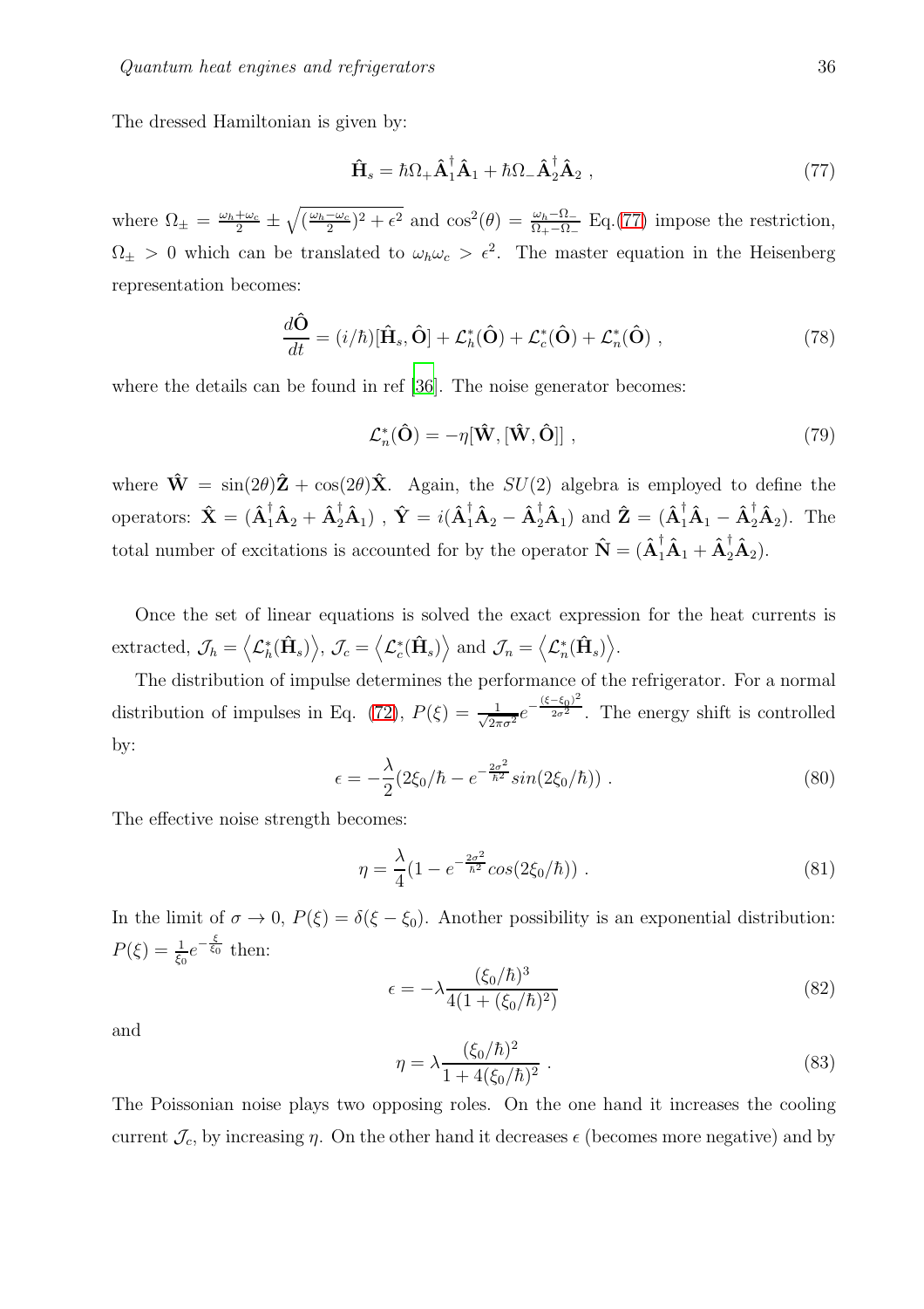The dressed Hamiltonian is given by:

$$\hat{\mathbf{H}}_s = \hbar\Omega_+ \hat{\mathbf{A}}_1^\dagger \hat{\mathbf{A}}_1 + \hbar\Omega_- \hat{\mathbf{A}}_2^\dagger \hat{\mathbf{A}}_2 \ , \tag{77}$$

where $\Omega_\pm = \frac{\omega_h+\omega_c}{2} \pm \sqrt{(\frac{\omega_h-\omega_c}{2})^2 + \epsilon^2}$ and $\cos^2(\theta) = \frac{\omega_h - \Omega_-}{\Omega_+ - \Omega_-}$ Eq.(77) impose the restriction, $\Omega_\pm > 0$ which can be translated to $\omega_h \omega_c > \epsilon^2$. The master equation in the Heisenberg representation becomes:

$$\frac{d\hat{\mathbf{O}}}{dt} = (i/\hbar)[\hat{\mathbf{H}}_s, \hat{\mathbf{O}}] + \mathcal{L}_h^*(\hat{\mathbf{O}}) + \mathcal{L}_c^*(\hat{\mathbf{O}}) + \mathcal{L}_n^*(\hat{\mathbf{O}}) \ , \tag{78}$$

where the details can be found in ref [36]. The noise generator becomes:

$$\mathcal{L}_n^*(\hat{\mathbf{O}}) = -\eta[\hat{\mathbf{W}}, [\hat{\mathbf{W}}, \hat{\mathbf{O}}]] \ , \tag{79}$$

where $\hat{\mathbf{W}} = \sin(2\theta)\hat{\mathbf{Z}} + \cos(2\theta)\hat{\mathbf{X}}$. Again, the $SU(2)$ algebra is employed to define the operators: $\hat{\mathbf{X}} = (\hat{\mathbf{A}}_1^\dagger \hat{\mathbf{A}}_2 + \hat{\mathbf{A}}_2^\dagger \hat{\mathbf{A}}_1)$ , $\hat{\mathbf{Y}} = i(\hat{\mathbf{A}}_1^\dagger \hat{\mathbf{A}}_2 - \hat{\mathbf{A}}_2^\dagger \hat{\mathbf{A}}_1)$ and $\hat{\mathbf{Z}} = (\hat{\mathbf{A}}_1^\dagger \hat{\mathbf{A}}_1 - \hat{\mathbf{A}}_2^\dagger \hat{\mathbf{A}}_2)$. The total number of excitations is accounted for by the operator $\hat{\mathbf{N}} = (\hat{\mathbf{A}}_1^\dagger \hat{\mathbf{A}}_1 + \hat{\mathbf{A}}_2^\dagger \hat{\mathbf{A}}_2)$.

Once the set of linear equations is solved the exact expression for the heat currents is extracted, $\mathcal{J}_h = \left\langle \mathcal{L}_h^*(\hat{\mathbf{H}}_s) \right\rangle$, $\mathcal{J}_c = \left\langle \mathcal{L}_c^*(\hat{\mathbf{H}}_s) \right\rangle$ and $\mathcal{J}_n = \left\langle \mathcal{L}_n^*(\hat{\mathbf{H}}_s) \right\rangle$.

The distribution of impulse determines the performance of the refrigerator. For a normal distribution of impulses in Eq. (72), $P(\xi) = \frac{1}{\sqrt{2\pi\sigma^2}} e^{-\frac{(\xi-\xi_0)^2}{2\sigma^2}}$. The energy shift is controlled by:

$$\epsilon = -\frac{\lambda}{2}(2\xi_0/\hbar - e^{-\frac{2\sigma^2}{\hbar^2}} sin(2\xi_0/\hbar)) \ . \tag{80}$$

The effective noise strength becomes:

$$\eta = \frac{\lambda}{4}(1 - e^{-\frac{2\sigma^2}{\hbar^2}} cos(2\xi_0/\hbar)) \ . \tag{81}$$

In the limit of $\sigma \to 0$, $P(\xi) = \delta(\xi - \xi_0)$. Another possibility is an exponential distribution: $P(\xi) = \frac{1}{\xi_0} e^{-\frac{\xi}{\xi_0}}$ then:

$$\epsilon = -\lambda \frac{(\xi_0/\hbar)^3}{4(1 + (\xi_0/\hbar)^2)} \tag{82}$$

and

$$\eta = \lambda \frac{(\xi_0/\hbar)^2}{1 + 4(\xi_0/\hbar)^2} \ . \tag{83}$$

The Poissonian noise plays two opposing roles. On the one hand it increases the cooling current $\mathcal{J}_c$, by increasing $\eta$. On the other hand it decreases $\epsilon$ (becomes more negative) and by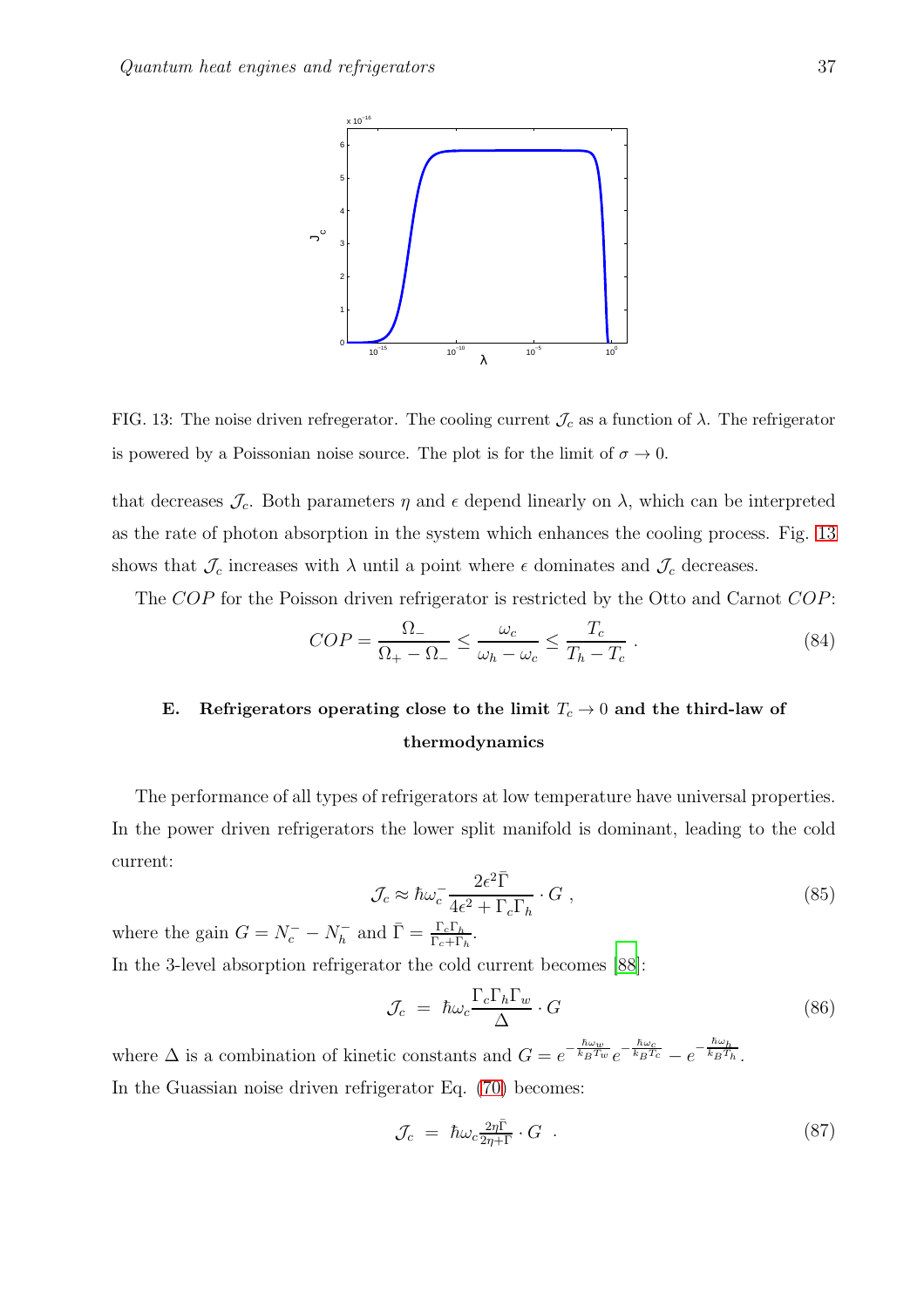FIG. 13: The noise driven refregerator. The cooling current $\mathcal{J}_c$ as a function of $\lambda$. The refrigerator is powered by a Poissonian noise source. The plot is for the limit of $\sigma \to 0$.

that decreases $\mathcal{J}_c$. Both parameters $\eta$ and $\epsilon$ depend linearly on $\lambda$, which can be interpreted as the rate of photon absorption in the system which enhances the cooling process. Fig. 13 shows that $\mathcal{J}_c$ increases with $\lambda$ until a point where $\epsilon$ dominates and $\mathcal{J}_c$ decreases.

The $COP$ for the Poisson driven refrigerator is restricted by the Otto and Carnot $COP$:

$$COP = \frac{\Omega_-}{\Omega_+ - \Omega_-} \leq \frac{\omega_c}{\omega_h - \omega_c} \leq \frac{T_c}{T_h - T_c} \ . \tag{84}$$

### E. Refrigerators operating close to the limit $T_c \to 0$ and the third-law of thermodynamics

The performance of all types of refrigerators at low temperature have universal properties. In the power driven refrigerators the lower split manifold is dominant, leading to the cold current:

$$\mathcal{J}_c \approx \hbar\omega_c^- \frac{2\epsilon^2\bar{\Gamma}}{4\epsilon^2 + \Gamma_c\Gamma_h} \cdot G \ , \tag{85}$$

where the gain $G = N_c^- - N_h^-$ and $\bar{\Gamma} = \frac{\Gamma_c\Gamma_h}{\Gamma_c+\Gamma_h}$.
In the 3-level absorption refrigerator the cold current becomes [88]:

$$\mathcal{J}_c \ = \ \hbar\omega_c \frac{\Gamma_c\Gamma_h\Gamma_w}{\Delta} \cdot G \tag{86}$$

where $\Delta$ is a combination of kinetic constants and $G = e^{-\frac{\hbar\omega_w}{k_B T_w}} e^{-\frac{\hbar\omega_c}{k_B T_c}} - e^{-\frac{\hbar\omega_h}{k_B T_h}}$.
In the Guassian noise driven refrigerator Eq. (70) becomes:

$$\mathcal{J}_c \ = \ \hbar\omega_c \frac{2\eta\bar{\Gamma}}{2\eta+\bar{\Gamma}} \cdot G \ \ . \tag{87}$$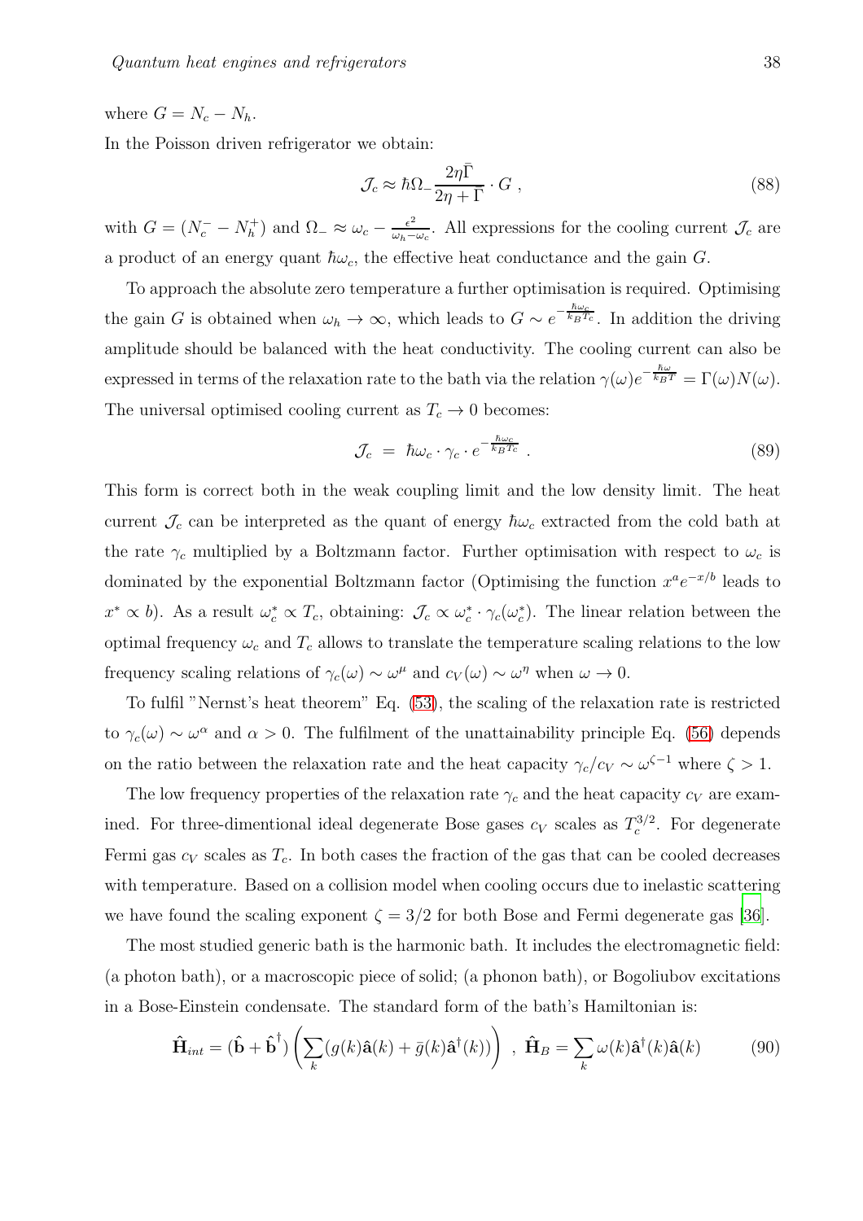where $G = N_c - N_h$.

In the Poisson driven refrigerator we obtain:

$$
\mathcal{J}_c \approx \hbar \Omega_- \frac{2\eta \bar{\Gamma}}{2\eta + \bar{\Gamma}} \cdot G \ , \tag{88}
$$

with $G = (N_c^- - N_h^+)$ and $\Omega_- \approx \omega_c - \frac{\epsilon^2}{\omega_h - \omega_c}$. All expressions for the cooling current $\mathcal{J}_c$ are a product of an energy quant $\hbar\omega_c$, the effective heat conductance and the gain $G$.

To approach the absolute zero temperature a further optimisation is required. Optimising the gain $G$ is obtained when $\omega_h \to \infty$, which leads to $G \sim e^{-\frac{\hbar\omega_c}{k_B T_c}}$. In addition the driving amplitude should be balanced with the heat conductivity. The cooling current can also be expressed in terms of the relaxation rate to the bath via the relation $\gamma(\omega) e^{-\frac{\hbar\omega}{k_B T}} = \Gamma(\omega) N(\omega)$. The universal optimised cooling current as $T_c \to 0$ becomes:

$$
\mathcal{J}_c \ = \ \hbar\omega_c \cdot \gamma_c \cdot e^{-\frac{\hbar\omega_c}{k_B T_c}} \ . \tag{89}
$$

This form is correct both in the weak coupling limit and the low density limit. The heat current $\mathcal{J}_c$ can be interpreted as the quant of energy $\hbar\omega_c$ extracted from the cold bath at the rate $\gamma_c$ multiplied by a Boltzmann factor. Further optimisation with respect to $\omega_c$ is dominated by the exponential Boltzmann factor (Optimising the function $x^a e^{-x/b}$ leads to $x^* \propto b$). As a result $\omega_c^* \propto T_c$, obtaining: $\mathcal{J}_c \propto \omega_c^* \cdot \gamma_c(\omega_c^*)$. The linear relation between the optimal frequency $\omega_c$ and $T_c$ allows to translate the temperature scaling relations to the low frequency scaling relations of $\gamma_c(\omega) \sim \omega^\mu$ and $c_V(\omega) \sim \omega^\eta$ when $\omega \to 0$.

To fulfil "Nernst's heat theorem" Eq. (53), the scaling of the relaxation rate is restricted to $\gamma_c(\omega) \sim \omega^\alpha$ and $\alpha > 0$. The fulfilment of the unattainability principle Eq. (56) depends on the ratio between the relaxation rate and the heat capacity $\gamma_c/c_V \sim \omega^{\zeta-1}$ where $\zeta > 1$.

The low frequency properties of the relaxation rate $\gamma_c$ and the heat capacity $c_V$ are examined. For three-dimentional ideal degenerate Bose gases $c_V$ scales as $T_c^{3/2}$. For degenerate Fermi gas $c_V$ scales as $T_c$. In both cases the fraction of the gas that can be cooled decreases with temperature. Based on a collision model when cooling occurs due to inelastic scattering we have found the scaling exponent $\zeta = 3/2$ for both Bose and Fermi degenerate gas [36].

The most studied generic bath is the harmonic bath. It includes the electromagnetic field: (a photon bath), or a macroscopic piece of solid; (a phonon bath), or Bogoliubov excitations in a Bose-Einstein condensate. The standard form of the bath's Hamiltonian is:

$$
\hat{\mathbf{H}}_{int} = (\hat{\mathbf{b}} + \hat{\mathbf{b}}^\dagger) \left( \sum_k (g(k)\hat{\mathbf{a}}(k) + \bar{g}(k)\hat{\mathbf{a}}^\dagger(k)) \right) \ , \ \hat{\mathbf{H}}_B = \sum_k \omega(k) \hat{\mathbf{a}}^\dagger(k)\hat{\mathbf{a}}(k) \tag{90}
$$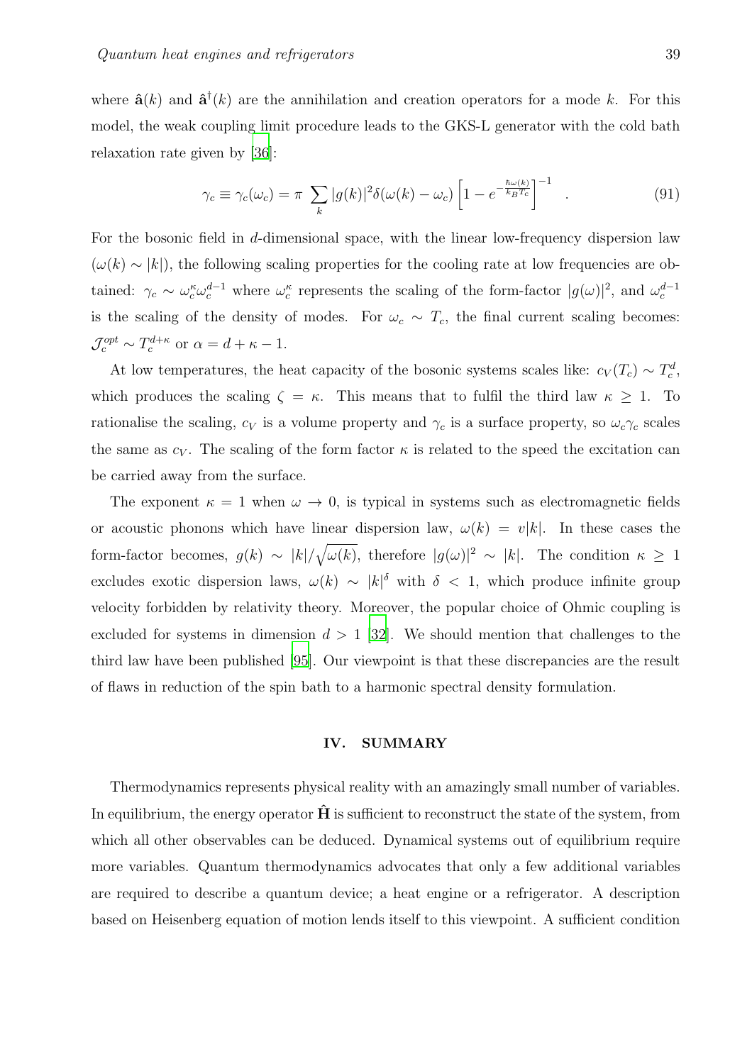where $\hat{\mathbf{a}}(k)$ and $\hat{\mathbf{a}}^{\dagger}(k)$ are the annihilation and creation operators for a mode $k$. For this model, the weak coupling limit procedure leads to the GKS-L generator with the cold bath relaxation rate given by [36]:

$$\gamma_c \equiv \gamma_c(\omega_c) = \pi \sum_k |g(k)|^2 \delta(\omega(k) - \omega_c) \left[1 - e^{-\frac{\hbar\omega(k)}{k_B T_c}}\right]^{-1} \quad . \tag{91}$$

For the bosonic field in $d$-dimensional space, with the linear low-frequency dispersion law ($\omega(k) \sim |k|$), the following scaling properties for the cooling rate at low frequencies are obtained: $\gamma_c \sim \omega_c^{\kappa} \omega_c^{d-1}$ where $\omega_c^{\kappa}$ represents the scaling of the form-factor $|g(\omega)|^2$, and $\omega_c^{d-1}$ is the scaling of the density of modes. For $\omega_c \sim T_c$, the final current scaling becomes: $\mathcal{J}_c^{opt} \sim T_c^{d+\kappa}$ or $\alpha = d + \kappa - 1$.

At low temperatures, the heat capacity of the bosonic systems scales like: $c_V(T_c) \sim T_c^d$, which produces the scaling $\zeta = \kappa$. This means that to fulfil the third law $\kappa \geq 1$. To rationalise the scaling, $c_V$ is a volume property and $\gamma_c$ is a surface property, so $\omega_c \gamma_c$ scales the same as $c_V$. The scaling of the form factor $\kappa$ is related to the speed the excitation can be carried away from the surface.

The exponent $\kappa = 1$ when $\omega \to 0$, is typical in systems such as electromagnetic fields or acoustic phonons which have linear dispersion law, $\omega(k) = v|k|$. In these cases the form-factor becomes, $g(k) \sim |k|/\sqrt{\omega(k)}$, therefore $|g(\omega)|^2 \sim |k|$. The condition $\kappa \geq 1$ excludes exotic dispersion laws, $\omega(k) \sim |k|^{\delta}$ with $\delta < 1$, which produce infinite group velocity forbidden by relativity theory. Moreover, the popular choice of Ohmic coupling is excluded for systems in dimension $d > 1$ [32]. We should mention that challenges to the third law have been published [95]. Our viewpoint is that these discrepancies are the result of flaws in reduction of the spin bath to a harmonic spectral density formulation.

## IV. SUMMARY

Thermodynamics represents physical reality with an amazingly small number of variables. In equilibrium, the energy operator $\hat{\mathbf{H}}$ is sufficient to reconstruct the state of the system, from which all other observables can be deduced. Dynamical systems out of equilibrium require more variables. Quantum thermodynamics advocates that only a few additional variables are required to describe a quantum device; a heat engine or a refrigerator. A description based on Heisenberg equation of motion lends itself to this viewpoint. A sufficient condition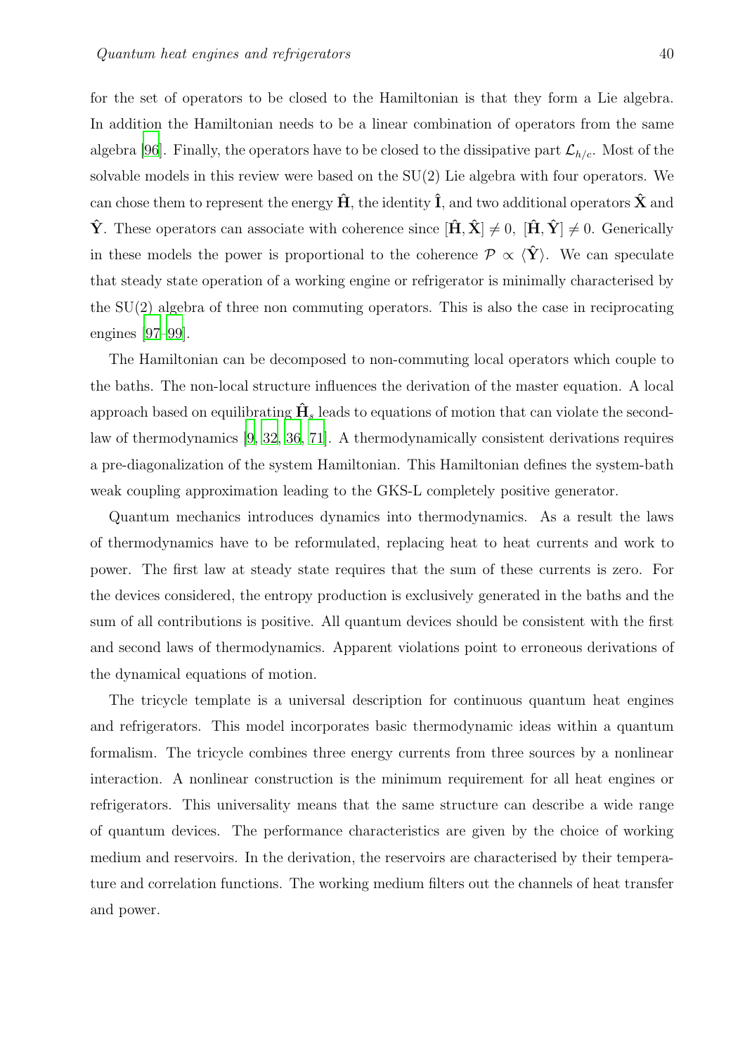for the set of operators to be closed to the Hamiltonian is that they form a Lie algebra. In addition the Hamiltonian needs to be a linear combination of operators from the same algebra [96]. Finally, the operators have to be closed to the dissipative part $\mathcal{L}_{h/c}$. Most of the solvable models in this review were based on the SU(2) Lie algebra with four operators. We can chose them to represent the energy $\hat{\mathbf{H}}$, the identity $\hat{\mathbf{I}}$, and two additional operators $\hat{\mathbf{X}}$ and $\hat{\mathbf{Y}}$. These operators can associate with coherence since $[\hat{\mathbf{H}}, \hat{\mathbf{X}}] \neq 0$, $[\hat{\mathbf{H}}, \hat{\mathbf{Y}}] \neq 0$. Generically in these models the power is proportional to the coherence $\mathcal{P} \propto \langle \hat{\mathbf{Y}} \rangle$. We can speculate that steady state operation of a working engine or refrigerator is minimally characterised by the SU(2) algebra of three non commuting operators. This is also the case in reciprocating engines [97–99].

The Hamiltonian can be decomposed to non-commuting local operators which couple to the baths. The non-local structure influences the derivation of the master equation. A local approach based on equilibrating $\hat{\mathbf{H}}_s$ leads to equations of motion that can violate the second-law of thermodynamics [9, 32, 36, 71]. A thermodynamically consistent derivations requires a pre-diagonalization of the system Hamiltonian. This Hamiltonian defines the system-bath weak coupling approximation leading to the GKS-L completely positive generator.

Quantum mechanics introduces dynamics into thermodynamics. As a result the laws of thermodynamics have to be reformulated, replacing heat to heat currents and work to power. The first law at steady state requires that the sum of these currents is zero. For the devices considered, the entropy production is exclusively generated in the baths and the sum of all contributions is positive. All quantum devices should be consistent with the first and second laws of thermodynamics. Apparent violations point to erroneous derivations of the dynamical equations of motion.

The tricycle template is a universal description for continuous quantum heat engines and refrigerators. This model incorporates basic thermodynamic ideas within a quantum formalism. The tricycle combines three energy currents from three sources by a nonlinear interaction. A nonlinear construction is the minimum requirement for all heat engines or refrigerators. This universality means that the same structure can describe a wide range of quantum devices. The performance characteristics are given by the choice of working medium and reservoirs. In the derivation, the reservoirs are characterised by their temperature and correlation functions. The working medium filters out the channels of heat transfer and power.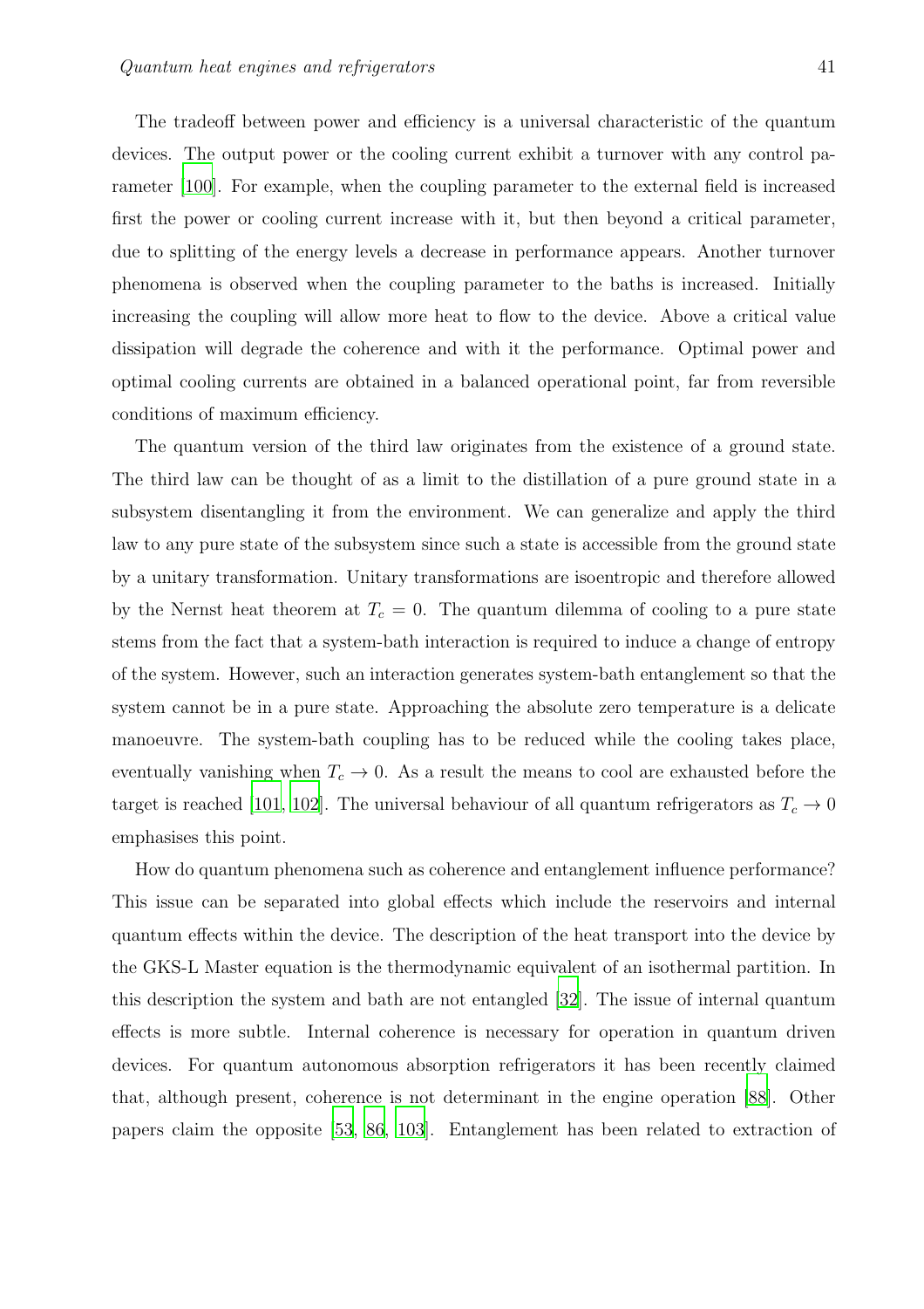The tradeoff between power and efficiency is a universal characteristic of the quantum devices. The output power or the cooling current exhibit a turnover with any control parameter [100]. For example, when the coupling parameter to the external field is increased first the power or cooling current increase with it, but then beyond a critical parameter, due to splitting of the energy levels a decrease in performance appears. Another turnover phenomena is observed when the coupling parameter to the baths is increased. Initially increasing the coupling will allow more heat to flow to the device. Above a critical value dissipation will degrade the coherence and with it the performance. Optimal power and optimal cooling currents are obtained in a balanced operational point, far from reversible conditions of maximum efficiency.

The quantum version of the third law originates from the existence of a ground state. The third law can be thought of as a limit to the distillation of a pure ground state in a subsystem disentangling it from the environment. We can generalize and apply the third law to any pure state of the subsystem since such a state is accessible from the ground state by a unitary transformation. Unitary transformations are isoentropic and therefore allowed by the Nernst heat theorem at $T_c = 0$. The quantum dilemma of cooling to a pure state stems from the fact that a system-bath interaction is required to induce a change of entropy of the system. However, such an interaction generates system-bath entanglement so that the system cannot be in a pure state. Approaching the absolute zero temperature is a delicate manoeuvre. The system-bath coupling has to be reduced while the cooling takes place, eventually vanishing when $T_c \to 0$. As a result the means to cool are exhausted before the target is reached [101, 102]. The universal behaviour of all quantum refrigerators as $T_c \to 0$ emphasises this point.

How do quantum phenomena such as coherence and entanglement influence performance? This issue can be separated into global effects which include the reservoirs and internal quantum effects within the device. The description of the heat transport into the device by the GKS-L Master equation is the thermodynamic equivalent of an isothermal partition. In this description the system and bath are not entangled [32]. The issue of internal quantum effects is more subtle. Internal coherence is necessary for operation in quantum driven devices. For quantum autonomous absorption refrigerators it has been recently claimed that, although present, coherence is not determinant in the engine operation [88]. Other papers claim the opposite [53, 86, 103]. Entanglement has been related to extraction of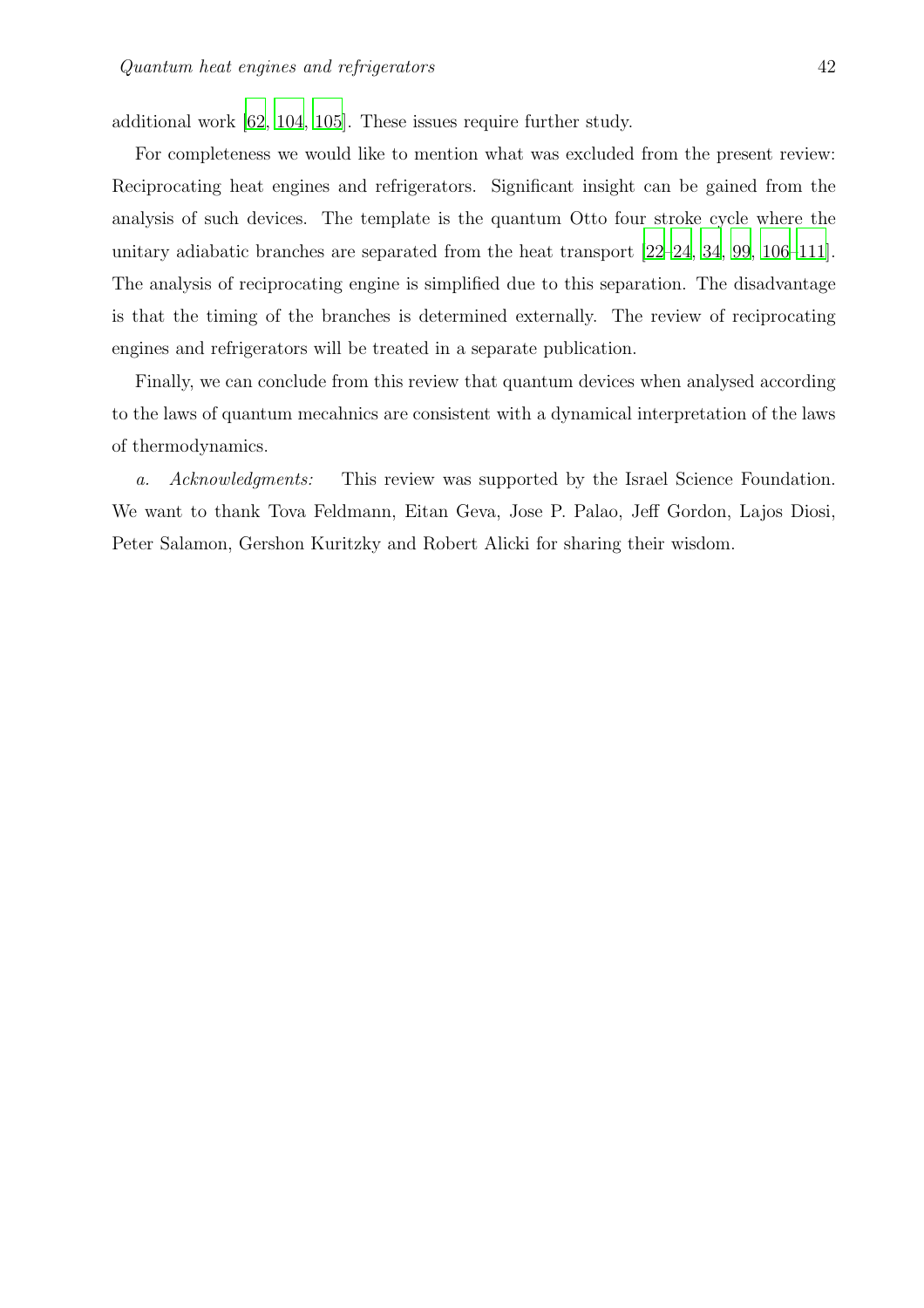additional work [62, 104, 105]. These issues require further study.

For completeness we would like to mention what was excluded from the present review: Reciprocating heat engines and refrigerators. Significant insight can be gained from the analysis of such devices. The template is the quantum Otto four stroke cycle where the unitary adiabatic branches are separated from the heat transport [22–24, 34, 99, 106–111]. The analysis of reciprocating engine is simplified due to this separation. The disadvantage is that the timing of the branches is determined externally. The review of reciprocating engines and refrigerators will be treated in a separate publication.

Finally, we can conclude from this review that quantum devices when analysed according to the laws of quantum mecahnics are consistent with a dynamical interpretation of the laws of thermodynamics.

*a. Acknowledgments:* This review was supported by the Israel Science Foundation. We want to thank Tova Feldmann, Eitan Geva, Jose P. Palao, Jeff Gordon, Lajos Diosi, Peter Salamon, Gershon Kuritzky and Robert Alicki for sharing their wisdom.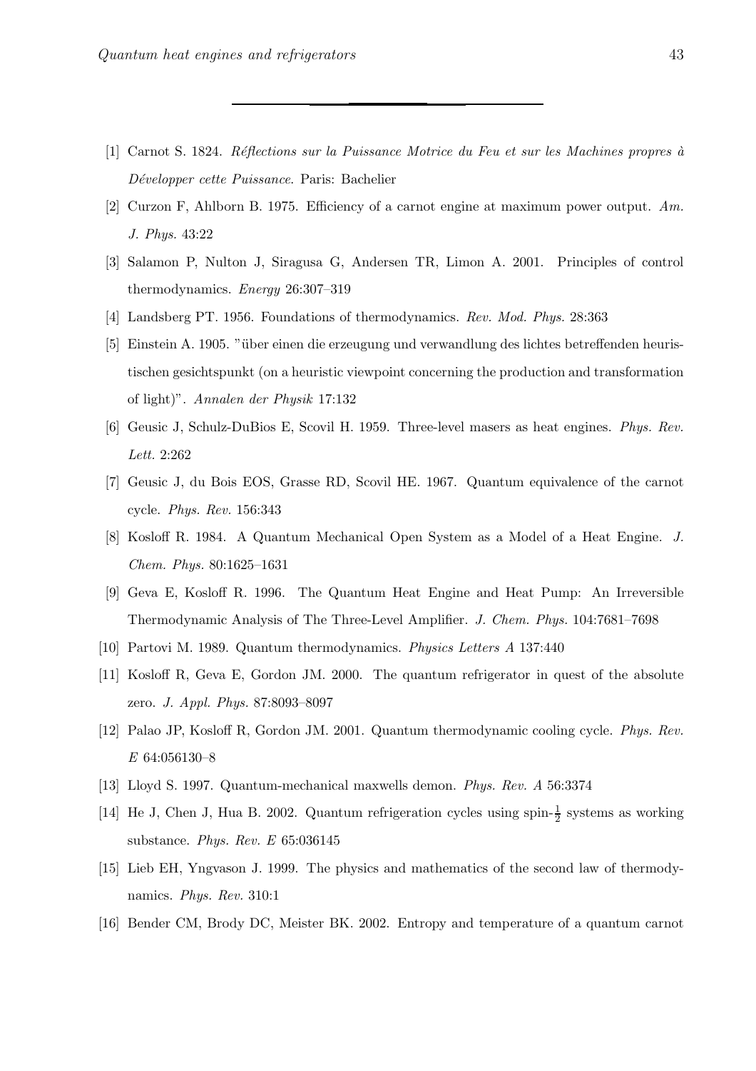[1] Carnot S. 1824. *Réflections sur la Puissance Motrice du Feu et sur les Machines propres à Développer cette Puissance*. Paris: Bachelier

[2] Curzon F, Ahlborn B. 1975. Efficiency of a carnot engine at maximum power output. *Am. J. Phys.* 43:22

[3] Salamon P, Nulton J, Siragusa G, Andersen TR, Limon A. 2001. Principles of control thermodynamics. *Energy* 26:307–319

[4] Landsberg PT. 1956. Foundations of thermodynamics. *Rev. Mod. Phys.* 28:363

[5] Einstein A. 1905. "über einen die erzeugung und verwandlung des lichtes betreffenden heuristischen gesichtspunkt (on a heuristic viewpoint concerning the production and transformation of light)". *Annalen der Physik* 17:132

[6] Geusic J, Schulz-DuBios E, Scovil H. 1959. Three-level masers as heat engines. *Phys. Rev. Lett.* 2:262

[7] Geusic J, du Bois EOS, Grasse RD, Scovil HE. 1967. Quantum equivalence of the carnot cycle. *Phys. Rev.* 156:343

[8] Kosloff R. 1984. A Quantum Mechanical Open System as a Model of a Heat Engine. *J. Chem. Phys.* 80:1625–1631

[9] Geva E, Kosloff R. 1996. The Quantum Heat Engine and Heat Pump: An Irreversible Thermodynamic Analysis of The Three-Level Amplifier. *J. Chem. Phys.* 104:7681–7698

[10] Partovi M. 1989. Quantum thermodynamics. *Physics Letters A* 137:440

[11] Kosloff R, Geva E, Gordon JM. 2000. The quantum refrigerator in quest of the absolute zero. *J. Appl. Phys.* 87:8093–8097

[12] Palao JP, Kosloff R, Gordon JM. 2001. Quantum thermodynamic cooling cycle. *Phys. Rev. E* 64:056130–8

[13] Lloyd S. 1997. Quantum-mechanical maxwells demon. *Phys. Rev. A* 56:3374

[14] He J, Chen J, Hua B. 2002. Quantum refrigeration cycles using spin-$\frac{1}{2}$ systems as working substance. *Phys. Rev. E* 65:036145

[15] Lieb EH, Yngvason J. 1999. The physics and mathematics of the second law of thermodynamics. *Phys. Rev.* 310:1

[16] Bender CM, Brody DC, Meister BK. 2002. Entropy and temperature of a quantum carnot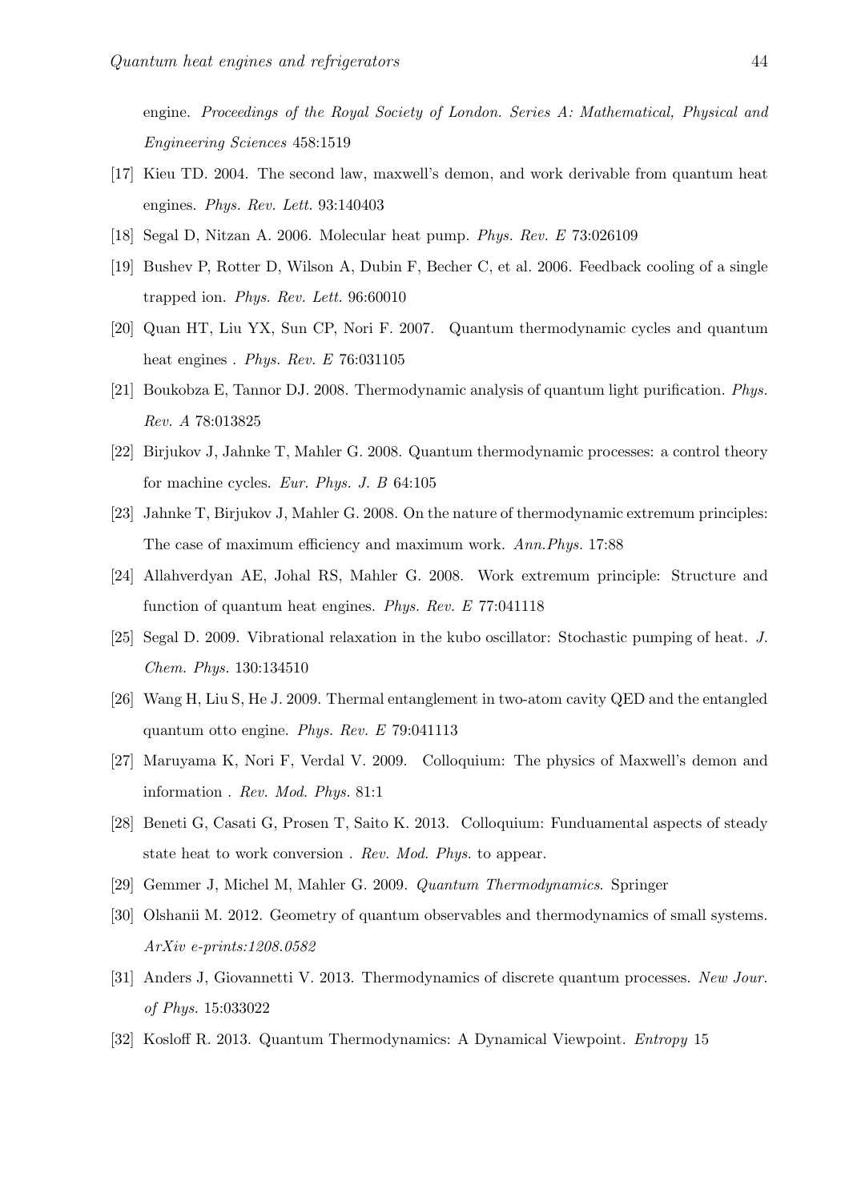engine. *Proceedings of the Royal Society of London. Series A: Mathematical, Physical and Engineering Sciences* 458:1519

[17] Kieu TD. 2004. The second law, maxwell's demon, and work derivable from quantum heat engines. *Phys. Rev. Lett.* 93:140403

[18] Segal D, Nitzan A. 2006. Molecular heat pump. *Phys. Rev. E* 73:026109

[19] Bushev P, Rotter D, Wilson A, Dubin F, Becher C, et al. 2006. Feedback cooling of a single trapped ion. *Phys. Rev. Lett.* 96:60010

[20] Quan HT, Liu YX, Sun CP, Nori F. 2007. Quantum thermodynamic cycles and quantum heat engines . *Phys. Rev. E* 76:031105

[21] Boukobza E, Tannor DJ. 2008. Thermodynamic analysis of quantum light purification. *Phys. Rev. A* 78:013825

[22] Birjukov J, Jahnke T, Mahler G. 2008. Quantum thermodynamic processes: a control theory for machine cycles. *Eur. Phys. J. B* 64:105

[23] Jahnke T, Birjukov J, Mahler G. 2008. On the nature of thermodynamic extremum principles: The case of maximum efficiency and maximum work. *Ann.Phys.* 17:88

[24] Allahverdyan AE, Johal RS, Mahler G. 2008. Work extremum principle: Structure and function of quantum heat engines. *Phys. Rev. E* 77:041118

[25] Segal D. 2009. Vibrational relaxation in the kubo oscillator: Stochastic pumping of heat. *J. Chem. Phys.* 130:134510

[26] Wang H, Liu S, He J. 2009. Thermal entanglement in two-atom cavity QED and the entangled quantum otto engine. *Phys. Rev. E* 79:041113

[27] Maruyama K, Nori F, Verdal V. 2009. Colloquium: The physics of Maxwell's demon and information . *Rev. Mod. Phys.* 81:1

[28] Beneti G, Casati G, Prosen T, Saito K. 2013. Colloquium: Funduamental aspects of steady state heat to work conversion . *Rev. Mod. Phys.* to appear.

[29] Gemmer J, Michel M, Mahler G. 2009. *Quantum Thermodynamics*. Springer

[30] Olshanii M. 2012. Geometry of quantum observables and thermodynamics of small systems. *ArXiv e-prints:1208.0582*

[31] Anders J, Giovannetti V. 2013. Thermodynamics of discrete quantum processes. *New Jour. of Phys.* 15:033022

[32] Kosloff R. 2013. Quantum Thermodynamics: A Dynamical Viewpoint. *Entropy* 15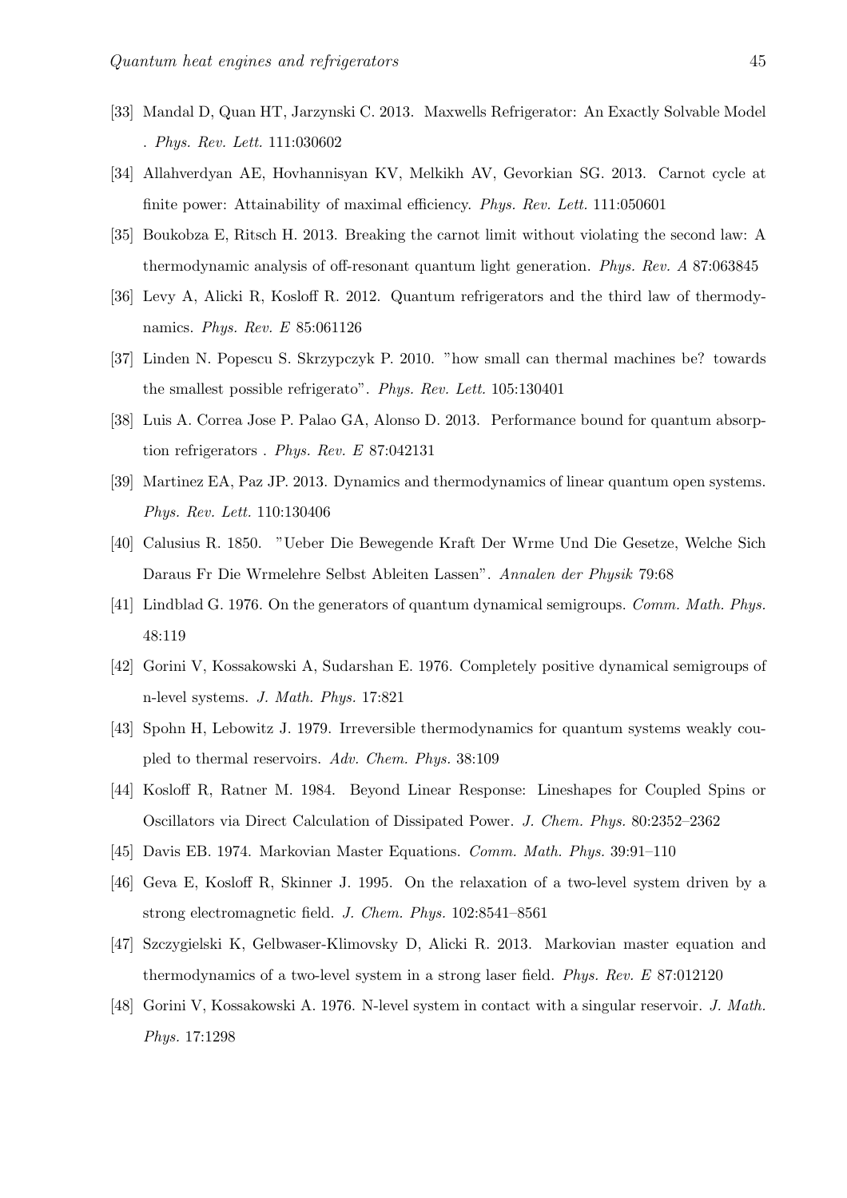[33] Mandal D, Quan HT, Jarzynski C. 2013. Maxwells Refrigerator: An Exactly Solvable Model . *Phys. Rev. Lett.* 111:030602

[34] Allahverdyan AE, Hovhannisyan KV, Melkikh AV, Gevorkian SG. 2013. Carnot cycle at finite power: Attainability of maximal efficiency. *Phys. Rev. Lett.* 111:050601

[35] Boukobza E, Ritsch H. 2013. Breaking the carnot limit without violating the second law: A thermodynamic analysis of off-resonant quantum light generation. *Phys. Rev. A* 87:063845

[36] Levy A, Alicki R, Kosloff R. 2012. Quantum refrigerators and the third law of thermodynamics. *Phys. Rev. E* 85:061126

[37] Linden N. Popescu S. Skrzypczyk P. 2010. "how small can thermal machines be? towards the smallest possible refrigerato". *Phys. Rev. Lett.* 105:130401

[38] Luis A. Correa Jose P. Palao GA, Alonso D. 2013. Performance bound for quantum absorption refrigerators . *Phys. Rev. E* 87:042131

[39] Martinez EA, Paz JP. 2013. Dynamics and thermodynamics of linear quantum open systems. *Phys. Rev. Lett.* 110:130406

[40] Calusius R. 1850. "Ueber Die Bewegende Kraft Der Wrme Und Die Gesetze, Welche Sich Daraus Fr Die Wrmelehre Selbst Ableiten Lassen". *Annalen der Physik* 79:68

[41] Lindblad G. 1976. On the generators of quantum dynamical semigroups. *Comm. Math. Phys.* 48:119

[42] Gorini V, Kossakowski A, Sudarshan E. 1976. Completely positive dynamical semigroups of n-level systems. *J. Math. Phys.* 17:821

[43] Spohn H, Lebowitz J. 1979. Irreversible thermodynamics for quantum systems weakly coupled to thermal reservoirs. *Adv. Chem. Phys.* 38:109

[44] Kosloff R, Ratner M. 1984. Beyond Linear Response: Lineshapes for Coupled Spins or Oscillators via Direct Calculation of Dissipated Power. *J. Chem. Phys.* 80:2352–2362

[45] Davis EB. 1974. Markovian Master Equations. *Comm. Math. Phys.* 39:91–110

[46] Geva E, Kosloff R, Skinner J. 1995. On the relaxation of a two-level system driven by a strong electromagnetic field. *J. Chem. Phys.* 102:8541–8561

[47] Szczygielski K, Gelbwaser-Klimovsky D, Alicki R. 2013. Markovian master equation and thermodynamics of a two-level system in a strong laser field. *Phys. Rev. E* 87:012120

[48] Gorini V, Kossakowski A. 1976. N-level system in contact with a singular reservoir. *J. Math. Phys.* 17:1298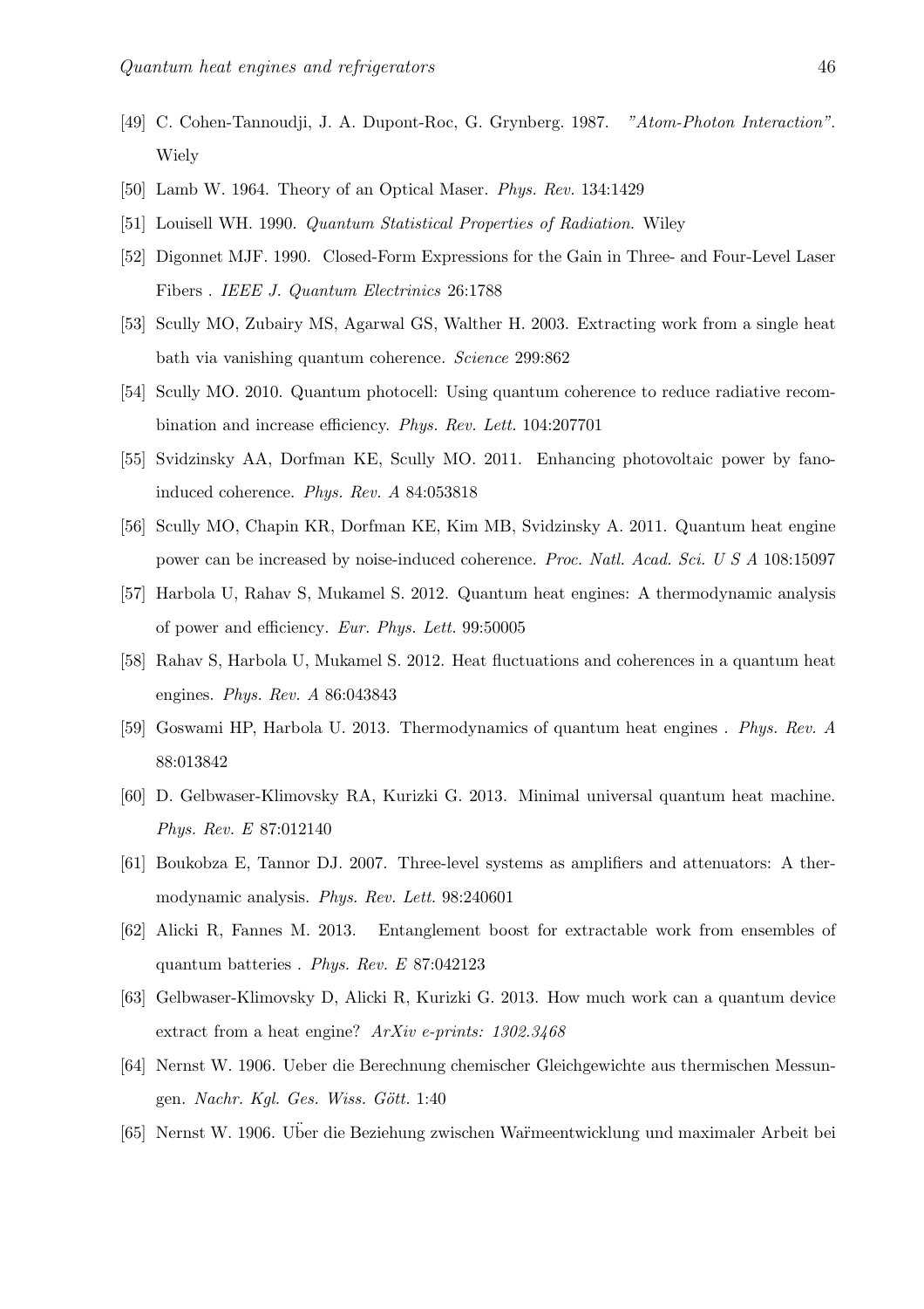[49] C. Cohen-Tannoudji, J. A. Dupont-Roc, G. Grynberg. 1987. *"Atom-Photon Interaction"*. Wiely

[50] Lamb W. 1964. Theory of an Optical Maser. *Phys. Rev.* 134:1429

[51] Louisell WH. 1990. *Quantum Statistical Properties of Radiation*. Wiley

[52] Digonnet MJF. 1990. Closed-Form Expressions for the Gain in Three- and Four-Level Laser Fibers . *IEEE J. Quantum Electrinics* 26:1788

[53] Scully MO, Zubairy MS, Agarwal GS, Walther H. 2003. Extracting work from a single heat bath via vanishing quantum coherence. *Science* 299:862

[54] Scully MO. 2010. Quantum photocell: Using quantum coherence to reduce radiative recombination and increase efficiency. *Phys. Rev. Lett.* 104:207701

[55] Svidzinsky AA, Dorfman KE, Scully MO. 2011. Enhancing photovoltaic power by fano-induced coherence. *Phys. Rev. A* 84:053818

[56] Scully MO, Chapin KR, Dorfman KE, Kim MB, Svidzinsky A. 2011. Quantum heat engine power can be increased by noise-induced coherence. *Proc. Natl. Acad. Sci. U S A* 108:15097

[57] Harbola U, Rahav S, Mukamel S. 2012. Quantum heat engines: A thermodynamic analysis of power and efficiency. *Eur. Phys. Lett.* 99:50005

[58] Rahav S, Harbola U, Mukamel S. 2012. Heat fluctuations and coherences in a quantum heat engines. *Phys. Rev. A* 86:043843

[59] Goswami HP, Harbola U. 2013. Thermodynamics of quantum heat engines . *Phys. Rev. A* 88:013842

[60] D. Gelbwaser-Klimovsky RA, Kurizki G. 2013. Minimal universal quantum heat machine. *Phys. Rev. E* 87:012140

[61] Boukobza E, Tannor DJ. 2007. Three-level systems as amplifiers and attenuators: A thermodynamic analysis. *Phys. Rev. Lett.* 98:240601

[62] Alicki R, Fannes M. 2013. Entanglement boost for extractable work from ensembles of quantum batteries . *Phys. Rev. E* 87:042123

[63] Gelbwaser-Klimovsky D, Alicki R, Kurizki G. 2013. How much work can a quantum device extract from a heat engine? *ArXiv e-prints: 1302.3468*

[64] Nernst W. 1906. Ueber die Berechnung chemischer Gleichgewichte aus thermischen Messungen. *Nachr. Kgl. Ges. Wiss. Gött.* 1:40

[65] Nernst W. 1906. Über die Beziehung zwischen Wärmeentwicklung und maximaler Arbeit bei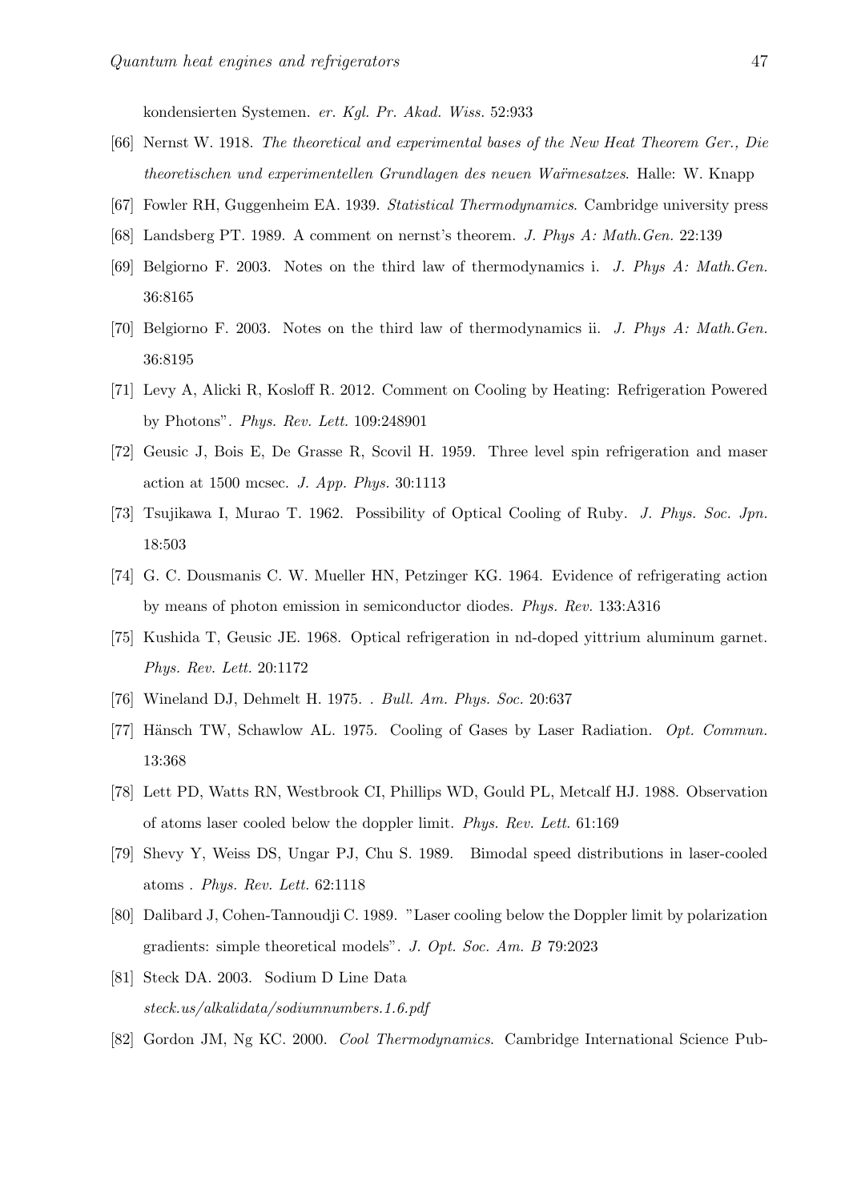kondensierten Systemen. *er. Kgl. Pr. Akad. Wiss.* 52:933

[66] Nernst W. 1918. *The theoretical and experimental bases of the New Heat Theorem Ger., Die theoretischen und experimentellen Grundlagen des neuen Wa̋rmesatzes*. Halle: W. Knapp

[67] Fowler RH, Guggenheim EA. 1939. *Statistical Thermodynamics*. Cambridge university press

[68] Landsberg PT. 1989. A comment on nernst's theorem. *J. Phys A: Math.Gen.* 22:139

[69] Belgiorno F. 2003. Notes on the third law of thermodynamics i. *J. Phys A: Math.Gen.* 36:8165

[70] Belgiorno F. 2003. Notes on the third law of thermodynamics ii. *J. Phys A: Math.Gen.* 36:8195

[71] Levy A, Alicki R, Kosloff R. 2012. Comment on Cooling by Heating: Refrigeration Powered by Photons". *Phys. Rev. Lett.* 109:248901

[72] Geusic J, Bois E, De Grasse R, Scovil H. 1959. Three level spin refrigeration and maser action at 1500 mcsec. *J. App. Phys.* 30:1113

[73] Tsujikawa I, Murao T. 1962. Possibility of Optical Cooling of Ruby. *J. Phys. Soc. Jpn.* 18:503

[74] G. C. Dousmanis C. W. Mueller HN, Petzinger KG. 1964. Evidence of refrigerating action by means of photon emission in semiconductor diodes. *Phys. Rev.* 133:A316

[75] Kushida T, Geusic JE. 1968. Optical refrigeration in nd-doped yttrium aluminum garnet. *Phys. Rev. Lett.* 20:1172

[76] Wineland DJ, Dehmelt H. 1975. . *Bull. Am. Phys. Soc.* 20:637

[77] Hänsch TW, Schawlow AL. 1975. Cooling of Gases by Laser Radiation. *Opt. Commun.* 13:368

[78] Lett PD, Watts RN, Westbrook CI, Phillips WD, Gould PL, Metcalf HJ. 1988. Observation of atoms laser cooled below the doppler limit. *Phys. Rev. Lett.* 61:169

[79] Shevy Y, Weiss DS, Ungar PJ, Chu S. 1989. Bimodal speed distributions in laser-cooled atoms . *Phys. Rev. Lett.* 62:1118

[80] Dalibard J, Cohen-Tannoudji C. 1989. "Laser cooling below the Doppler limit by polarization gradients: simple theoretical models". *J. Opt. Soc. Am. B* 79:2023

[81] Steck DA. 2003. Sodium D Line Data *steck.us/alkalidata/sodiumnumbers.1.6.pdf*

[82] Gordon JM, Ng KC. 2000. *Cool Thermodynamics*. Cambridge International Science Pub-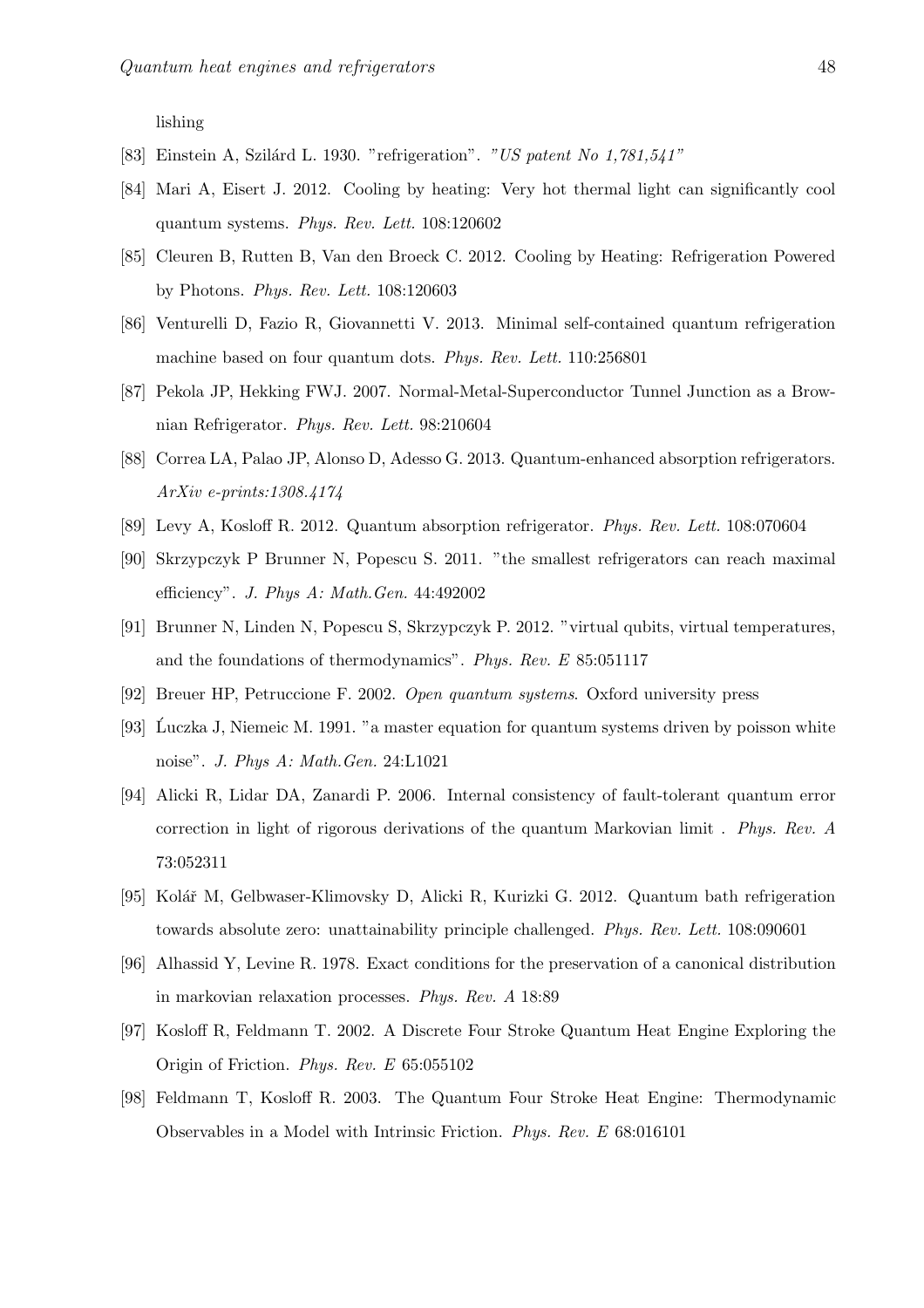lishing

[83] Einstein A, Szilárd L. 1930. "refrigeration". *"US patent No 1,781,541"*

[84] Mari A, Eisert J. 2012. Cooling by heating: Very hot thermal light can significantly cool quantum systems. *Phys. Rev. Lett.* 108:120602

[85] Cleuren B, Rutten B, Van den Broeck C. 2012. Cooling by Heating: Refrigeration Powered by Photons. *Phys. Rev. Lett.* 108:120603

[86] Venturelli D, Fazio R, Giovannetti V. 2013. Minimal self-contained quantum refrigeration machine based on four quantum dots. *Phys. Rev. Lett.* 110:256801

[87] Pekola JP, Hekking FWJ. 2007. Normal-Metal-Superconductor Tunnel Junction as a Brownian Refrigerator. *Phys. Rev. Lett.* 98:210604

[88] Correa LA, Palao JP, Alonso D, Adesso G. 2013. Quantum-enhanced absorption refrigerators. *ArXiv e-prints:1308.4174*

[89] Levy A, Kosloff R. 2012. Quantum absorption refrigerator. *Phys. Rev. Lett.* 108:070604

[90] Skrzypczyk P Brunner N, Popescu S. 2011. "the smallest refrigerators can reach maximal efficiency". *J. Phys A: Math.Gen.* 44:492002

[91] Brunner N, Linden N, Popescu S, Skrzypczyk P. 2012. "virtual qubits, virtual temperatures, and the foundations of thermodynamics". *Phys. Rev. E* 85:051117

[92] Breuer HP, Petruccione F. 2002. *Open quantum systems*. Oxford university press

[93] Ĺuczka J, Niemeic M. 1991. "a master equation for quantum systems driven by poisson white noise". *J. Phys A: Math.Gen.* 24:L1021

[94] Alicki R, Lidar DA, Zanardi P. 2006. Internal consistency of fault-tolerant quantum error correction in light of rigorous derivations of the quantum Markovian limit . *Phys. Rev. A* 73:052311

[95] Kolář M, Gelbwaser-Klimovsky D, Alicki R, Kurizki G. 2012. Quantum bath refrigeration towards absolute zero: unattainability principle challenged. *Phys. Rev. Lett.* 108:090601

[96] Alhassid Y, Levine R. 1978. Exact conditions for the preservation of a canonical distribution in markovian relaxation processes. *Phys. Rev. A* 18:89

[97] Kosloff R, Feldmann T. 2002. A Discrete Four Stroke Quantum Heat Engine Exploring the Origin of Friction. *Phys. Rev. E* 65:055102

[98] Feldmann T, Kosloff R. 2003. The Quantum Four Stroke Heat Engine: Thermodynamic Observables in a Model with Intrinsic Friction. *Phys. Rev. E* 68:016101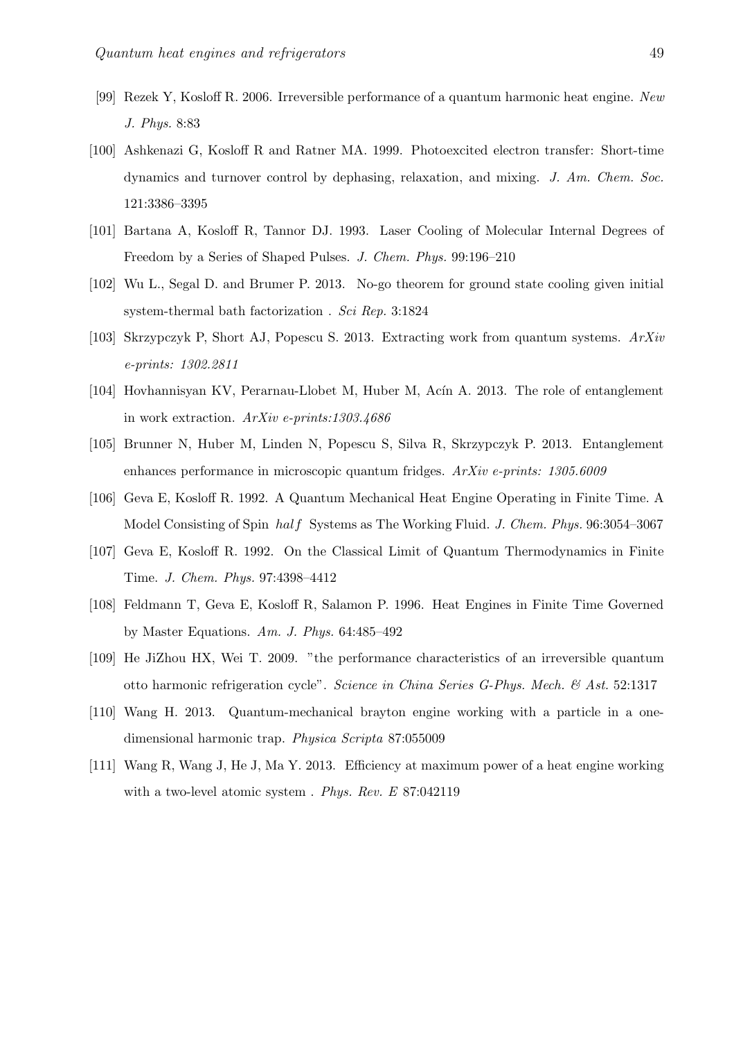[99] Rezek Y, Kosloff R. 2006. Irreversible performance of a quantum harmonic heat engine. *New J. Phys.* 8:83

[100] Ashkenazi G, Kosloff R and Ratner MA. 1999. Photoexcited electron transfer: Short-time dynamics and turnover control by dephasing, relaxation, and mixing. *J. Am. Chem. Soc.* 121:3386–3395

[101] Bartana A, Kosloff R, Tannor DJ. 1993. Laser Cooling of Molecular Internal Degrees of Freedom by a Series of Shaped Pulses. *J. Chem. Phys.* 99:196–210

[102] Wu L., Segal D. and Brumer P. 2013. No-go theorem for ground state cooling given initial system-thermal bath factorization . *Sci Rep.* 3:1824

[103] Skrzypczyk P, Short AJ, Popescu S. 2013. Extracting work from quantum systems. *ArXiv e-prints: 1302.2811*

[104] Hovhannisyan KV, Perarnau-Llobet M, Huber M, Acín A. 2013. The role of entanglement in work extraction. *ArXiv e-prints:1303.4686*

[105] Brunner N, Huber M, Linden N, Popescu S, Silva R, Skrzypczyk P. 2013. Entanglement enhances performance in microscopic quantum fridges. *ArXiv e-prints: 1305.6009*

[106] Geva E, Kosloff R. 1992. A Quantum Mechanical Heat Engine Operating in Finite Time. A Model Consisting of Spin $half$ Systems as The Working Fluid. *J. Chem. Phys.* 96:3054–3067

[107] Geva E, Kosloff R. 1992. On the Classical Limit of Quantum Thermodynamics in Finite Time. *J. Chem. Phys.* 97:4398–4412

[108] Feldmann T, Geva E, Kosloff R, Salamon P. 1996. Heat Engines in Finite Time Governed by Master Equations. *Am. J. Phys.* 64:485–492

[109] He JiZhou HX, Wei T. 2009. "the performance characteristics of an irreversible quantum otto harmonic refrigeration cycle". *Science in China Series G-Phys. Mech. & Ast.* 52:1317

[110] Wang H. 2013. Quantum-mechanical brayton engine working with a particle in a one-dimensional harmonic trap. *Physica Scripta* 87:055009

[111] Wang R, Wang J, He J, Ma Y. 2013. Efficiency at maximum power of a heat engine working with a two-level atomic system . *Phys. Rev. E* 87:042119